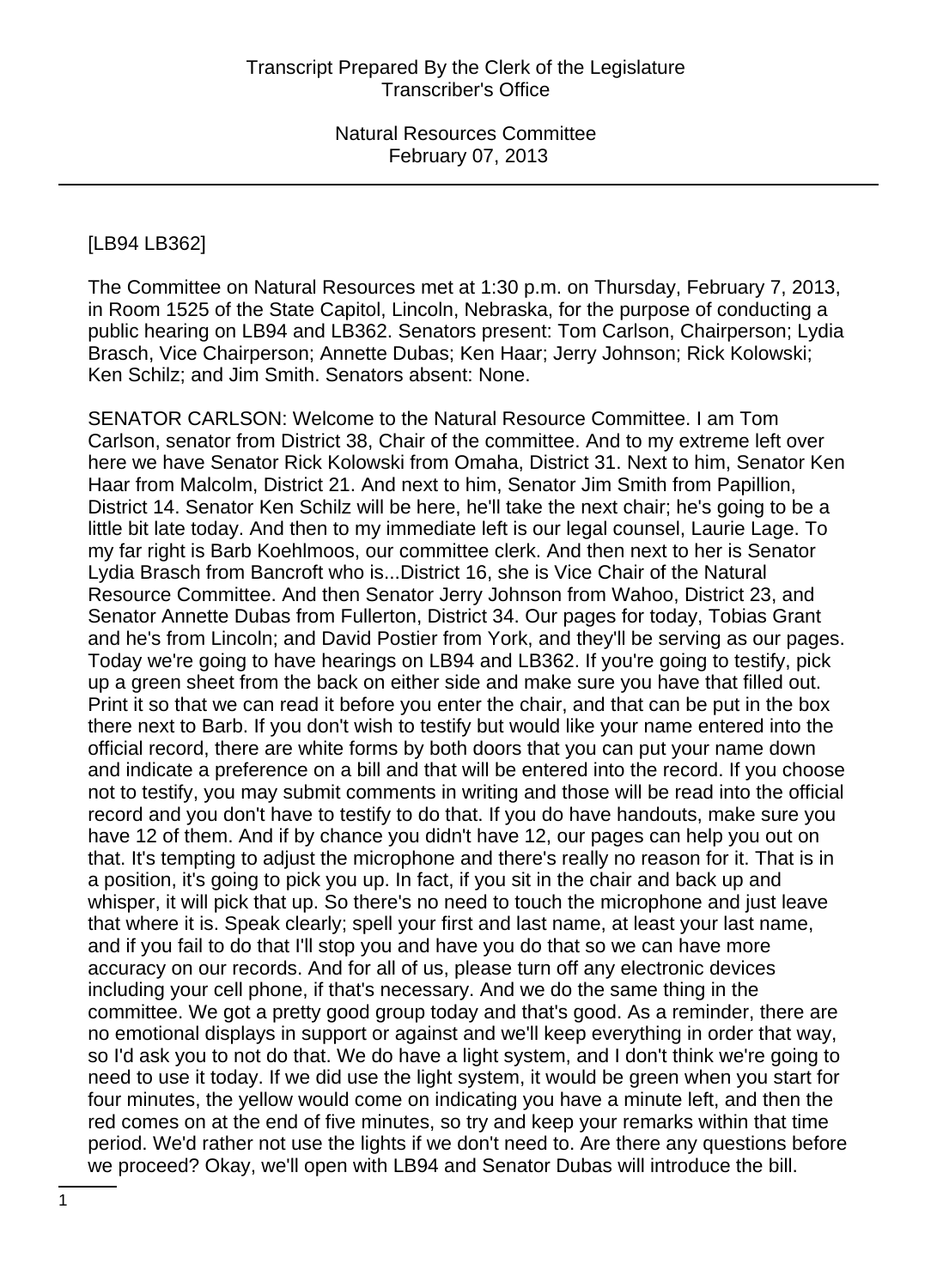[LB94 LB362]

The Committee on Natural Resources met at 1:30 p.m. on Thursday, February 7, 2013, in Room 1525 of the State Capitol, Lincoln, Nebraska, for the purpose of conducting a public hearing on LB94 and LB362. Senators present: Tom Carlson, Chairperson; Lydia Brasch, Vice Chairperson; Annette Dubas; Ken Haar; Jerry Johnson; Rick Kolowski; Ken Schilz; and Jim Smith. Senators absent: None.

SENATOR CARLSON: Welcome to the Natural Resource Committee. I am Tom Carlson, senator from District 38, Chair of the committee. And to my extreme left over here we have Senator Rick Kolowski from Omaha, District 31. Next to him, Senator Ken Haar from Malcolm, District 21. And next to him, Senator Jim Smith from Papillion, District 14. Senator Ken Schilz will be here, he'll take the next chair; he's going to be a little bit late today. And then to my immediate left is our legal counsel, Laurie Lage. To my far right is Barb Koehlmoos, our committee clerk. And then next to her is Senator Lydia Brasch from Bancroft who is...District 16, she is Vice Chair of the Natural Resource Committee. And then Senator Jerry Johnson from Wahoo, District 23, and Senator Annette Dubas from Fullerton, District 34. Our pages for today, Tobias Grant and he's from Lincoln; and David Postier from York, and they'll be serving as our pages. Today we're going to have hearings on LB94 and LB362. If you're going to testify, pick up a green sheet from the back on either side and make sure you have that filled out. Print it so that we can read it before you enter the chair, and that can be put in the box there next to Barb. If you don't wish to testify but would like your name entered into the official record, there are white forms by both doors that you can put your name down and indicate a preference on a bill and that will be entered into the record. If you choose not to testify, you may submit comments in writing and those will be read into the official record and you don't have to testify to do that. If you do have handouts, make sure you have 12 of them. And if by chance you didn't have 12, our pages can help you out on that. It's tempting to adjust the microphone and there's really no reason for it. That is in a position, it's going to pick you up. In fact, if you sit in the chair and back up and whisper, it will pick that up. So there's no need to touch the microphone and just leave that where it is. Speak clearly; spell your first and last name, at least your last name, and if you fail to do that I'll stop you and have you do that so we can have more accuracy on our records. And for all of us, please turn off any electronic devices including your cell phone, if that's necessary. And we do the same thing in the committee. We got a pretty good group today and that's good. As a reminder, there are no emotional displays in support or against and we'll keep everything in order that way, so I'd ask you to not do that. We do have a light system, and I don't think we're going to need to use it today. If we did use the light system, it would be green when you start for four minutes, the yellow would come on indicating you have a minute left, and then the red comes on at the end of five minutes, so try and keep your remarks within that time period. We'd rather not use the lights if we don't need to. Are there any questions before we proceed? Okay, we'll open with LB94 and Senator Dubas will introduce the bill.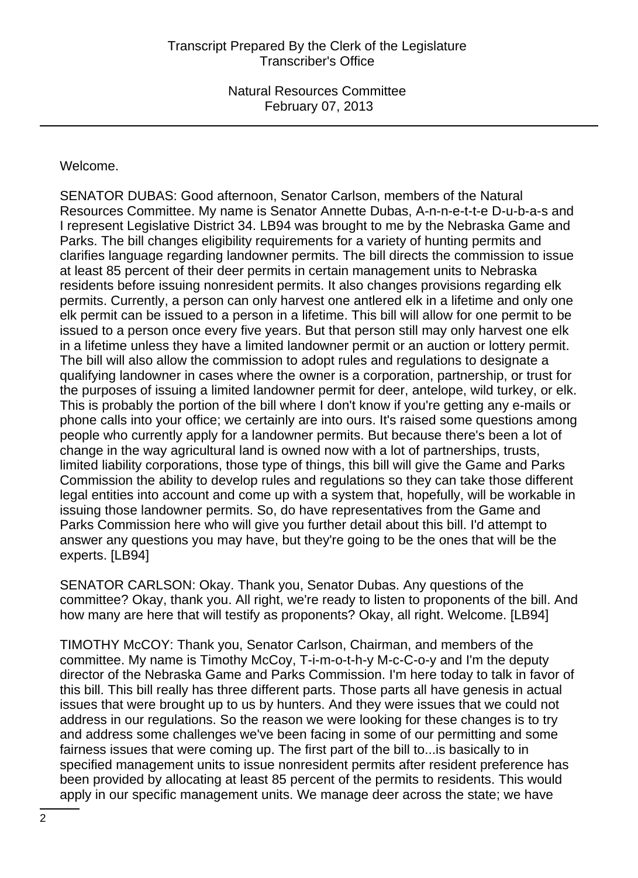Welcome.

SENATOR DUBAS: Good afternoon, Senator Carlson, members of the Natural Resources Committee. My name is Senator Annette Dubas, A-n-n-e-t-t-e D-u-b-a-s and I represent Legislative District 34. LB94 was brought to me by the Nebraska Game and Parks. The bill changes eligibility requirements for a variety of hunting permits and clarifies language regarding landowner permits. The bill directs the commission to issue at least 85 percent of their deer permits in certain management units to Nebraska residents before issuing nonresident permits. It also changes provisions regarding elk permits. Currently, a person can only harvest one antlered elk in a lifetime and only one elk permit can be issued to a person in a lifetime. This bill will allow for one permit to be issued to a person once every five years. But that person still may only harvest one elk in a lifetime unless they have a limited landowner permit or an auction or lottery permit. The bill will also allow the commission to adopt rules and regulations to designate a qualifying landowner in cases where the owner is a corporation, partnership, or trust for the purposes of issuing a limited landowner permit for deer, antelope, wild turkey, or elk. This is probably the portion of the bill where I don't know if you're getting any e-mails or phone calls into your office; we certainly are into ours. It's raised some questions among people who currently apply for a landowner permits. But because there's been a lot of change in the way agricultural land is owned now with a lot of partnerships, trusts, limited liability corporations, those type of things, this bill will give the Game and Parks Commission the ability to develop rules and regulations so they can take those different legal entities into account and come up with a system that, hopefully, will be workable in issuing those landowner permits. So, do have representatives from the Game and Parks Commission here who will give you further detail about this bill. I'd attempt to answer any questions you may have, but they're going to be the ones that will be the experts. [LB94]

SENATOR CARLSON: Okay. Thank you, Senator Dubas. Any questions of the committee? Okay, thank you. All right, we're ready to listen to proponents of the bill. And how many are here that will testify as proponents? Okay, all right. Welcome. [LB94]

TIMOTHY McCOY: Thank you, Senator Carlson, Chairman, and members of the committee. My name is Timothy McCoy, T-i-m-o-t-h-y M-c-C-o-y and I'm the deputy director of the Nebraska Game and Parks Commission. I'm here today to talk in favor of this bill. This bill really has three different parts. Those parts all have genesis in actual issues that were brought up to us by hunters. And they were issues that we could not address in our regulations. So the reason we were looking for these changes is to try and address some challenges we've been facing in some of our permitting and some fairness issues that were coming up. The first part of the bill to...is basically to in specified management units to issue nonresident permits after resident preference has been provided by allocating at least 85 percent of the permits to residents. This would apply in our specific management units. We manage deer across the state; we have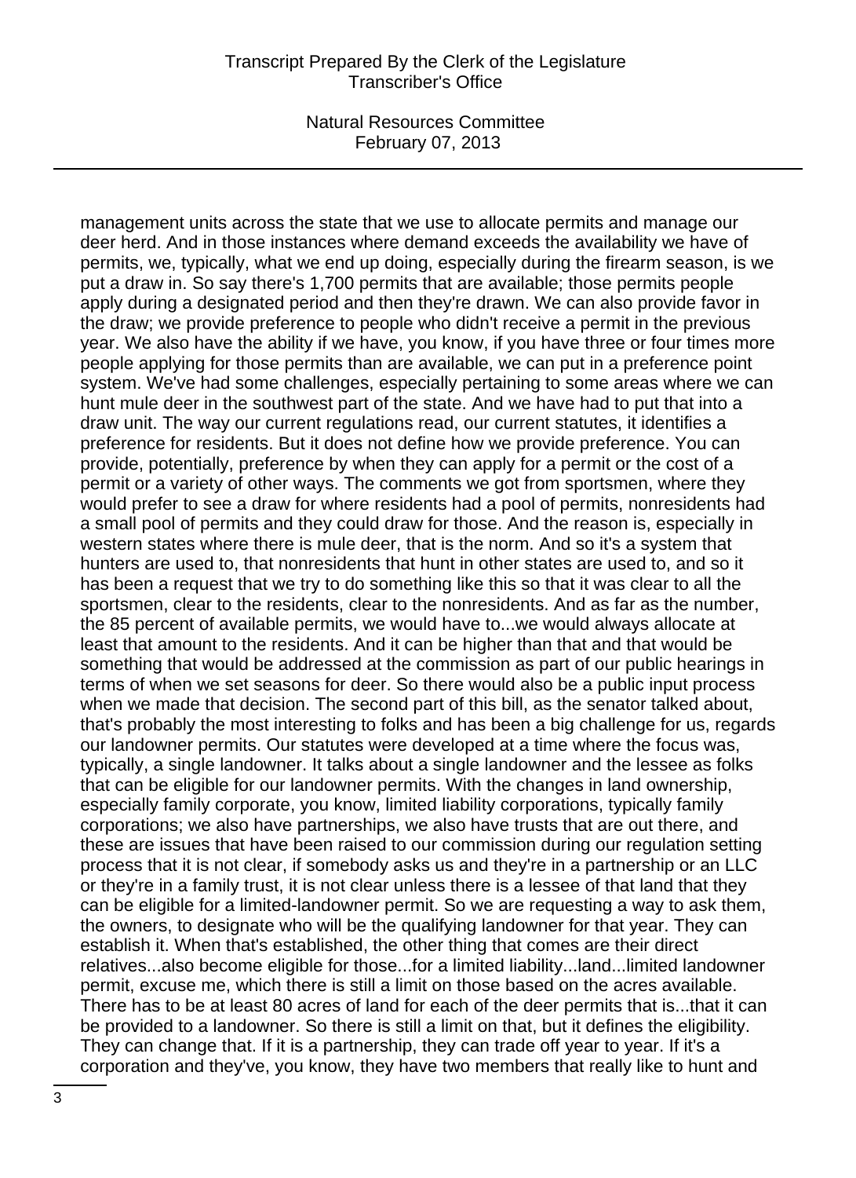management units across the state that we use to allocate permits and manage our deer herd. And in those instances where demand exceeds the availability we have of permits, we, typically, what we end up doing, especially during the firearm season, is we put a draw in. So say there's 1,700 permits that are available; those permits people apply during a designated period and then they're drawn. We can also provide favor in the draw; we provide preference to people who didn't receive a permit in the previous year. We also have the ability if we have, you know, if you have three or four times more people applying for those permits than are available, we can put in a preference point system. We've had some challenges, especially pertaining to some areas where we can hunt mule deer in the southwest part of the state. And we have had to put that into a draw unit. The way our current regulations read, our current statutes, it identifies a preference for residents. But it does not define how we provide preference. You can provide, potentially, preference by when they can apply for a permit or the cost of a permit or a variety of other ways. The comments we got from sportsmen, where they would prefer to see a draw for where residents had a pool of permits, nonresidents had a small pool of permits and they could draw for those. And the reason is, especially in western states where there is mule deer, that is the norm. And so it's a system that hunters are used to, that nonresidents that hunt in other states are used to, and so it has been a request that we try to do something like this so that it was clear to all the sportsmen, clear to the residents, clear to the nonresidents. And as far as the number, the 85 percent of available permits, we would have to...we would always allocate at least that amount to the residents. And it can be higher than that and that would be something that would be addressed at the commission as part of our public hearings in terms of when we set seasons for deer. So there would also be a public input process when we made that decision. The second part of this bill, as the senator talked about, that's probably the most interesting to folks and has been a big challenge for us, regards our landowner permits. Our statutes were developed at a time where the focus was, typically, a single landowner. It talks about a single landowner and the lessee as folks that can be eligible for our landowner permits. With the changes in land ownership, especially family corporate, you know, limited liability corporations, typically family corporations; we also have partnerships, we also have trusts that are out there, and these are issues that have been raised to our commission during our regulation setting process that it is not clear, if somebody asks us and they're in a partnership or an LLC or they're in a family trust, it is not clear unless there is a lessee of that land that they can be eligible for a limited-landowner permit. So we are requesting a way to ask them, the owners, to designate who will be the qualifying landowner for that year. They can establish it. When that's established, the other thing that comes are their direct relatives...also become eligible for those...for a limited liability...land...limited landowner permit, excuse me, which there is still a limit on those based on the acres available. There has to be at least 80 acres of land for each of the deer permits that is...that it can be provided to a landowner. So there is still a limit on that, but it defines the eligibility. They can change that. If it is a partnership, they can trade off year to year. If it's a corporation and they've, you know, they have two members that really like to hunt and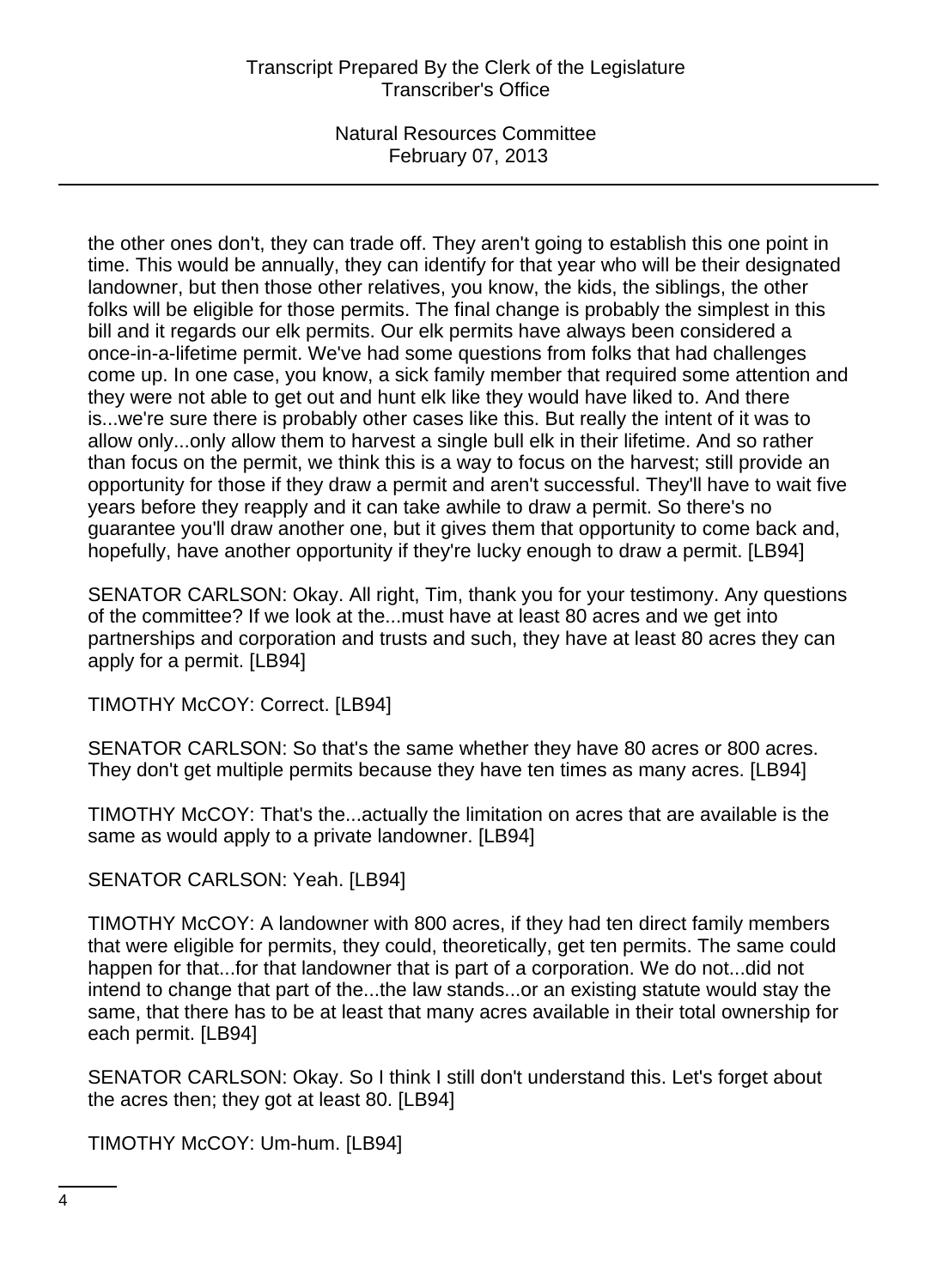the other ones don't, they can trade off. They aren't going to establish this one point in time. This would be annually, they can identify for that year who will be their designated landowner, but then those other relatives, you know, the kids, the siblings, the other folks will be eligible for those permits. The final change is probably the simplest in this bill and it regards our elk permits. Our elk permits have always been considered a once-in-a-lifetime permit. We've had some questions from folks that had challenges come up. In one case, you know, a sick family member that required some attention and they were not able to get out and hunt elk like they would have liked to. And there is...we're sure there is probably other cases like this. But really the intent of it was to allow only...only allow them to harvest a single bull elk in their lifetime. And so rather than focus on the permit, we think this is a way to focus on the harvest; still provide an opportunity for those if they draw a permit and aren't successful. They'll have to wait five years before they reapply and it can take awhile to draw a permit. So there's no guarantee you'll draw another one, but it gives them that opportunity to come back and, hopefully, have another opportunity if they're lucky enough to draw a permit. [LB94]

SENATOR CARLSON: Okay. All right, Tim, thank you for your testimony. Any questions of the committee? If we look at the...must have at least 80 acres and we get into partnerships and corporation and trusts and such, they have at least 80 acres they can apply for a permit. [LB94]

TIMOTHY McCOY: Correct. [LB94]

SENATOR CARLSON: So that's the same whether they have 80 acres or 800 acres. They don't get multiple permits because they have ten times as many acres. [LB94]

TIMOTHY McCOY: That's the...actually the limitation on acres that are available is the same as would apply to a private landowner. [LB94]

SENATOR CARLSON: Yeah. [LB94]

TIMOTHY McCOY: A landowner with 800 acres, if they had ten direct family members that were eligible for permits, they could, theoretically, get ten permits. The same could happen for that...for that landowner that is part of a corporation. We do not...did not intend to change that part of the...the law stands...or an existing statute would stay the same, that there has to be at least that many acres available in their total ownership for each permit. [LB94]

SENATOR CARLSON: Okay. So I think I still don't understand this. Let's forget about the acres then; they got at least 80. [LB94]

TIMOTHY McCOY: Um-hum. [LB94]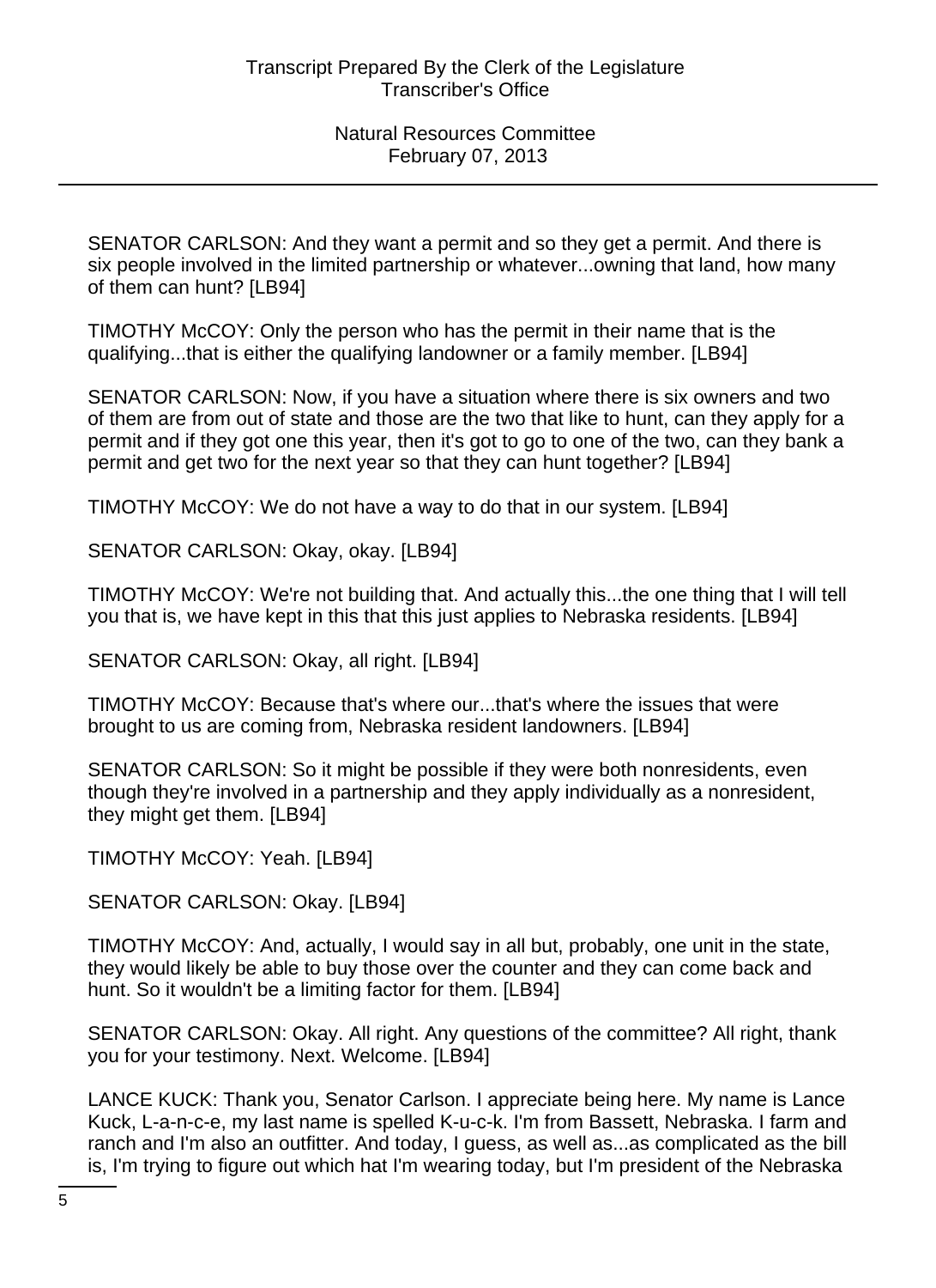SENATOR CARLSON: And they want a permit and so they get a permit. And there is six people involved in the limited partnership or whatever...owning that land, how many of them can hunt? [LB94]

TIMOTHY McCOY: Only the person who has the permit in their name that is the qualifying...that is either the qualifying landowner or a family member. [LB94]

SENATOR CARLSON: Now, if you have a situation where there is six owners and two of them are from out of state and those are the two that like to hunt, can they apply for a permit and if they got one this year, then it's got to go to one of the two, can they bank a permit and get two for the next year so that they can hunt together? [LB94]

TIMOTHY McCOY: We do not have a way to do that in our system. [LB94]

SENATOR CARLSON: Okay, okay. [LB94]

TIMOTHY McCOY: We're not building that. And actually this...the one thing that I will tell you that is, we have kept in this that this just applies to Nebraska residents. [LB94]

SENATOR CARLSON: Okay, all right. [LB94]

TIMOTHY McCOY: Because that's where our...that's where the issues that were brought to us are coming from, Nebraska resident landowners. [LB94]

SENATOR CARLSON: So it might be possible if they were both nonresidents, even though they're involved in a partnership and they apply individually as a nonresident, they might get them. [LB94]

TIMOTHY McCOY: Yeah. [LB94]

SENATOR CARLSON: Okay. [LB94]

TIMOTHY McCOY: And, actually, I would say in all but, probably, one unit in the state, they would likely be able to buy those over the counter and they can come back and hunt. So it wouldn't be a limiting factor for them. [LB94]

SENATOR CARLSON: Okay. All right. Any questions of the committee? All right, thank you for your testimony. Next. Welcome. [LB94]

LANCE KUCK: Thank you, Senator Carlson. I appreciate being here. My name is Lance Kuck, L-a-n-c-e, my last name is spelled K-u-c-k. I'm from Bassett, Nebraska. I farm and ranch and I'm also an outfitter. And today, I guess, as well as...as complicated as the bill is, I'm trying to figure out which hat I'm wearing today, but I'm president of the Nebraska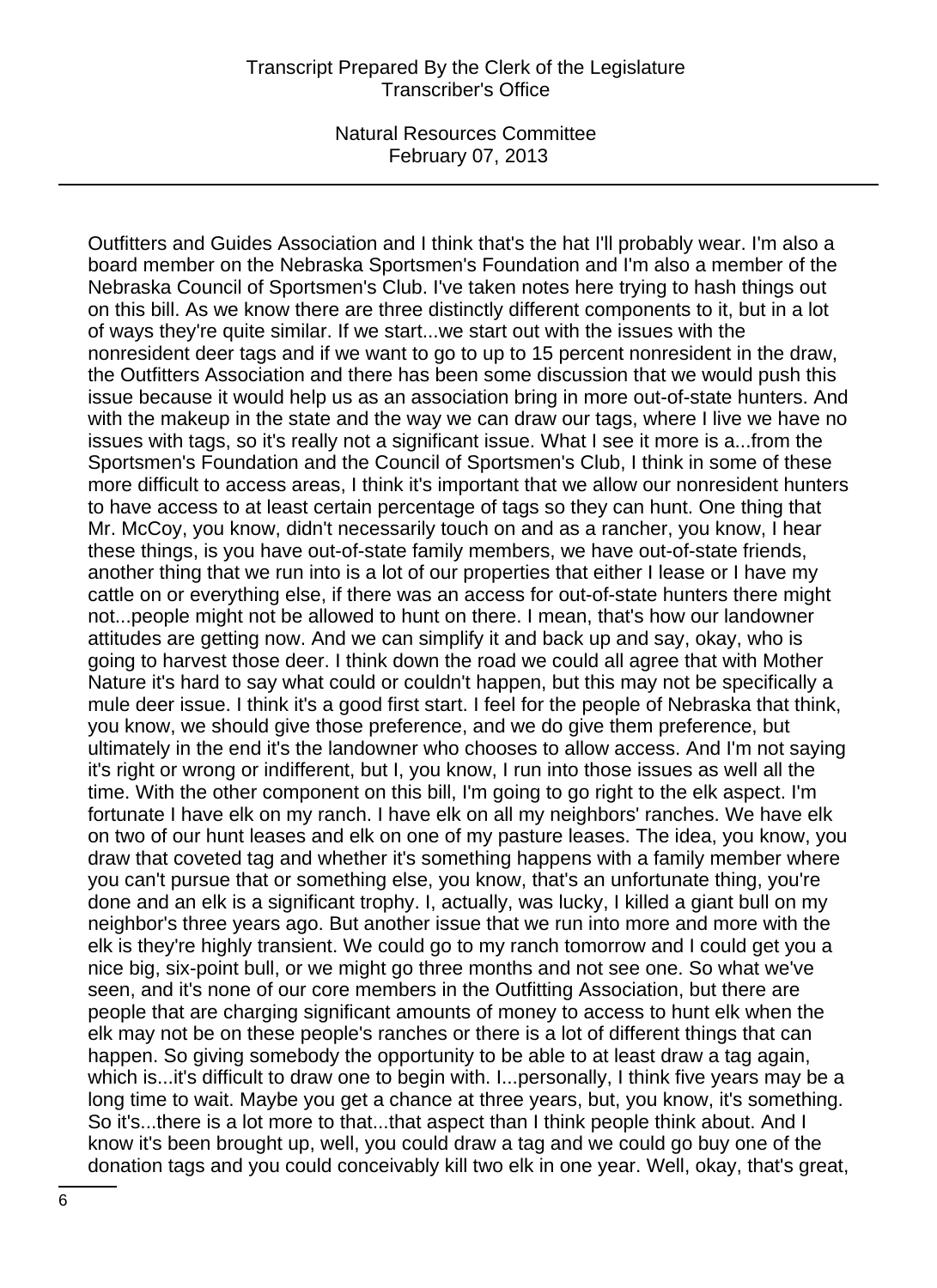Outfitters and Guides Association and I think that's the hat I'll probably wear. I'm also a board member on the Nebraska Sportsmen's Foundation and I'm also a member of the Nebraska Council of Sportsmen's Club. I've taken notes here trying to hash things out on this bill. As we know there are three distinctly different components to it, but in a lot of ways they're quite similar. If we start...we start out with the issues with the nonresident deer tags and if we want to go to up to 15 percent nonresident in the draw, the Outfitters Association and there has been some discussion that we would push this issue because it would help us as an association bring in more out-of-state hunters. And with the makeup in the state and the way we can draw our tags, where I live we have no issues with tags, so it's really not a significant issue. What I see it more is a...from the Sportsmen's Foundation and the Council of Sportsmen's Club, I think in some of these more difficult to access areas, I think it's important that we allow our nonresident hunters to have access to at least certain percentage of tags so they can hunt. One thing that Mr. McCoy, you know, didn't necessarily touch on and as a rancher, you know, I hear these things, is you have out-of-state family members, we have out-of-state friends, another thing that we run into is a lot of our properties that either I lease or I have my cattle on or everything else, if there was an access for out-of-state hunters there might not...people might not be allowed to hunt on there. I mean, that's how our landowner attitudes are getting now. And we can simplify it and back up and say, okay, who is going to harvest those deer. I think down the road we could all agree that with Mother Nature it's hard to say what could or couldn't happen, but this may not be specifically a mule deer issue. I think it's a good first start. I feel for the people of Nebraska that think, you know, we should give those preference, and we do give them preference, but ultimately in the end it's the landowner who chooses to allow access. And I'm not saying it's right or wrong or indifferent, but I, you know, I run into those issues as well all the time. With the other component on this bill, I'm going to go right to the elk aspect. I'm fortunate I have elk on my ranch. I have elk on all my neighbors' ranches. We have elk on two of our hunt leases and elk on one of my pasture leases. The idea, you know, you draw that coveted tag and whether it's something happens with a family member where you can't pursue that or something else, you know, that's an unfortunate thing, you're done and an elk is a significant trophy. I, actually, was lucky, I killed a giant bull on my neighbor's three years ago. But another issue that we run into more and more with the elk is they're highly transient. We could go to my ranch tomorrow and I could get you a nice big, six-point bull, or we might go three months and not see one. So what we've seen, and it's none of our core members in the Outfitting Association, but there are people that are charging significant amounts of money to access to hunt elk when the elk may not be on these people's ranches or there is a lot of different things that can happen. So giving somebody the opportunity to be able to at least draw a tag again, which is...it's difficult to draw one to begin with. I...personally, I think five years may be a long time to wait. Maybe you get a chance at three years, but, you know, it's something. So it's...there is a lot more to that...that aspect than I think people think about. And I know it's been brought up, well, you could draw a tag and we could go buy one of the donation tags and you could conceivably kill two elk in one year. Well, okay, that's great,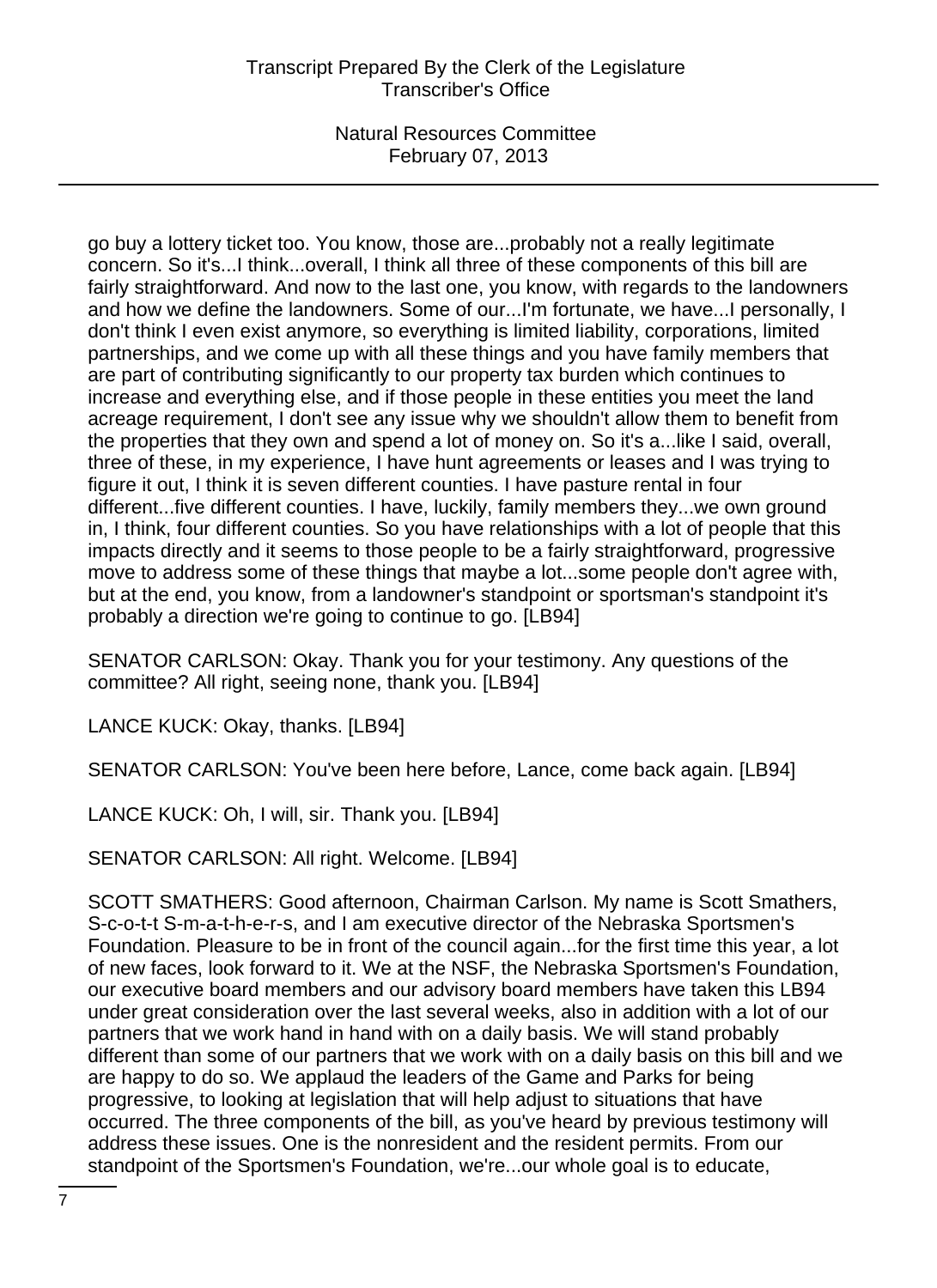go buy a lottery ticket too. You know, those are...probably not a really legitimate concern. So it's...I think...overall, I think all three of these components of this bill are fairly straightforward. And now to the last one, you know, with regards to the landowners and how we define the landowners. Some of our...I'm fortunate, we have...I personally, I don't think I even exist anymore, so everything is limited liability, corporations, limited partnerships, and we come up with all these things and you have family members that are part of contributing significantly to our property tax burden which continues to increase and everything else, and if those people in these entities you meet the land acreage requirement, I don't see any issue why we shouldn't allow them to benefit from the properties that they own and spend a lot of money on. So it's a...like I said, overall, three of these, in my experience, I have hunt agreements or leases and I was trying to figure it out, I think it is seven different counties. I have pasture rental in four different...five different counties. I have, luckily, family members they...we own ground in, I think, four different counties. So you have relationships with a lot of people that this impacts directly and it seems to those people to be a fairly straightforward, progressive move to address some of these things that maybe a lot...some people don't agree with, but at the end, you know, from a landowner's standpoint or sportsman's standpoint it's probably a direction we're going to continue to go. [LB94]

SENATOR CARLSON: Okay. Thank you for your testimony. Any questions of the committee? All right, seeing none, thank you. [LB94]

LANCE KUCK: Okay, thanks. [LB94]

SENATOR CARLSON: You've been here before, Lance, come back again. [LB94]

LANCE KUCK: Oh, I will, sir. Thank you. [LB94]

SENATOR CARLSON: All right. Welcome. [LB94]

SCOTT SMATHERS: Good afternoon, Chairman Carlson. My name is Scott Smathers, S-c-o-t-t S-m-a-t-h-e-r-s, and I am executive director of the Nebraska Sportsmen's Foundation. Pleasure to be in front of the council again...for the first time this year, a lot of new faces, look forward to it. We at the NSF, the Nebraska Sportsmen's Foundation, our executive board members and our advisory board members have taken this LB94 under great consideration over the last several weeks, also in addition with a lot of our partners that we work hand in hand with on a daily basis. We will stand probably different than some of our partners that we work with on a daily basis on this bill and we are happy to do so. We applaud the leaders of the Game and Parks for being progressive, to looking at legislation that will help adjust to situations that have occurred. The three components of the bill, as you've heard by previous testimony will address these issues. One is the nonresident and the resident permits. From our standpoint of the Sportsmen's Foundation, we're...our whole goal is to educate,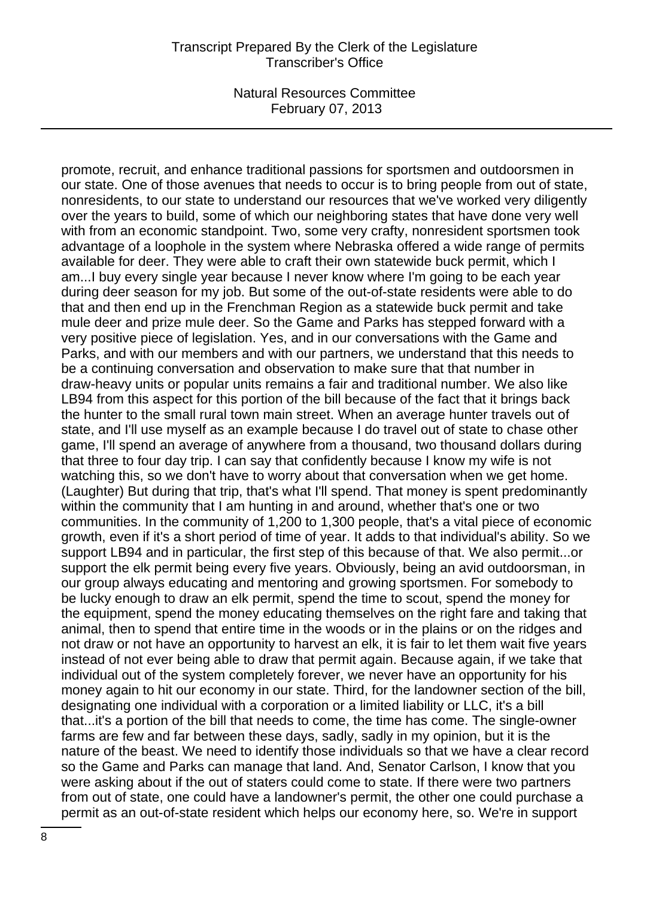promote, recruit, and enhance traditional passions for sportsmen and outdoorsmen in our state. One of those avenues that needs to occur is to bring people from out of state, nonresidents, to our state to understand our resources that we've worked very diligently over the years to build, some of which our neighboring states that have done very well with from an economic standpoint. Two, some very crafty, nonresident sportsmen took advantage of a loophole in the system where Nebraska offered a wide range of permits available for deer. They were able to craft their own statewide buck permit, which I am...I buy every single year because I never know where I'm going to be each year during deer season for my job. But some of the out-of-state residents were able to do that and then end up in the Frenchman Region as a statewide buck permit and take mule deer and prize mule deer. So the Game and Parks has stepped forward with a very positive piece of legislation. Yes, and in our conversations with the Game and Parks, and with our members and with our partners, we understand that this needs to be a continuing conversation and observation to make sure that that number in draw-heavy units or popular units remains a fair and traditional number. We also like LB94 from this aspect for this portion of the bill because of the fact that it brings back the hunter to the small rural town main street. When an average hunter travels out of state, and I'll use myself as an example because I do travel out of state to chase other game, I'll spend an average of anywhere from a thousand, two thousand dollars during that three to four day trip. I can say that confidently because I know my wife is not watching this, so we don't have to worry about that conversation when we get home. (Laughter) But during that trip, that's what I'll spend. That money is spent predominantly within the community that I am hunting in and around, whether that's one or two communities. In the community of 1,200 to 1,300 people, that's a vital piece of economic growth, even if it's a short period of time of year. It adds to that individual's ability. So we support LB94 and in particular, the first step of this because of that. We also permit...or support the elk permit being every five years. Obviously, being an avid outdoorsman, in our group always educating and mentoring and growing sportsmen. For somebody to be lucky enough to draw an elk permit, spend the time to scout, spend the money for the equipment, spend the money educating themselves on the right fare and taking that animal, then to spend that entire time in the woods or in the plains or on the ridges and not draw or not have an opportunity to harvest an elk, it is fair to let them wait five years instead of not ever being able to draw that permit again. Because again, if we take that individual out of the system completely forever, we never have an opportunity for his money again to hit our economy in our state. Third, for the landowner section of the bill, designating one individual with a corporation or a limited liability or LLC, it's a bill that...it's a portion of the bill that needs to come, the time has come. The single-owner farms are few and far between these days, sadly, sadly in my opinion, but it is the nature of the beast. We need to identify those individuals so that we have a clear record so the Game and Parks can manage that land. And, Senator Carlson, I know that you were asking about if the out of staters could come to state. If there were two partners from out of state, one could have a landowner's permit, the other one could purchase a permit as an out-of-state resident which helps our economy here, so. We're in support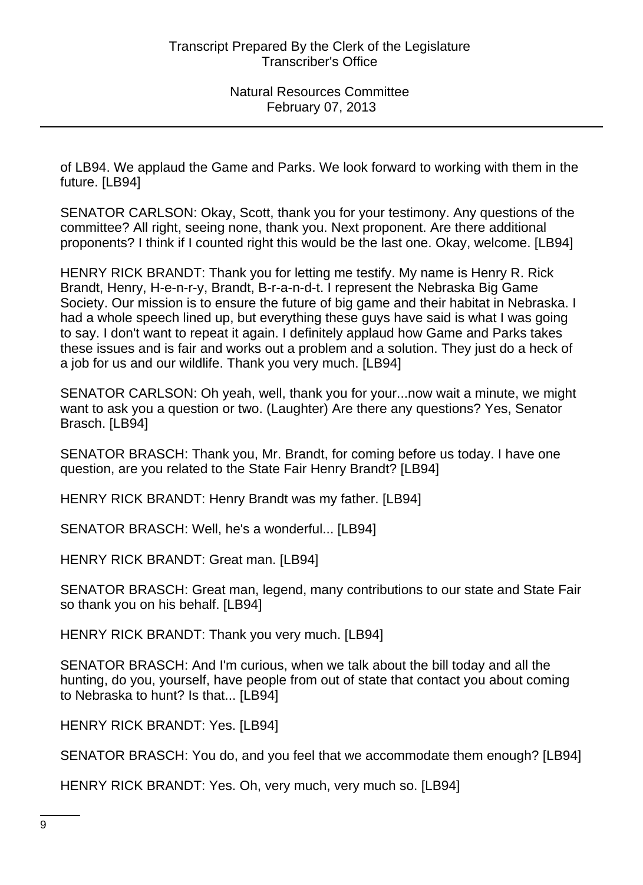of LB94. We applaud the Game and Parks. We look forward to working with them in the future. [LB94]

SENATOR CARLSON: Okay, Scott, thank you for your testimony. Any questions of the committee? All right, seeing none, thank you. Next proponent. Are there additional proponents? I think if I counted right this would be the last one. Okay, welcome. [LB94]

HENRY RICK BRANDT: Thank you for letting me testify. My name is Henry R. Rick Brandt, Henry, H-e-n-r-y, Brandt, B-r-a-n-d-t. I represent the Nebraska Big Game Society. Our mission is to ensure the future of big game and their habitat in Nebraska. I had a whole speech lined up, but everything these guys have said is what I was going to say. I don't want to repeat it again. I definitely applaud how Game and Parks takes these issues and is fair and works out a problem and a solution. They just do a heck of a job for us and our wildlife. Thank you very much. [LB94]

SENATOR CARLSON: Oh yeah, well, thank you for your...now wait a minute, we might want to ask you a question or two. (Laughter) Are there any questions? Yes, Senator Brasch. [LB94]

SENATOR BRASCH: Thank you, Mr. Brandt, for coming before us today. I have one question, are you related to the State Fair Henry Brandt? [LB94]

HENRY RICK BRANDT: Henry Brandt was my father. [LB94]

SENATOR BRASCH: Well, he's a wonderful... [LB94]

HENRY RICK BRANDT: Great man. [LB94]

SENATOR BRASCH: Great man, legend, many contributions to our state and State Fair so thank you on his behalf. [LB94]

HENRY RICK BRANDT: Thank you very much. [LB94]

SENATOR BRASCH: And I'm curious, when we talk about the bill today and all the hunting, do you, yourself, have people from out of state that contact you about coming to Nebraska to hunt? Is that... [LB94]

HENRY RICK BRANDT: Yes. [LB94]

SENATOR BRASCH: You do, and you feel that we accommodate them enough? [LB94]

HENRY RICK BRANDT: Yes. Oh, very much, very much so. [LB94]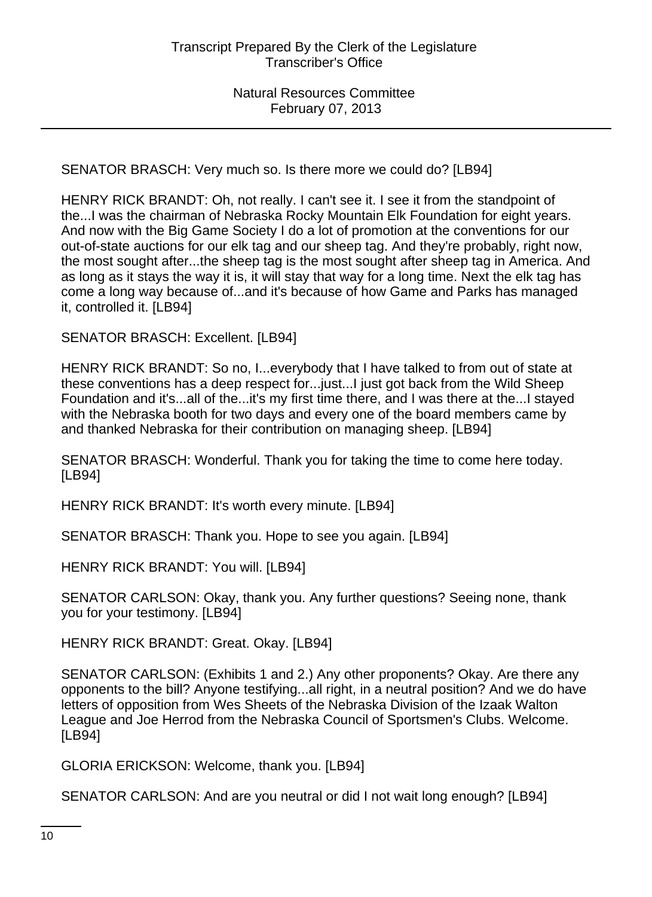SENATOR BRASCH: Very much so. Is there more we could do? [LB94]

HENRY RICK BRANDT: Oh, not really. I can't see it. I see it from the standpoint of the...I was the chairman of Nebraska Rocky Mountain Elk Foundation for eight years. And now with the Big Game Society I do a lot of promotion at the conventions for our out-of-state auctions for our elk tag and our sheep tag. And they're probably, right now, the most sought after...the sheep tag is the most sought after sheep tag in America. And as long as it stays the way it is, it will stay that way for a long time. Next the elk tag has come a long way because of...and it's because of how Game and Parks has managed it, controlled it. [LB94]

SENATOR BRASCH: Excellent. [LB94]

HENRY RICK BRANDT: So no, I...everybody that I have talked to from out of state at these conventions has a deep respect for...just...I just got back from the Wild Sheep Foundation and it's...all of the...it's my first time there, and I was there at the...I stayed with the Nebraska booth for two days and every one of the board members came by and thanked Nebraska for their contribution on managing sheep. [LB94]

SENATOR BRASCH: Wonderful. Thank you for taking the time to come here today. [LB94]

HENRY RICK BRANDT: It's worth every minute. [LB94]

SENATOR BRASCH: Thank you. Hope to see you again. [LB94]

HENRY RICK BRANDT: You will. [LB94]

SENATOR CARLSON: Okay, thank you. Any further questions? Seeing none, thank you for your testimony. [LB94]

HENRY RICK BRANDT: Great. Okay. [LB94]

SENATOR CARLSON: (Exhibits 1 and 2.) Any other proponents? Okay. Are there any opponents to the bill? Anyone testifying...all right, in a neutral position? And we do have letters of opposition from Wes Sheets of the Nebraska Division of the Izaak Walton League and Joe Herrod from the Nebraska Council of Sportsmen's Clubs. Welcome. [LB94]

GLORIA ERICKSON: Welcome, thank you. [LB94]

SENATOR CARLSON: And are you neutral or did I not wait long enough? [LB94]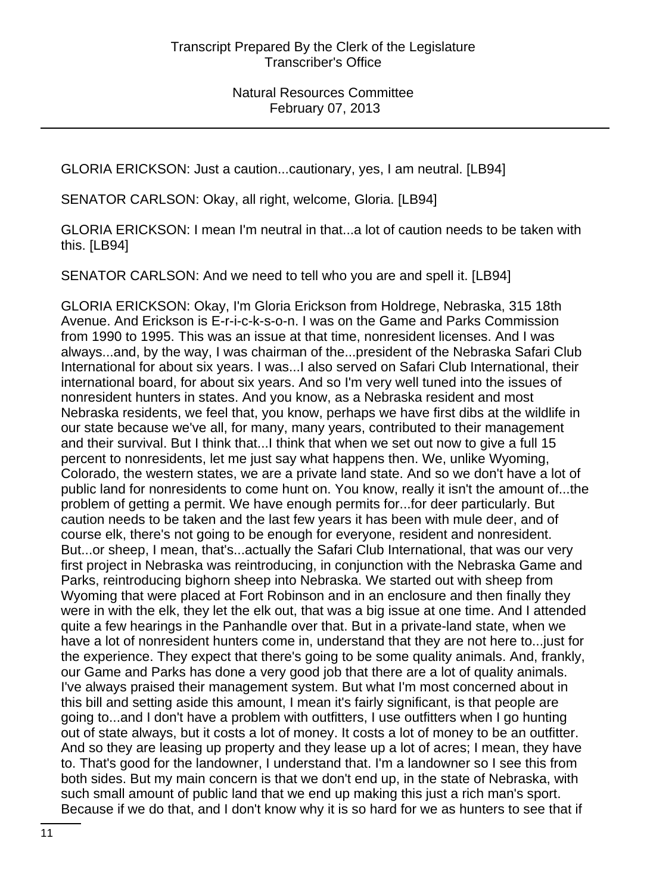GLORIA ERICKSON: Just a caution...cautionary, yes, I am neutral. [LB94]

SENATOR CARLSON: Okay, all right, welcome, Gloria. [LB94]

GLORIA ERICKSON: I mean I'm neutral in that...a lot of caution needs to be taken with this. [LB94]

SENATOR CARLSON: And we need to tell who you are and spell it. [LB94]

GLORIA ERICKSON: Okay, I'm Gloria Erickson from Holdrege, Nebraska, 315 18th Avenue. And Erickson is E-r-i-c-k-s-o-n. I was on the Game and Parks Commission from 1990 to 1995. This was an issue at that time, nonresident licenses. And I was always...and, by the way, I was chairman of the...president of the Nebraska Safari Club International for about six years. I was...I also served on Safari Club International, their international board, for about six years. And so I'm very well tuned into the issues of nonresident hunters in states. And you know, as a Nebraska resident and most Nebraska residents, we feel that, you know, perhaps we have first dibs at the wildlife in our state because we've all, for many, many years, contributed to their management and their survival. But I think that...I think that when we set out now to give a full 15 percent to nonresidents, let me just say what happens then. We, unlike Wyoming, Colorado, the western states, we are a private land state. And so we don't have a lot of public land for nonresidents to come hunt on. You know, really it isn't the amount of...the problem of getting a permit. We have enough permits for...for deer particularly. But caution needs to be taken and the last few years it has been with mule deer, and of course elk, there's not going to be enough for everyone, resident and nonresident. But...or sheep, I mean, that's...actually the Safari Club International, that was our very first project in Nebraska was reintroducing, in conjunction with the Nebraska Game and Parks, reintroducing bighorn sheep into Nebraska. We started out with sheep from Wyoming that were placed at Fort Robinson and in an enclosure and then finally they were in with the elk, they let the elk out, that was a big issue at one time. And I attended quite a few hearings in the Panhandle over that. But in a private-land state, when we have a lot of nonresident hunters come in, understand that they are not here to...just for the experience. They expect that there's going to be some quality animals. And, frankly, our Game and Parks has done a very good job that there are a lot of quality animals. I've always praised their management system. But what I'm most concerned about in this bill and setting aside this amount, I mean it's fairly significant, is that people are going to...and I don't have a problem with outfitters, I use outfitters when I go hunting out of state always, but it costs a lot of money. It costs a lot of money to be an outfitter. And so they are leasing up property and they lease up a lot of acres; I mean, they have to. That's good for the landowner, I understand that. I'm a landowner so I see this from both sides. But my main concern is that we don't end up, in the state of Nebraska, with such small amount of public land that we end up making this just a rich man's sport. Because if we do that, and I don't know why it is so hard for we as hunters to see that if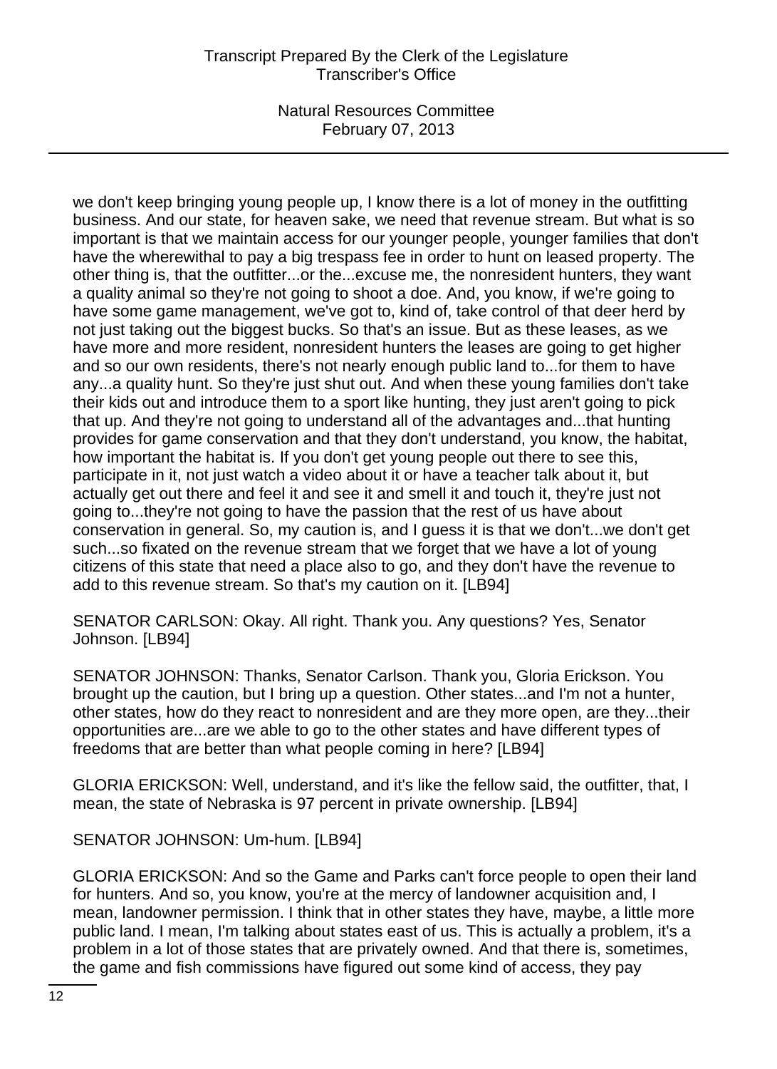we don't keep bringing young people up, I know there is a lot of money in the outfitting business. And our state, for heaven sake, we need that revenue stream. But what is so important is that we maintain access for our younger people, younger families that don't have the wherewithal to pay a big trespass fee in order to hunt on leased property. The other thing is, that the outfitter...or the...excuse me, the nonresident hunters, they want a quality animal so they're not going to shoot a doe. And, you know, if we're going to have some game management, we've got to, kind of, take control of that deer herd by not just taking out the biggest bucks. So that's an issue. But as these leases, as we have more and more resident, nonresident hunters the leases are going to get higher and so our own residents, there's not nearly enough public land to...for them to have any...a quality hunt. So they're just shut out. And when these young families don't take their kids out and introduce them to a sport like hunting, they just aren't going to pick that up. And they're not going to understand all of the advantages and...that hunting provides for game conservation and that they don't understand, you know, the habitat, how important the habitat is. If you don't get young people out there to see this, participate in it, not just watch a video about it or have a teacher talk about it, but actually get out there and feel it and see it and smell it and touch it, they're just not going to...they're not going to have the passion that the rest of us have about conservation in general. So, my caution is, and I guess it is that we don't...we don't get such...so fixated on the revenue stream that we forget that we have a lot of young citizens of this state that need a place also to go, and they don't have the revenue to add to this revenue stream. So that's my caution on it. [LB94]

SENATOR CARLSON: Okay. All right. Thank you. Any questions? Yes, Senator Johnson. [LB94]

SENATOR JOHNSON: Thanks, Senator Carlson. Thank you, Gloria Erickson. You brought up the caution, but I bring up a question. Other states...and I'm not a hunter, other states, how do they react to nonresident and are they more open, are they...their opportunities are...are we able to go to the other states and have different types of freedoms that are better than what people coming in here? [LB94]

GLORIA ERICKSON: Well, understand, and it's like the fellow said, the outfitter, that, I mean, the state of Nebraska is 97 percent in private ownership. [LB94]

SENATOR JOHNSON: Um-hum. [LB94]

GLORIA ERICKSON: And so the Game and Parks can't force people to open their land for hunters. And so, you know, you're at the mercy of landowner acquisition and, I mean, landowner permission. I think that in other states they have, maybe, a little more public land. I mean, I'm talking about states east of us. This is actually a problem, it's a problem in a lot of those states that are privately owned. And that there is, sometimes, the game and fish commissions have figured out some kind of access, they pay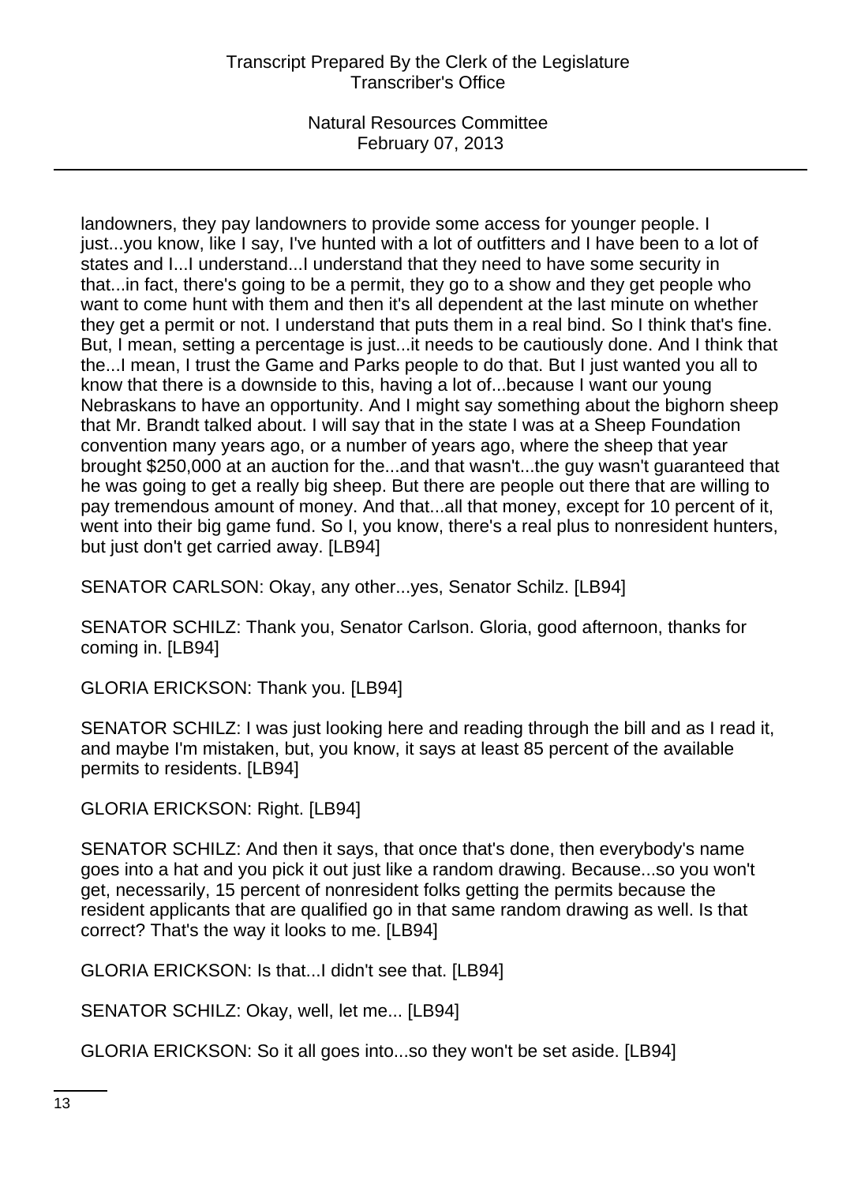landowners, they pay landowners to provide some access for younger people. I just...you know, like I say, I've hunted with a lot of outfitters and I have been to a lot of states and I...I understand...I understand that they need to have some security in that...in fact, there's going to be a permit, they go to a show and they get people who want to come hunt with them and then it's all dependent at the last minute on whether they get a permit or not. I understand that puts them in a real bind. So I think that's fine. But, I mean, setting a percentage is just...it needs to be cautiously done. And I think that the...I mean, I trust the Game and Parks people to do that. But I just wanted you all to know that there is a downside to this, having a lot of...because I want our young Nebraskans to have an opportunity. And I might say something about the bighorn sheep that Mr. Brandt talked about. I will say that in the state I was at a Sheep Foundation convention many years ago, or a number of years ago, where the sheep that year brought $250,000 at an auction for the...and that wasn't...the guy wasn't guaranteed that he was going to get a really big sheep. But there are people out there that are willing to pay tremendous amount of money. And that...all that money, except for 10 percent of it, went into their big game fund. So I, you know, there's a real plus to nonresident hunters, but just don't get carried away. [LB94]

SENATOR CARLSON: Okay, any other...yes, Senator Schilz. [LB94]

SENATOR SCHILZ: Thank you, Senator Carlson. Gloria, good afternoon, thanks for coming in. [LB94]

GLORIA ERICKSON: Thank you. [LB94]

SENATOR SCHILZ: I was just looking here and reading through the bill and as I read it, and maybe I'm mistaken, but, you know, it says at least 85 percent of the available permits to residents. [LB94]

GLORIA ERICKSON: Right. [LB94]

SENATOR SCHILZ: And then it says, that once that's done, then everybody's name goes into a hat and you pick it out just like a random drawing. Because...so you won't get, necessarily, 15 percent of nonresident folks getting the permits because the resident applicants that are qualified go in that same random drawing as well. Is that correct? That's the way it looks to me. [LB94]

GLORIA ERICKSON: Is that...I didn't see that. [LB94]

SENATOR SCHILZ: Okay, well, let me... [LB94]

GLORIA ERICKSON: So it all goes into...so they won't be set aside. [LB94]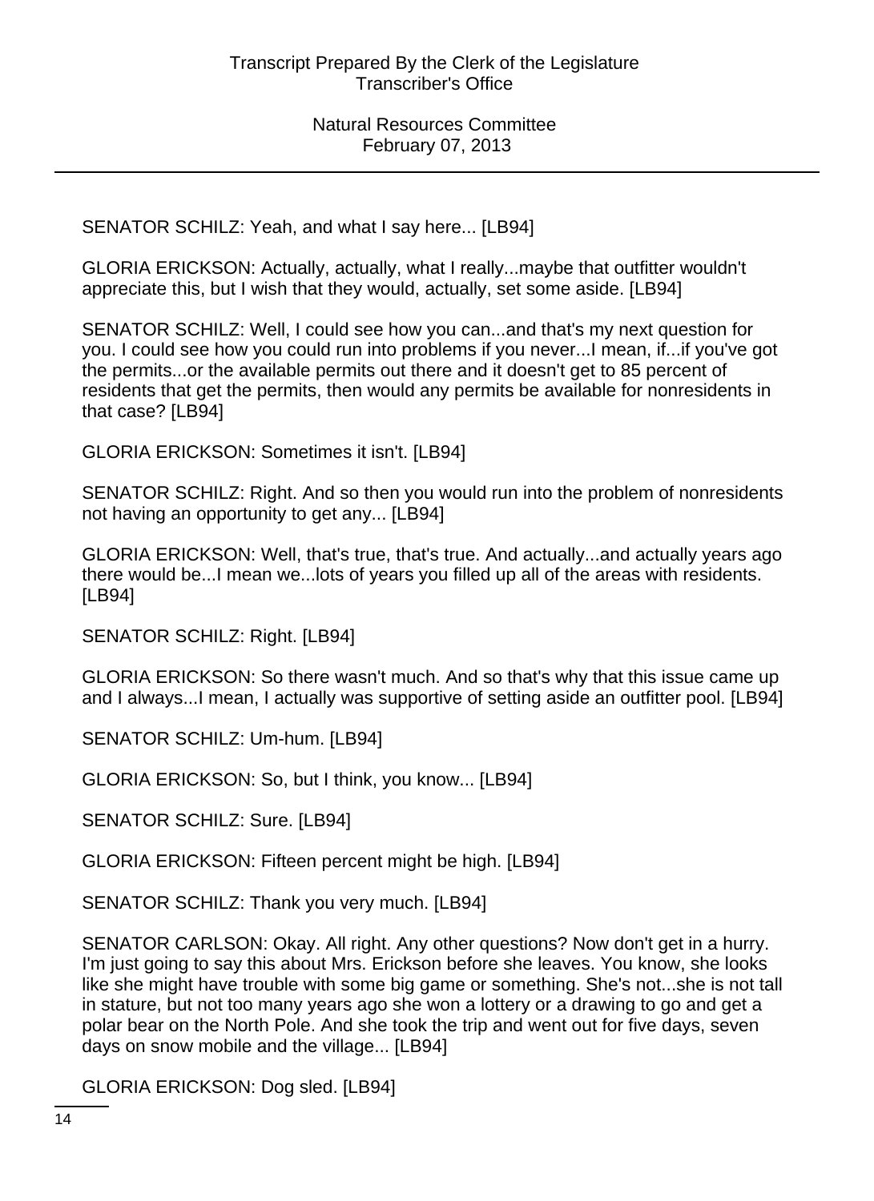SENATOR SCHILZ: Yeah, and what I say here... [LB94]

GLORIA ERICKSON: Actually, actually, what I really...maybe that outfitter wouldn't appreciate this, but I wish that they would, actually, set some aside. [LB94]

SENATOR SCHILZ: Well, I could see how you can...and that's my next question for you. I could see how you could run into problems if you never...I mean, if...if you've got the permits...or the available permits out there and it doesn't get to 85 percent of residents that get the permits, then would any permits be available for nonresidents in that case? [LB94]

GLORIA ERICKSON: Sometimes it isn't. [LB94]

SENATOR SCHILZ: Right. And so then you would run into the problem of nonresidents not having an opportunity to get any... [LB94]

GLORIA ERICKSON: Well, that's true, that's true. And actually...and actually years ago there would be...I mean we...lots of years you filled up all of the areas with residents. [LB94]

SENATOR SCHILZ: Right. [LB94]

GLORIA ERICKSON: So there wasn't much. And so that's why that this issue came up and I always...I mean, I actually was supportive of setting aside an outfitter pool. [LB94]

SENATOR SCHILZ: Um-hum. [LB94]

GLORIA ERICKSON: So, but I think, you know... [LB94]

SENATOR SCHILZ: Sure. [LB94]

GLORIA ERICKSON: Fifteen percent might be high. [LB94]

SENATOR SCHILZ: Thank you very much. [LB94]

SENATOR CARLSON: Okay. All right. Any other questions? Now don't get in a hurry. I'm just going to say this about Mrs. Erickson before she leaves. You know, she looks like she might have trouble with some big game or something. She's not...she is not tall in stature, but not too many years ago she won a lottery or a drawing to go and get a polar bear on the North Pole. And she took the trip and went out for five days, seven days on snow mobile and the village... [LB94]

GLORIA ERICKSON: Dog sled. [LB94]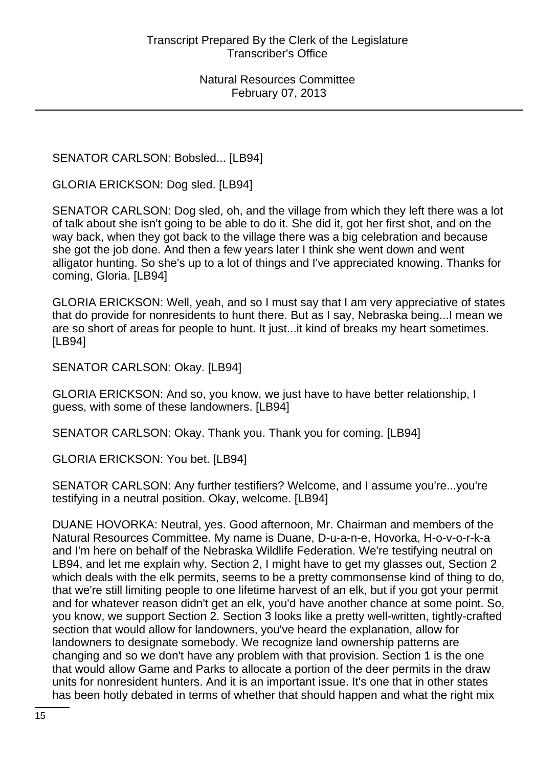SENATOR CARLSON: Bobsled... [LB94]

GLORIA ERICKSON: Dog sled. [LB94]

SENATOR CARLSON: Dog sled, oh, and the village from which they left there was a lot of talk about she isn't going to be able to do it. She did it, got her first shot, and on the way back, when they got back to the village there was a big celebration and because she got the job done. And then a few years later I think she went down and went alligator hunting. So she's up to a lot of things and I've appreciated knowing. Thanks for coming, Gloria. [LB94]

GLORIA ERICKSON: Well, yeah, and so I must say that I am very appreciative of states that do provide for nonresidents to hunt there. But as I say, Nebraska being...I mean we are so short of areas for people to hunt. It just...it kind of breaks my heart sometimes. [LB94]

SENATOR CARLSON: Okay. [LB94]

GLORIA ERICKSON: And so, you know, we just have to have better relationship, I guess, with some of these landowners. [LB94]

SENATOR CARLSON: Okay. Thank you. Thank you for coming. [LB94]

GLORIA ERICKSON: You bet. [LB94]

SENATOR CARLSON: Any further testifiers? Welcome, and I assume you're...you're testifying in a neutral position. Okay, welcome. [LB94]

DUANE HOVORKA: Neutral, yes. Good afternoon, Mr. Chairman and members of the Natural Resources Committee. My name is Duane, D-u-a-n-e, Hovorka, H-o-v-o-r-k-a and I'm here on behalf of the Nebraska Wildlife Federation. We're testifying neutral on LB94, and let me explain why. Section 2, I might have to get my glasses out, Section 2 which deals with the elk permits, seems to be a pretty commonsense kind of thing to do, that we're still limiting people to one lifetime harvest of an elk, but if you got your permit and for whatever reason didn't get an elk, you'd have another chance at some point. So, you know, we support Section 2. Section 3 looks like a pretty well-written, tightly-crafted section that would allow for landowners, you've heard the explanation, allow for landowners to designate somebody. We recognize land ownership patterns are changing and so we don't have any problem with that provision. Section 1 is the one that would allow Game and Parks to allocate a portion of the deer permits in the draw units for nonresident hunters. And it is an important issue. It's one that in other states has been hotly debated in terms of whether that should happen and what the right mix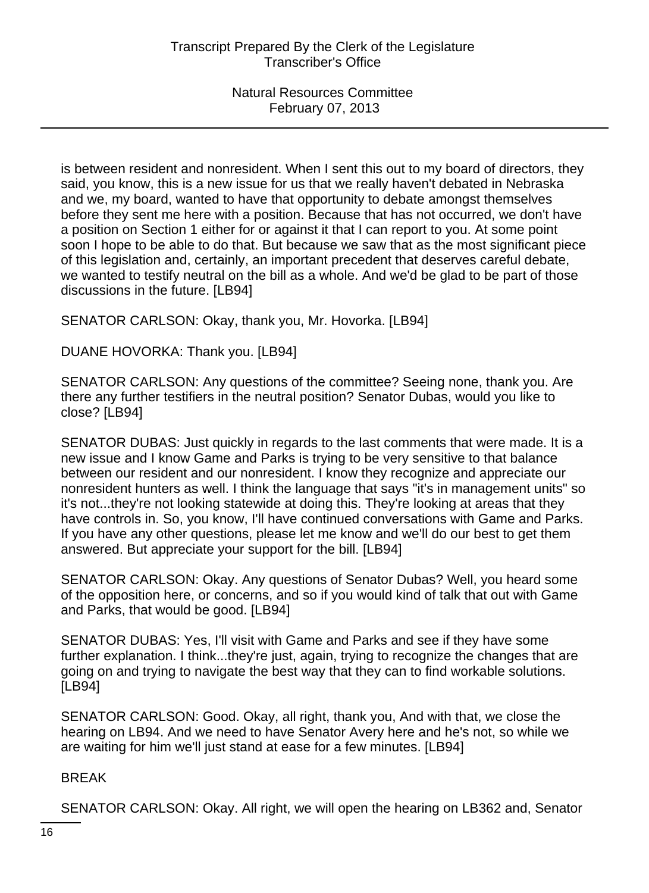is between resident and nonresident. When I sent this out to my board of directors, they said, you know, this is a new issue for us that we really haven't debated in Nebraska and we, my board, wanted to have that opportunity to debate amongst themselves before they sent me here with a position. Because that has not occurred, we don't have a position on Section 1 either for or against it that I can report to you. At some point soon I hope to be able to do that. But because we saw that as the most significant piece of this legislation and, certainly, an important precedent that deserves careful debate, we wanted to testify neutral on the bill as a whole. And we'd be glad to be part of those discussions in the future. [LB94]

SENATOR CARLSON: Okay, thank you, Mr. Hovorka. [LB94]

DUANE HOVORKA: Thank you. [LB94]

SENATOR CARLSON: Any questions of the committee? Seeing none, thank you. Are there any further testifiers in the neutral position? Senator Dubas, would you like to close? [LB94]

SENATOR DUBAS: Just quickly in regards to the last comments that were made. It is a new issue and I know Game and Parks is trying to be very sensitive to that balance between our resident and our nonresident. I know they recognize and appreciate our nonresident hunters as well. I think the language that says "it's in management units" so it's not...they're not looking statewide at doing this. They're looking at areas that they have controls in. So, you know, I'll have continued conversations with Game and Parks. If you have any other questions, please let me know and we'll do our best to get them answered. But appreciate your support for the bill. [LB94]

SENATOR CARLSON: Okay. Any questions of Senator Dubas? Well, you heard some of the opposition here, or concerns, and so if you would kind of talk that out with Game and Parks, that would be good. [LB94]

SENATOR DUBAS: Yes, I'll visit with Game and Parks and see if they have some further explanation. I think...they're just, again, trying to recognize the changes that are going on and trying to navigate the best way that they can to find workable solutions. [LB94]

SENATOR CARLSON: Good. Okay, all right, thank you, And with that, we close the hearing on LB94. And we need to have Senator Avery here and he's not, so while we are waiting for him we'll just stand at ease for a few minutes. [LB94]

BREAK

SENATOR CARLSON: Okay. All right, we will open the hearing on LB362 and, Senator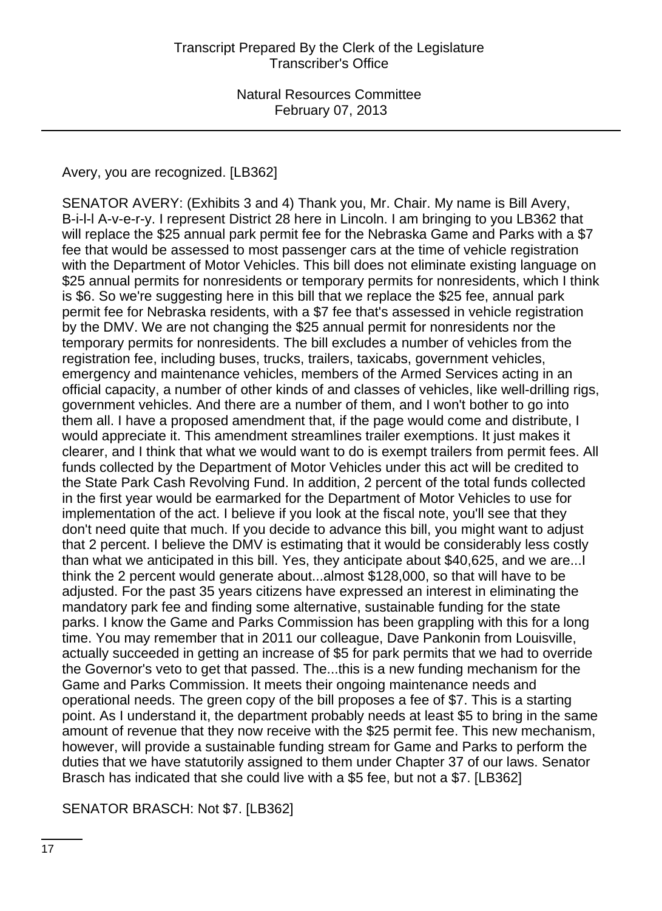Avery, you are recognized. [LB362]

SENATOR AVERY: (Exhibits 3 and 4) Thank you, Mr. Chair. My name is Bill Avery, B-i-l-l A-v-e-r-y. I represent District 28 here in Lincoln. I am bringing to you LB362 that will replace the $25 annual park permit fee for the Nebraska Game and Parks with a $7 fee that would be assessed to most passenger cars at the time of vehicle registration with the Department of Motor Vehicles. This bill does not eliminate existing language on $25 annual permits for nonresidents or temporary permits for nonresidents, which I think is $6. So we're suggesting here in this bill that we replace the $25 fee, annual park permit fee for Nebraska residents, with a $7 fee that's assessed in vehicle registration by the DMV. We are not changing the $25 annual permit for nonresidents nor the temporary permits for nonresidents. The bill excludes a number of vehicles from the registration fee, including buses, trucks, trailers, taxicabs, government vehicles, emergency and maintenance vehicles, members of the Armed Services acting in an official capacity, a number of other kinds of and classes of vehicles, like well-drilling rigs, government vehicles. And there are a number of them, and I won't bother to go into them all. I have a proposed amendment that, if the page would come and distribute, I would appreciate it. This amendment streamlines trailer exemptions. It just makes it clearer, and I think that what we would want to do is exempt trailers from permit fees. All funds collected by the Department of Motor Vehicles under this act will be credited to the State Park Cash Revolving Fund. In addition, 2 percent of the total funds collected in the first year would be earmarked for the Department of Motor Vehicles to use for implementation of the act. I believe if you look at the fiscal note, you'll see that they don't need quite that much. If you decide to advance this bill, you might want to adjust that 2 percent. I believe the DMV is estimating that it would be considerably less costly than what we anticipated in this bill. Yes, they anticipate about $40,625, and we are...I think the 2 percent would generate about...almost $128,000, so that will have to be adjusted. For the past 35 years citizens have expressed an interest in eliminating the mandatory park fee and finding some alternative, sustainable funding for the state parks. I know the Game and Parks Commission has been grappling with this for a long time. You may remember that in 2011 our colleague, Dave Pankonin from Louisville, actually succeeded in getting an increase of $5 for park permits that we had to override the Governor's veto to get that passed. The...this is a new funding mechanism for the Game and Parks Commission. It meets their ongoing maintenance needs and operational needs. The green copy of the bill proposes a fee of $7. This is a starting point. As I understand it, the department probably needs at least $5 to bring in the same amount of revenue that they now receive with the $25 permit fee. This new mechanism, however, will provide a sustainable funding stream for Game and Parks to perform the duties that we have statutorily assigned to them under Chapter 37 of our laws. Senator Brasch has indicated that she could live with a $5 fee, but not a $7. [LB362]

SENATOR BRASCH: Not $7. [LB362]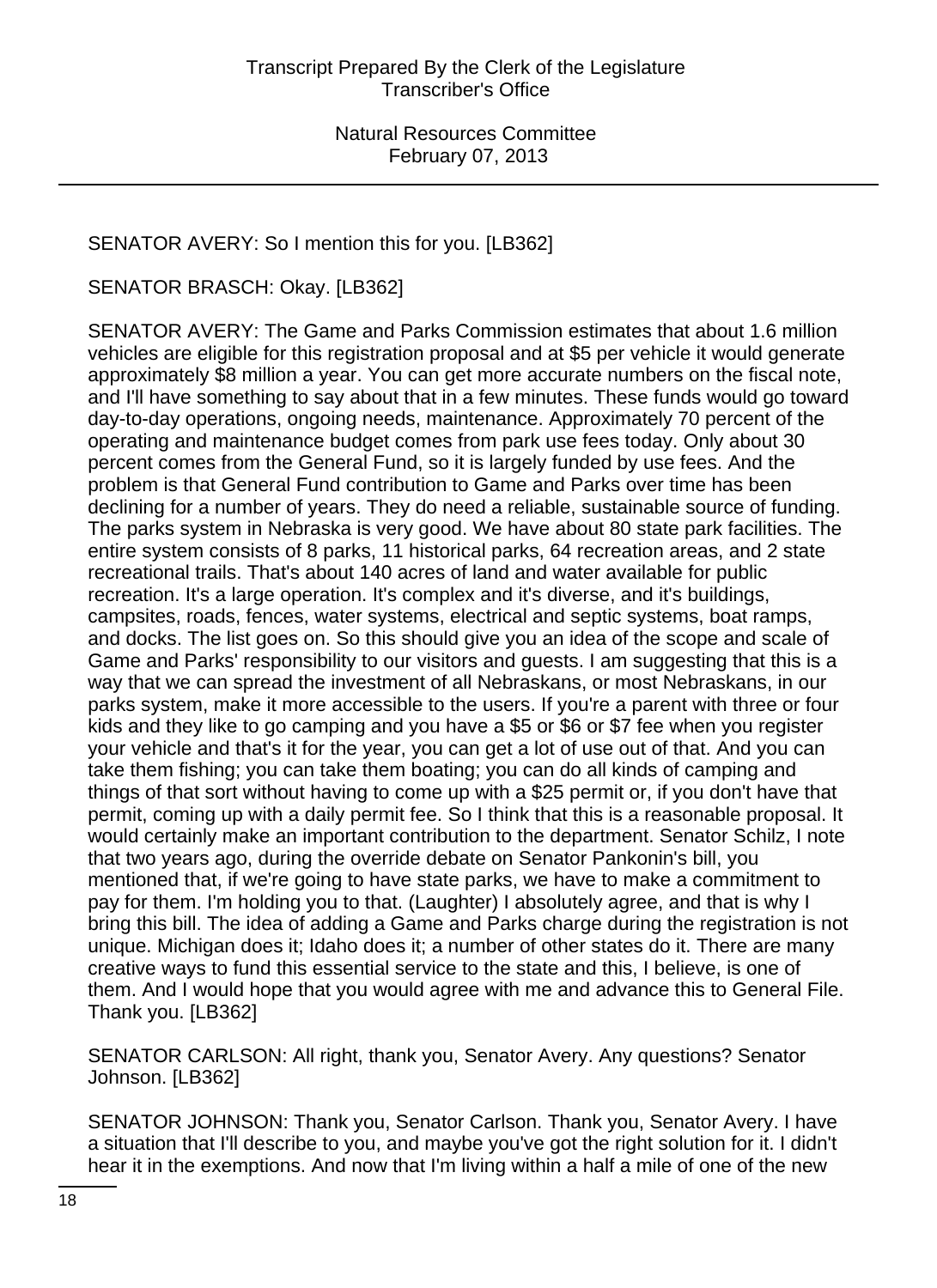SENATOR AVERY: So I mention this for you. [LB362]

SENATOR BRASCH: Okay. [LB362]

SENATOR AVERY: The Game and Parks Commission estimates that about 1.6 million vehicles are eligible for this registration proposal and at $5 per vehicle it would generate approximately $8 million a year. You can get more accurate numbers on the fiscal note, and I'll have something to say about that in a few minutes. These funds would go toward day-to-day operations, ongoing needs, maintenance. Approximately 70 percent of the operating and maintenance budget comes from park use fees today. Only about 30 percent comes from the General Fund, so it is largely funded by use fees. And the problem is that General Fund contribution to Game and Parks over time has been declining for a number of years. They do need a reliable, sustainable source of funding. The parks system in Nebraska is very good. We have about 80 state park facilities. The entire system consists of 8 parks, 11 historical parks, 64 recreation areas, and 2 state recreational trails. That's about 140 acres of land and water available for public recreation. It's a large operation. It's complex and it's diverse, and it's buildings, campsites, roads, fences, water systems, electrical and septic systems, boat ramps, and docks. The list goes on. So this should give you an idea of the scope and scale of Game and Parks' responsibility to our visitors and guests. I am suggesting that this is a way that we can spread the investment of all Nebraskans, or most Nebraskans, in our parks system, make it more accessible to the users. If you're a parent with three or four kids and they like to go camping and you have a $5 or $6 or $7 fee when you register your vehicle and that's it for the year, you can get a lot of use out of that. And you can take them fishing; you can take them boating; you can do all kinds of camping and things of that sort without having to come up with a $25 permit or, if you don't have that permit, coming up with a daily permit fee. So I think that this is a reasonable proposal. It would certainly make an important contribution to the department. Senator Schilz, I note that two years ago, during the override debate on Senator Pankonin's bill, you mentioned that, if we're going to have state parks, we have to make a commitment to pay for them. I'm holding you to that. (Laughter) I absolutely agree, and that is why I bring this bill. The idea of adding a Game and Parks charge during the registration is not unique. Michigan does it; Idaho does it; a number of other states do it. There are many creative ways to fund this essential service to the state and this, I believe, is one of them. And I would hope that you would agree with me and advance this to General File. Thank you. [LB362]

SENATOR CARLSON: All right, thank you, Senator Avery. Any questions? Senator Johnson. [LB362]

SENATOR JOHNSON: Thank you, Senator Carlson. Thank you, Senator Avery. I have a situation that I'll describe to you, and maybe you've got the right solution for it. I didn't hear it in the exemptions. And now that I'm living within a half a mile of one of the new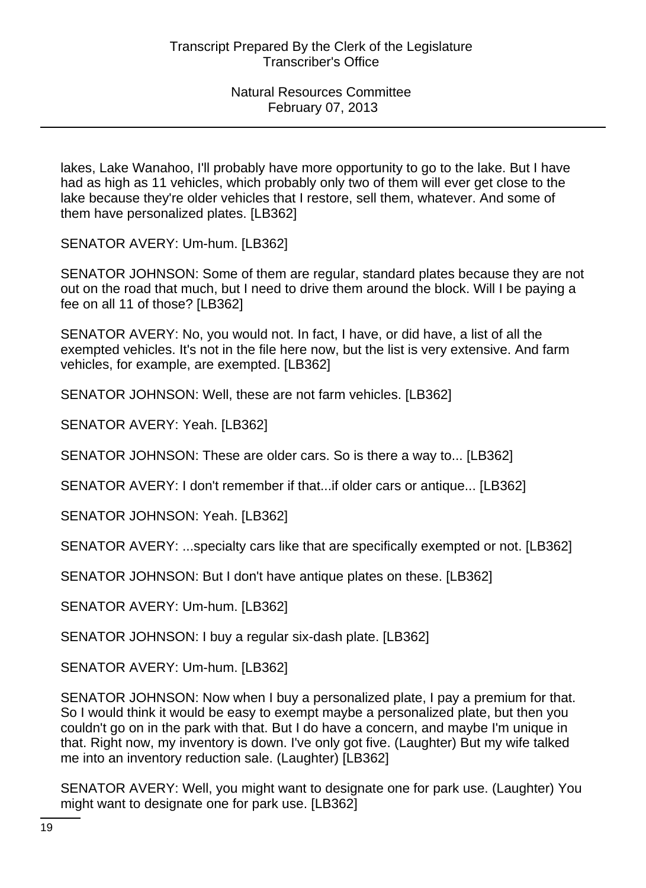lakes, Lake Wanahoo, I'll probably have more opportunity to go to the lake. But I have had as high as 11 vehicles, which probably only two of them will ever get close to the lake because they're older vehicles that I restore, sell them, whatever. And some of them have personalized plates. [LB362]

SENATOR AVERY: Um-hum. [LB362]

SENATOR JOHNSON: Some of them are regular, standard plates because they are not out on the road that much, but I need to drive them around the block. Will I be paying a fee on all 11 of those? [LB362]

SENATOR AVERY: No, you would not. In fact, I have, or did have, a list of all the exempted vehicles. It's not in the file here now, but the list is very extensive. And farm vehicles, for example, are exempted. [LB362]

SENATOR JOHNSON: Well, these are not farm vehicles. [LB362]

SENATOR AVERY: Yeah. [LB362]

SENATOR JOHNSON: These are older cars. So is there a way to... [LB362]

SENATOR AVERY: I don't remember if that...if older cars or antique... [LB362]

SENATOR JOHNSON: Yeah. [LB362]

SENATOR AVERY: ...specialty cars like that are specifically exempted or not. [LB362]

SENATOR JOHNSON: But I don't have antique plates on these. [LB362]

SENATOR AVERY: Um-hum. [LB362]

SENATOR JOHNSON: I buy a regular six-dash plate. [LB362]

SENATOR AVERY: Um-hum. [LB362]

SENATOR JOHNSON: Now when I buy a personalized plate, I pay a premium for that. So I would think it would be easy to exempt maybe a personalized plate, but then you couldn't go on in the park with that. But I do have a concern, and maybe I'm unique in that. Right now, my inventory is down. I've only got five. (Laughter) But my wife talked me into an inventory reduction sale. (Laughter) [LB362]

SENATOR AVERY: Well, you might want to designate one for park use. (Laughter) You might want to designate one for park use. [LB362]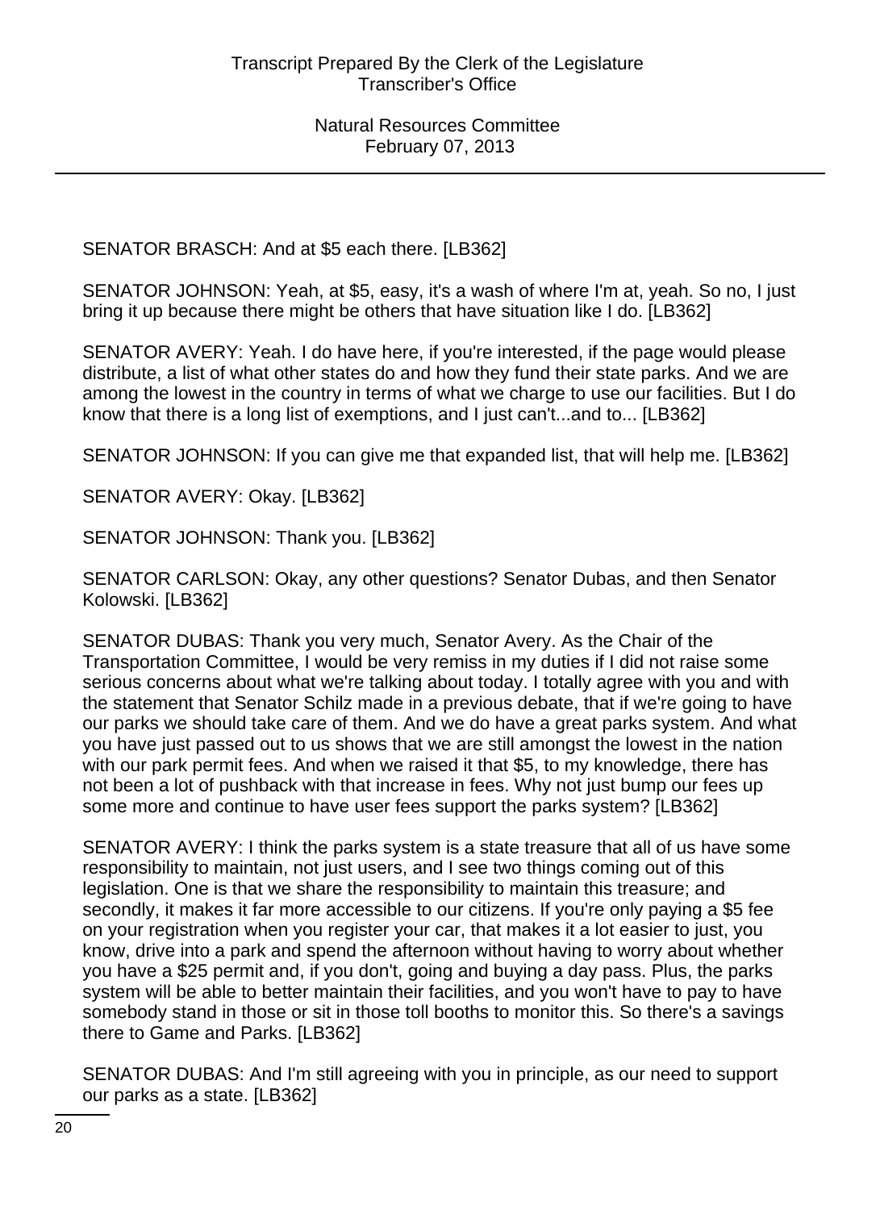SENATOR BRASCH: And at $5 each there. [LB362]

SENATOR JOHNSON: Yeah, at $5, easy, it's a wash of where I'm at, yeah. So no, I just bring it up because there might be others that have situation like I do. [LB362]

SENATOR AVERY: Yeah. I do have here, if you're interested, if the page would please distribute, a list of what other states do and how they fund their state parks. And we are among the lowest in the country in terms of what we charge to use our facilities. But I do know that there is a long list of exemptions, and I just can't...and to... [LB362]

SENATOR JOHNSON: If you can give me that expanded list, that will help me. [LB362]

SENATOR AVERY: Okay. [LB362]

SENATOR JOHNSON: Thank you. [LB362]

SENATOR CARLSON: Okay, any other questions? Senator Dubas, and then Senator Kolowski. [LB362]

SENATOR DUBAS: Thank you very much, Senator Avery. As the Chair of the Transportation Committee, I would be very remiss in my duties if I did not raise some serious concerns about what we're talking about today. I totally agree with you and with the statement that Senator Schilz made in a previous debate, that if we're going to have our parks we should take care of them. And we do have a great parks system. And what you have just passed out to us shows that we are still amongst the lowest in the nation with our park permit fees. And when we raised it that $5, to my knowledge, there has not been a lot of pushback with that increase in fees. Why not just bump our fees up some more and continue to have user fees support the parks system? [LB362]

SENATOR AVERY: I think the parks system is a state treasure that all of us have some responsibility to maintain, not just users, and I see two things coming out of this legislation. One is that we share the responsibility to maintain this treasure; and secondly, it makes it far more accessible to our citizens. If you're only paying a $5 fee on your registration when you register your car, that makes it a lot easier to just, you know, drive into a park and spend the afternoon without having to worry about whether you have a $25 permit and, if you don't, going and buying a day pass. Plus, the parks system will be able to better maintain their facilities, and you won't have to pay to have somebody stand in those or sit in those toll booths to monitor this. So there's a savings there to Game and Parks. [LB362]

SENATOR DUBAS: And I'm still agreeing with you in principle, as our need to support our parks as a state. [LB362]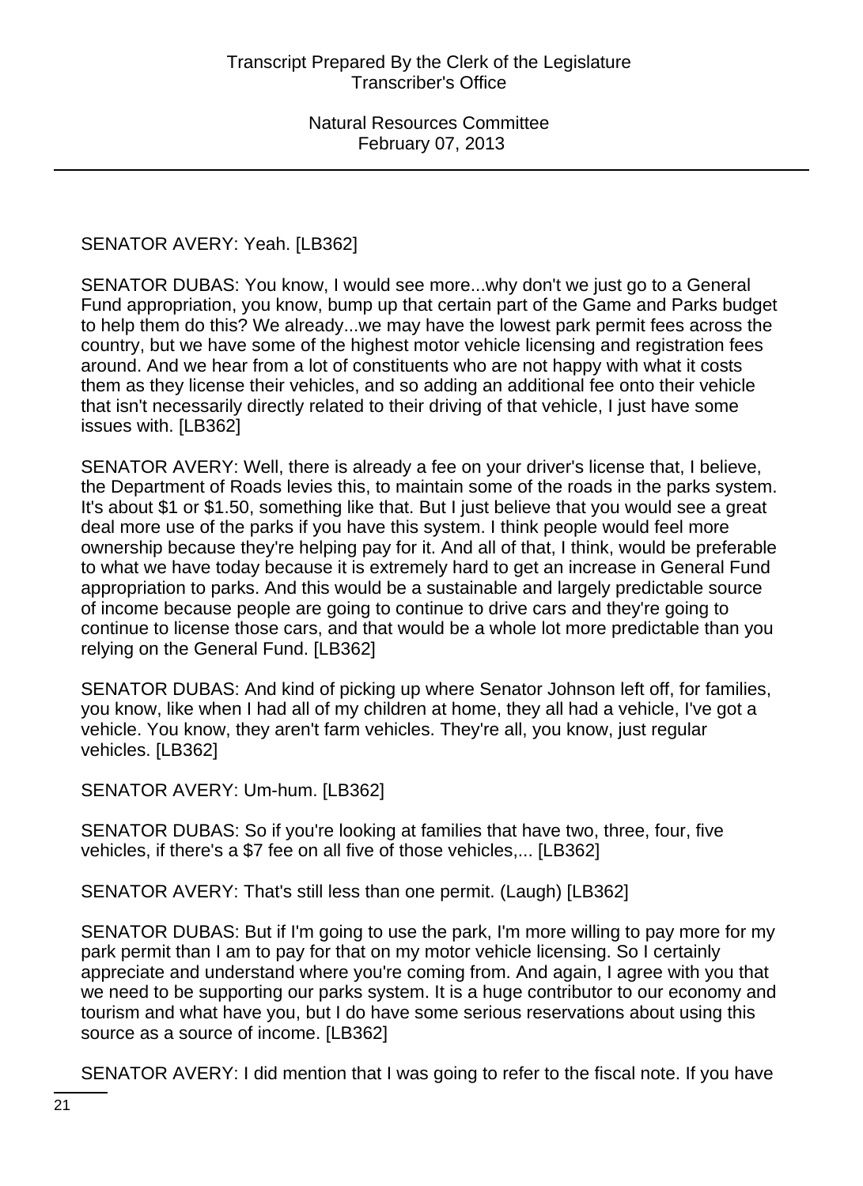SENATOR AVERY: Yeah. [LB362]

SENATOR DUBAS: You know, I would see more...why don't we just go to a General Fund appropriation, you know, bump up that certain part of the Game and Parks budget to help them do this? We already...we may have the lowest park permit fees across the country, but we have some of the highest motor vehicle licensing and registration fees around. And we hear from a lot of constituents who are not happy with what it costs them as they license their vehicles, and so adding an additional fee onto their vehicle that isn't necessarily directly related to their driving of that vehicle, I just have some issues with. [LB362]

SENATOR AVERY: Well, there is already a fee on your driver's license that, I believe, the Department of Roads levies this, to maintain some of the roads in the parks system. It's about $1 or $1.50, something like that. But I just believe that you would see a great deal more use of the parks if you have this system. I think people would feel more ownership because they're helping pay for it. And all of that, I think, would be preferable to what we have today because it is extremely hard to get an increase in General Fund appropriation to parks. And this would be a sustainable and largely predictable source of income because people are going to continue to drive cars and they're going to continue to license those cars, and that would be a whole lot more predictable than you relying on the General Fund. [LB362]

SENATOR DUBAS: And kind of picking up where Senator Johnson left off, for families, you know, like when I had all of my children at home, they all had a vehicle, I've got a vehicle. You know, they aren't farm vehicles. They're all, you know, just regular vehicles. [LB362]

SENATOR AVERY: Um-hum. [LB362]

SENATOR DUBAS: So if you're looking at families that have two, three, four, five vehicles, if there's a $7 fee on all five of those vehicles,... [LB362]

SENATOR AVERY: That's still less than one permit. (Laugh) [LB362]

SENATOR DUBAS: But if I'm going to use the park, I'm more willing to pay more for my park permit than I am to pay for that on my motor vehicle licensing. So I certainly appreciate and understand where you're coming from. And again, I agree with you that we need to be supporting our parks system. It is a huge contributor to our economy and tourism and what have you, but I do have some serious reservations about using this source as a source of income. [LB362]

SENATOR AVERY: I did mention that I was going to refer to the fiscal note. If you have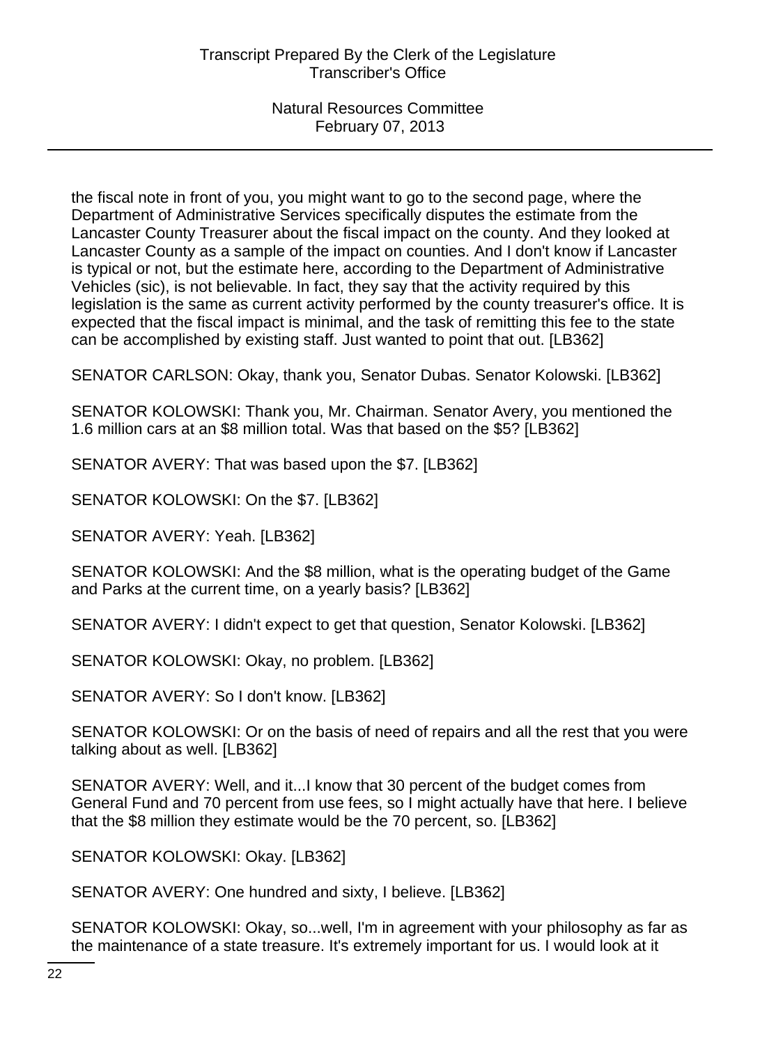the fiscal note in front of you, you might want to go to the second page, where the Department of Administrative Services specifically disputes the estimate from the Lancaster County Treasurer about the fiscal impact on the county. And they looked at Lancaster County as a sample of the impact on counties. And I don't know if Lancaster is typical or not, but the estimate here, according to the Department of Administrative Vehicles (sic), is not believable. In fact, they say that the activity required by this legislation is the same as current activity performed by the county treasurer's office. It is expected that the fiscal impact is minimal, and the task of remitting this fee to the state can be accomplished by existing staff. Just wanted to point that out. [LB362]

SENATOR CARLSON: Okay, thank you, Senator Dubas. Senator Kolowski. [LB362]

SENATOR KOLOWSKI: Thank you, Mr. Chairman. Senator Avery, you mentioned the 1.6 million cars at an $8 million total. Was that based on the $5? [LB362]

SENATOR AVERY: That was based upon the $7. [LB362]

SENATOR KOLOWSKI: On the $7. [LB362]

SENATOR AVERY: Yeah. [LB362]

SENATOR KOLOWSKI: And the $8 million, what is the operating budget of the Game and Parks at the current time, on a yearly basis? [LB362]

SENATOR AVERY: I didn't expect to get that question, Senator Kolowski. [LB362]

SENATOR KOLOWSKI: Okay, no problem. [LB362]

SENATOR AVERY: So I don't know. [LB362]

SENATOR KOLOWSKI: Or on the basis of need of repairs and all the rest that you were talking about as well. [LB362]

SENATOR AVERY: Well, and it...I know that 30 percent of the budget comes from General Fund and 70 percent from use fees, so I might actually have that here. I believe that the $8 million they estimate would be the 70 percent, so. [LB362]

SENATOR KOLOWSKI: Okay. [LB362]

SENATOR AVERY: One hundred and sixty, I believe. [LB362]

SENATOR KOLOWSKI: Okay, so...well, I'm in agreement with your philosophy as far as the maintenance of a state treasure. It's extremely important for us. I would look at it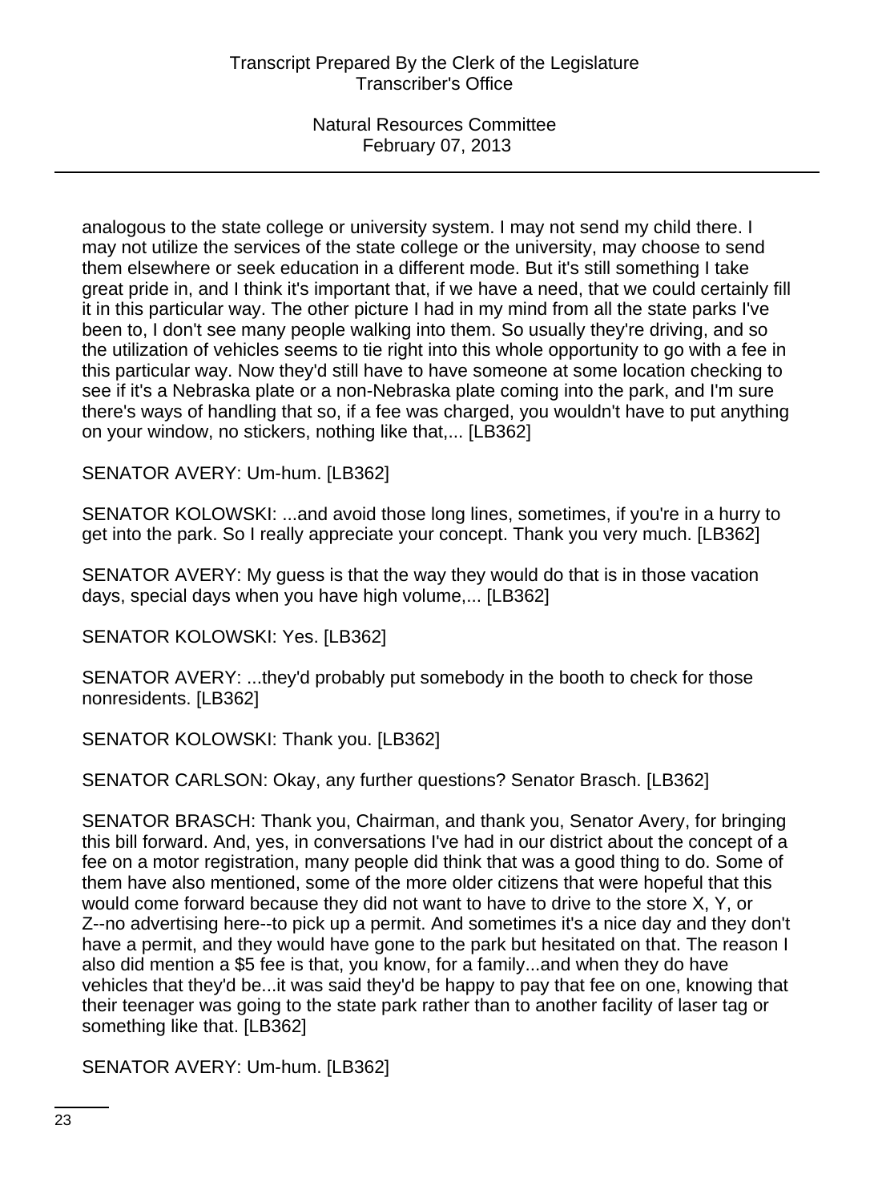analogous to the state college or university system. I may not send my child there. I may not utilize the services of the state college or the university, may choose to send them elsewhere or seek education in a different mode. But it's still something I take great pride in, and I think it's important that, if we have a need, that we could certainly fill it in this particular way. The other picture I had in my mind from all the state parks I've been to, I don't see many people walking into them. So usually they're driving, and so the utilization of vehicles seems to tie right into this whole opportunity to go with a fee in this particular way. Now they'd still have to have someone at some location checking to see if it's a Nebraska plate or a non-Nebraska plate coming into the park, and I'm sure there's ways of handling that so, if a fee was charged, you wouldn't have to put anything on your window, no stickers, nothing like that,... [LB362]

SENATOR AVERY: Um-hum. [LB362]

SENATOR KOLOWSKI: ...and avoid those long lines, sometimes, if you're in a hurry to get into the park. So I really appreciate your concept. Thank you very much. [LB362]

SENATOR AVERY: My guess is that the way they would do that is in those vacation days, special days when you have high volume,... [LB362]

SENATOR KOLOWSKI: Yes. [LB362]

SENATOR AVERY: ...they'd probably put somebody in the booth to check for those nonresidents. [LB362]

SENATOR KOLOWSKI: Thank you. [LB362]

SENATOR CARLSON: Okay, any further questions? Senator Brasch. [LB362]

SENATOR BRASCH: Thank you, Chairman, and thank you, Senator Avery, for bringing this bill forward. And, yes, in conversations I've had in our district about the concept of a fee on a motor registration, many people did think that was a good thing to do. Some of them have also mentioned, some of the more older citizens that were hopeful that this would come forward because they did not want to have to drive to the store X, Y, or Z--no advertising here--to pick up a permit. And sometimes it's a nice day and they don't have a permit, and they would have gone to the park but hesitated on that. The reason I also did mention a $5 fee is that, you know, for a family...and when they do have vehicles that they'd be...it was said they'd be happy to pay that fee on one, knowing that their teenager was going to the state park rather than to another facility of laser tag or something like that. [LB362]

SENATOR AVERY: Um-hum. [LB362]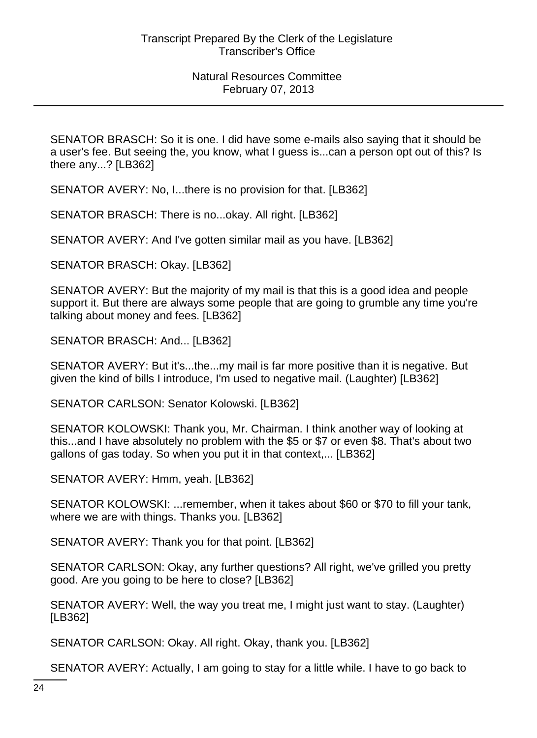SENATOR BRASCH: So it is one. I did have some e-mails also saying that it should be a user's fee. But seeing the, you know, what I guess is...can a person opt out of this? Is there any...? [LB362]

SENATOR AVERY: No, I...there is no provision for that. [LB362]

SENATOR BRASCH: There is no...okay. All right. [LB362]

SENATOR AVERY: And I've gotten similar mail as you have. [LB362]

SENATOR BRASCH: Okay. [LB362]

SENATOR AVERY: But the majority of my mail is that this is a good idea and people support it. But there are always some people that are going to grumble any time you're talking about money and fees. [LB362]

SENATOR BRASCH: And... [LB362]

SENATOR AVERY: But it's...the...my mail is far more positive than it is negative. But given the kind of bills I introduce, I'm used to negative mail. (Laughter) [LB362]

SENATOR CARLSON: Senator Kolowski. [LB362]

SENATOR KOLOWSKI: Thank you, Mr. Chairman. I think another way of looking at this...and I have absolutely no problem with the $5 or $7 or even $8. That's about two gallons of gas today. So when you put it in that context,... [LB362]

SENATOR AVERY: Hmm, yeah. [LB362]

SENATOR KOLOWSKI: ...remember, when it takes about $60 or $70 to fill your tank, where we are with things. Thanks you. [LB362]

SENATOR AVERY: Thank you for that point. [LB362]

SENATOR CARLSON: Okay, any further questions? All right, we've grilled you pretty good. Are you going to be here to close? [LB362]

SENATOR AVERY: Well, the way you treat me, I might just want to stay. (Laughter) [LB362]

SENATOR CARLSON: Okay. All right. Okay, thank you. [LB362]

SENATOR AVERY: Actually, I am going to stay for a little while. I have to go back to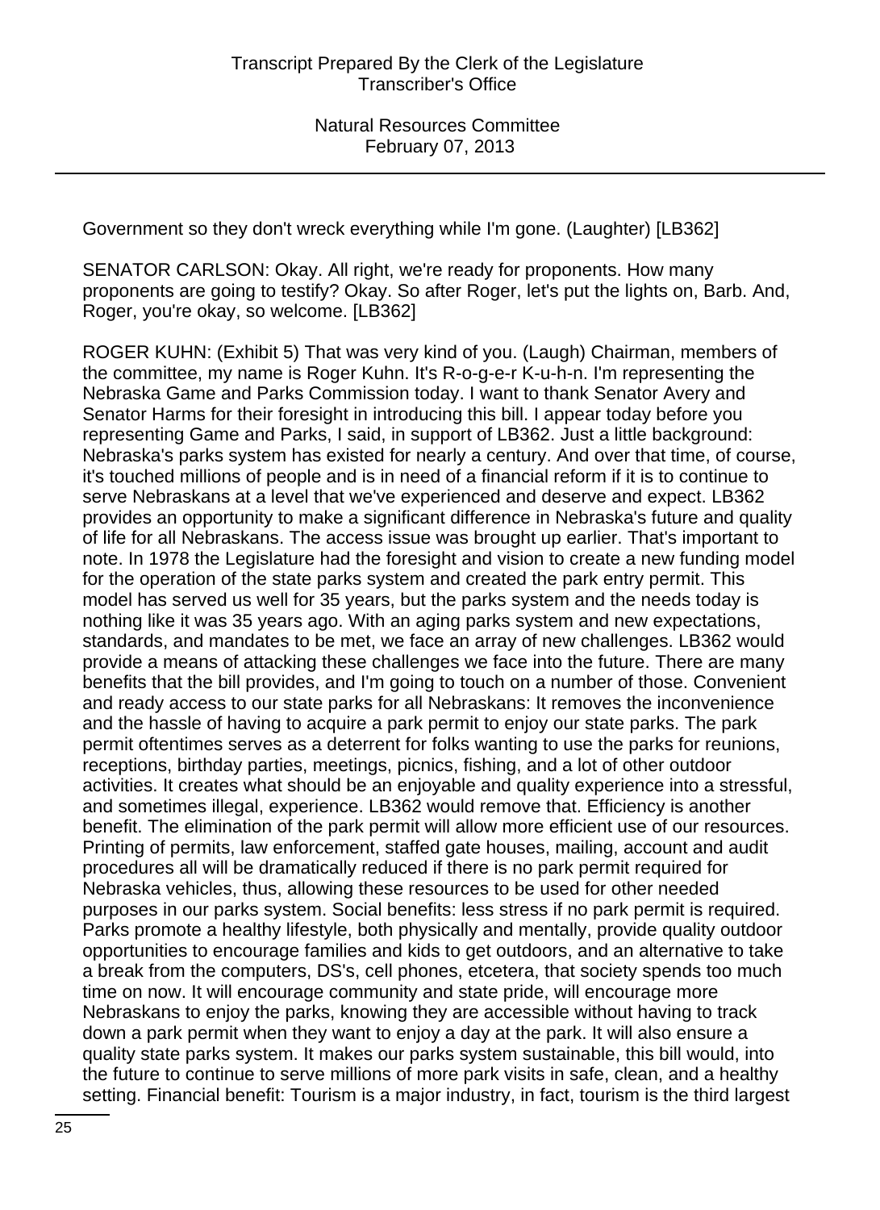Government so they don't wreck everything while I'm gone. (Laughter) [LB362]

SENATOR CARLSON: Okay. All right, we're ready for proponents. How many proponents are going to testify? Okay. So after Roger, let's put the lights on, Barb. And, Roger, you're okay, so welcome. [LB362]

ROGER KUHN: (Exhibit 5) That was very kind of you. (Laugh) Chairman, members of the committee, my name is Roger Kuhn. It's R-o-g-e-r K-u-h-n. I'm representing the Nebraska Game and Parks Commission today. I want to thank Senator Avery and Senator Harms for their foresight in introducing this bill. I appear today before you representing Game and Parks, I said, in support of LB362. Just a little background: Nebraska's parks system has existed for nearly a century. And over that time, of course, it's touched millions of people and is in need of a financial reform if it is to continue to serve Nebraskans at a level that we've experienced and deserve and expect. LB362 provides an opportunity to make a significant difference in Nebraska's future and quality of life for all Nebraskans. The access issue was brought up earlier. That's important to note. In 1978 the Legislature had the foresight and vision to create a new funding model for the operation of the state parks system and created the park entry permit. This model has served us well for 35 years, but the parks system and the needs today is nothing like it was 35 years ago. With an aging parks system and new expectations, standards, and mandates to be met, we face an array of new challenges. LB362 would provide a means of attacking these challenges we face into the future. There are many benefits that the bill provides, and I'm going to touch on a number of those. Convenient and ready access to our state parks for all Nebraskans: It removes the inconvenience and the hassle of having to acquire a park permit to enjoy our state parks. The park permit oftentimes serves as a deterrent for folks wanting to use the parks for reunions, receptions, birthday parties, meetings, picnics, fishing, and a lot of other outdoor activities. It creates what should be an enjoyable and quality experience into a stressful, and sometimes illegal, experience. LB362 would remove that. Efficiency is another benefit. The elimination of the park permit will allow more efficient use of our resources. Printing of permits, law enforcement, staffed gate houses, mailing, account and audit procedures all will be dramatically reduced if there is no park permit required for Nebraska vehicles, thus, allowing these resources to be used for other needed purposes in our parks system. Social benefits: less stress if no park permit is required. Parks promote a healthy lifestyle, both physically and mentally, provide quality outdoor opportunities to encourage families and kids to get outdoors, and an alternative to take a break from the computers, DS's, cell phones, etcetera, that society spends too much time on now. It will encourage community and state pride, will encourage more Nebraskans to enjoy the parks, knowing they are accessible without having to track down a park permit when they want to enjoy a day at the park. It will also ensure a quality state parks system. It makes our parks system sustainable, this bill would, into the future to continue to serve millions of more park visits in safe, clean, and a healthy setting. Financial benefit: Tourism is a major industry, in fact, tourism is the third largest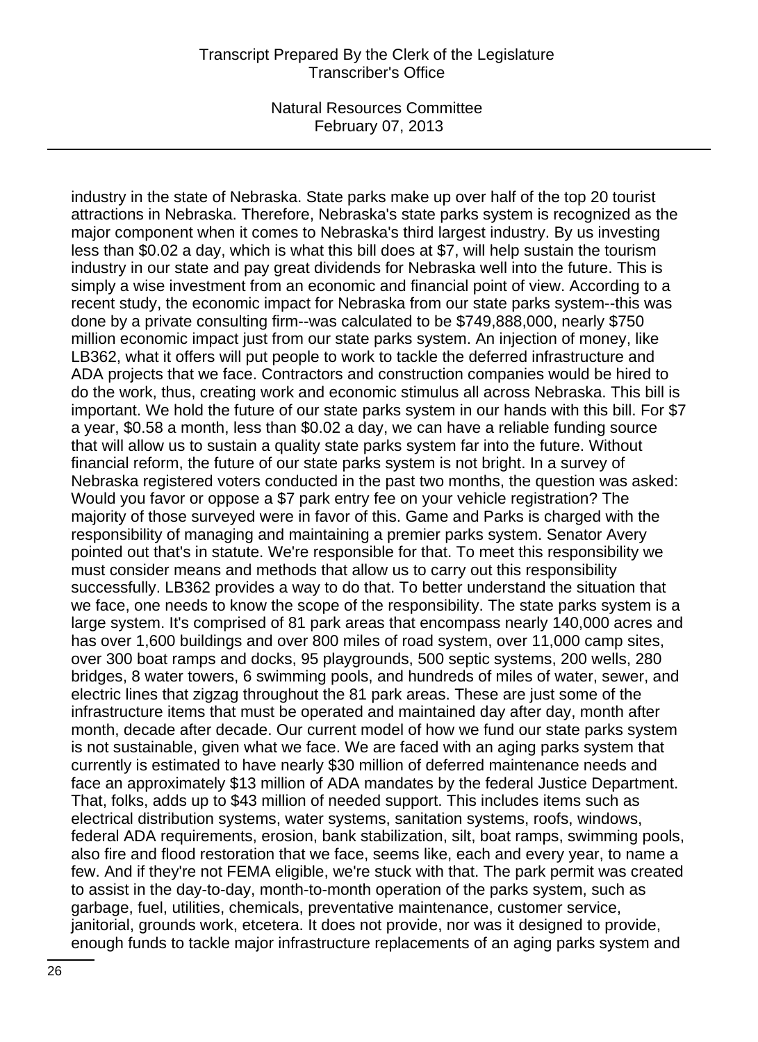industry in the state of Nebraska. State parks make up over half of the top 20 tourist attractions in Nebraska. Therefore, Nebraska's state parks system is recognized as the major component when it comes to Nebraska's third largest industry. By us investing less than $0.02 a day, which is what this bill does at $7, will help sustain the tourism industry in our state and pay great dividends for Nebraska well into the future. This is simply a wise investment from an economic and financial point of view. According to a recent study, the economic impact for Nebraska from our state parks system--this was done by a private consulting firm--was calculated to be $749,888,000, nearly $750 million economic impact just from our state parks system. An injection of money, like LB362, what it offers will put people to work to tackle the deferred infrastructure and ADA projects that we face. Contractors and construction companies would be hired to do the work, thus, creating work and economic stimulus all across Nebraska. This bill is important. We hold the future of our state parks system in our hands with this bill. For $7 a year, $0.58 a month, less than $0.02 a day, we can have a reliable funding source that will allow us to sustain a quality state parks system far into the future. Without financial reform, the future of our state parks system is not bright. In a survey of Nebraska registered voters conducted in the past two months, the question was asked: Would you favor or oppose a $7 park entry fee on your vehicle registration? The majority of those surveyed were in favor of this. Game and Parks is charged with the responsibility of managing and maintaining a premier parks system. Senator Avery pointed out that's in statute. We're responsible for that. To meet this responsibility we must consider means and methods that allow us to carry out this responsibility successfully. LB362 provides a way to do that. To better understand the situation that we face, one needs to know the scope of the responsibility. The state parks system is a large system. It's comprised of 81 park areas that encompass nearly 140,000 acres and has over 1,600 buildings and over 800 miles of road system, over 11,000 camp sites, over 300 boat ramps and docks, 95 playgrounds, 500 septic systems, 200 wells, 280 bridges, 8 water towers, 6 swimming pools, and hundreds of miles of water, sewer, and electric lines that zigzag throughout the 81 park areas. These are just some of the infrastructure items that must be operated and maintained day after day, month after month, decade after decade. Our current model of how we fund our state parks system is not sustainable, given what we face. We are faced with an aging parks system that currently is estimated to have nearly $30 million of deferred maintenance needs and face an approximately $13 million of ADA mandates by the federal Justice Department. That, folks, adds up to $43 million of needed support. This includes items such as electrical distribution systems, water systems, sanitation systems, roofs, windows, federal ADA requirements, erosion, bank stabilization, silt, boat ramps, swimming pools, also fire and flood restoration that we face, seems like, each and every year, to name a few. And if they're not FEMA eligible, we're stuck with that. The park permit was created to assist in the day-to-day, month-to-month operation of the parks system, such as garbage, fuel, utilities, chemicals, preventative maintenance, customer service, janitorial, grounds work, etcetera. It does not provide, nor was it designed to provide, enough funds to tackle major infrastructure replacements of an aging parks system and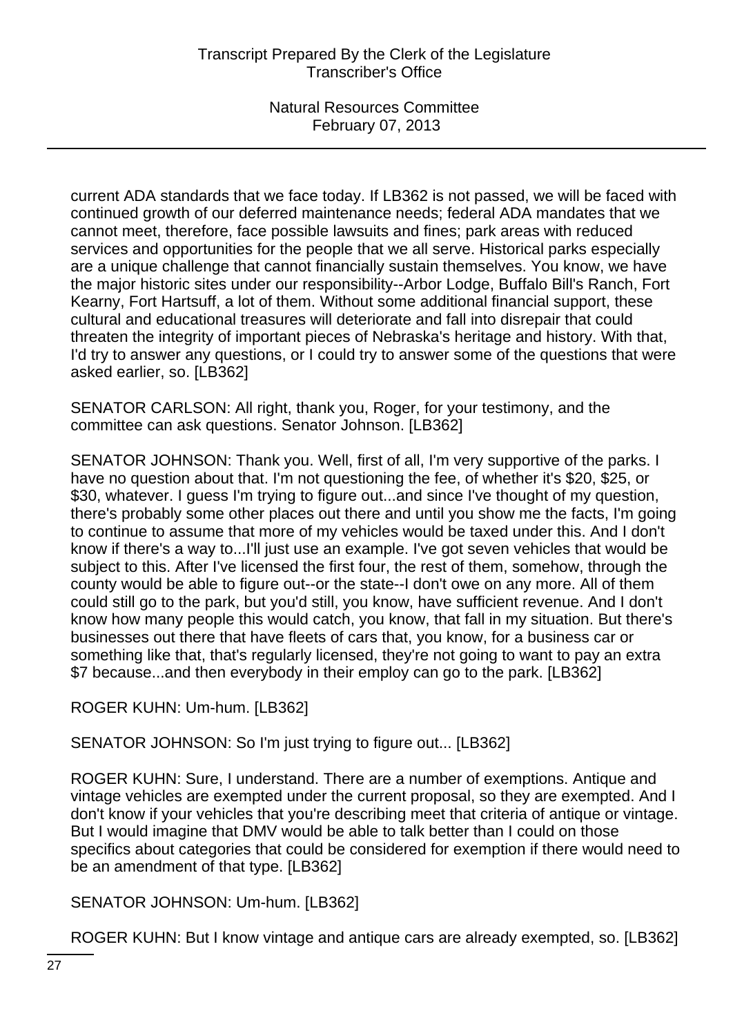current ADA standards that we face today. If LB362 is not passed, we will be faced with continued growth of our deferred maintenance needs; federal ADA mandates that we cannot meet, therefore, face possible lawsuits and fines; park areas with reduced services and opportunities for the people that we all serve. Historical parks especially are a unique challenge that cannot financially sustain themselves. You know, we have the major historic sites under our responsibility--Arbor Lodge, Buffalo Bill's Ranch, Fort Kearny, Fort Hartsuff, a lot of them. Without some additional financial support, these cultural and educational treasures will deteriorate and fall into disrepair that could threaten the integrity of important pieces of Nebraska's heritage and history. With that, I'd try to answer any questions, or I could try to answer some of the questions that were asked earlier, so. [LB362]

SENATOR CARLSON: All right, thank you, Roger, for your testimony, and the committee can ask questions. Senator Johnson. [LB362]

SENATOR JOHNSON: Thank you. Well, first of all, I'm very supportive of the parks. I have no question about that. I'm not questioning the fee, of whether it's $20, $25, or $30, whatever. I guess I'm trying to figure out...and since I've thought of my question, there's probably some other places out there and until you show me the facts, I'm going to continue to assume that more of my vehicles would be taxed under this. And I don't know if there's a way to...I'll just use an example. I've got seven vehicles that would be subject to this. After I've licensed the first four, the rest of them, somehow, through the county would be able to figure out--or the state--I don't owe on any more. All of them could still go to the park, but you'd still, you know, have sufficient revenue. And I don't know how many people this would catch, you know, that fall in my situation. But there's businesses out there that have fleets of cars that, you know, for a business car or something like that, that's regularly licensed, they're not going to want to pay an extra $7 because...and then everybody in their employ can go to the park. [LB362]

ROGER KUHN: Um-hum. [LB362]

SENATOR JOHNSON: So I'm just trying to figure out... [LB362]

ROGER KUHN: Sure, I understand. There are a number of exemptions. Antique and vintage vehicles are exempted under the current proposal, so they are exempted. And I don't know if your vehicles that you're describing meet that criteria of antique or vintage. But I would imagine that DMV would be able to talk better than I could on those specifics about categories that could be considered for exemption if there would need to be an amendment of that type. [LB362]

SENATOR JOHNSON: Um-hum. [LB362]

ROGER KUHN: But I know vintage and antique cars are already exempted, so. [LB362]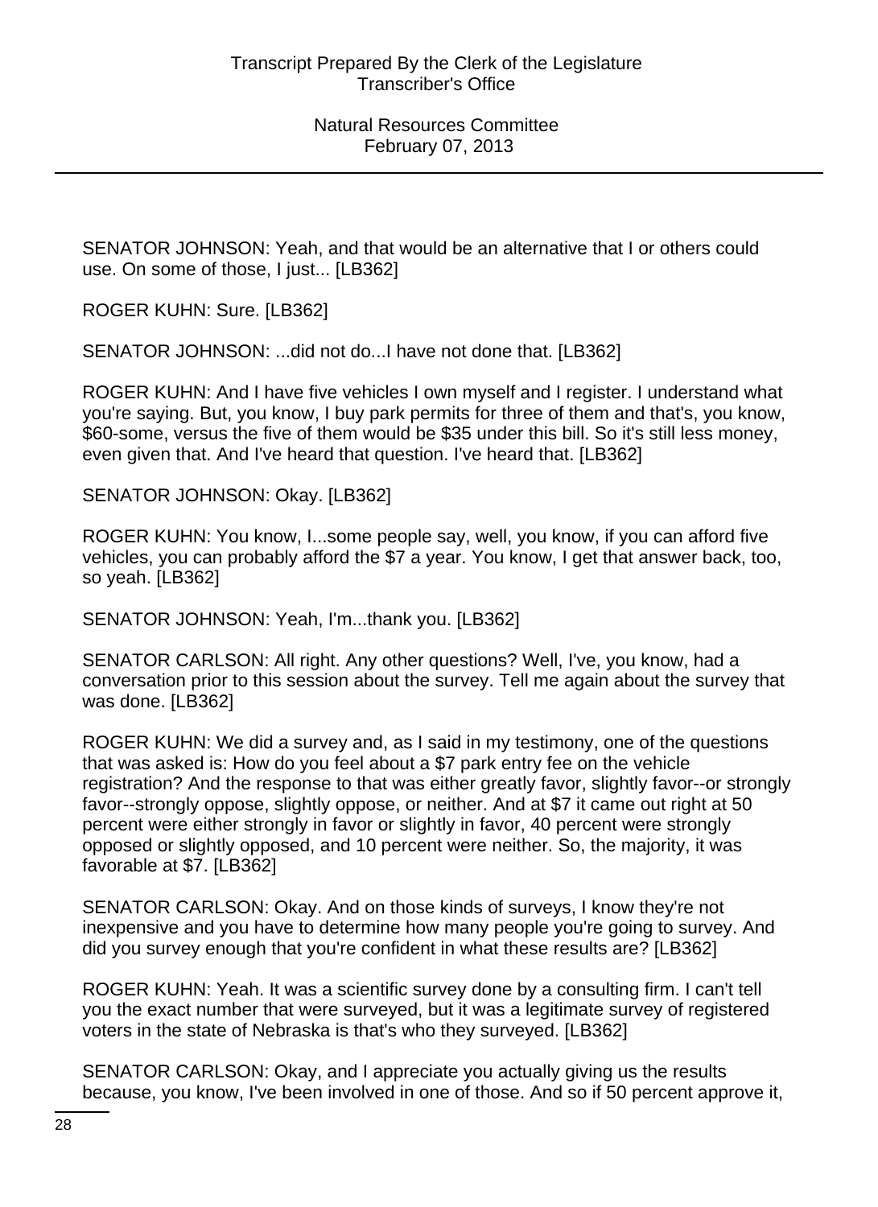SENATOR JOHNSON: Yeah, and that would be an alternative that I or others could use. On some of those, I just... [LB362]

ROGER KUHN: Sure. [LB362]

SENATOR JOHNSON: ...did not do...I have not done that. [LB362]

ROGER KUHN: And I have five vehicles I own myself and I register. I understand what you're saying. But, you know, I buy park permits for three of them and that's, you know, $60-some, versus the five of them would be $35 under this bill. So it's still less money, even given that. And I've heard that question. I've heard that. [LB362]

SENATOR JOHNSON: Okay. [LB362]

ROGER KUHN: You know, I...some people say, well, you know, if you can afford five vehicles, you can probably afford the $7 a year. You know, I get that answer back, too, so yeah. [LB362]

SENATOR JOHNSON: Yeah, I'm...thank you. [LB362]

SENATOR CARLSON: All right. Any other questions? Well, I've, you know, had a conversation prior to this session about the survey. Tell me again about the survey that was done. [LB362]

ROGER KUHN: We did a survey and, as I said in my testimony, one of the questions that was asked is: How do you feel about a $7 park entry fee on the vehicle registration? And the response to that was either greatly favor, slightly favor--or strongly favor--strongly oppose, slightly oppose, or neither. And at $7 it came out right at 50 percent were either strongly in favor or slightly in favor, 40 percent were strongly opposed or slightly opposed, and 10 percent were neither. So, the majority, it was favorable at $7. [LB362]

SENATOR CARLSON: Okay. And on those kinds of surveys, I know they're not inexpensive and you have to determine how many people you're going to survey. And did you survey enough that you're confident in what these results are? [LB362]

ROGER KUHN: Yeah. It was a scientific survey done by a consulting firm. I can't tell you the exact number that were surveyed, but it was a legitimate survey of registered voters in the state of Nebraska is that's who they surveyed. [LB362]

SENATOR CARLSON: Okay, and I appreciate you actually giving us the results because, you know, I've been involved in one of those. And so if 50 percent approve it,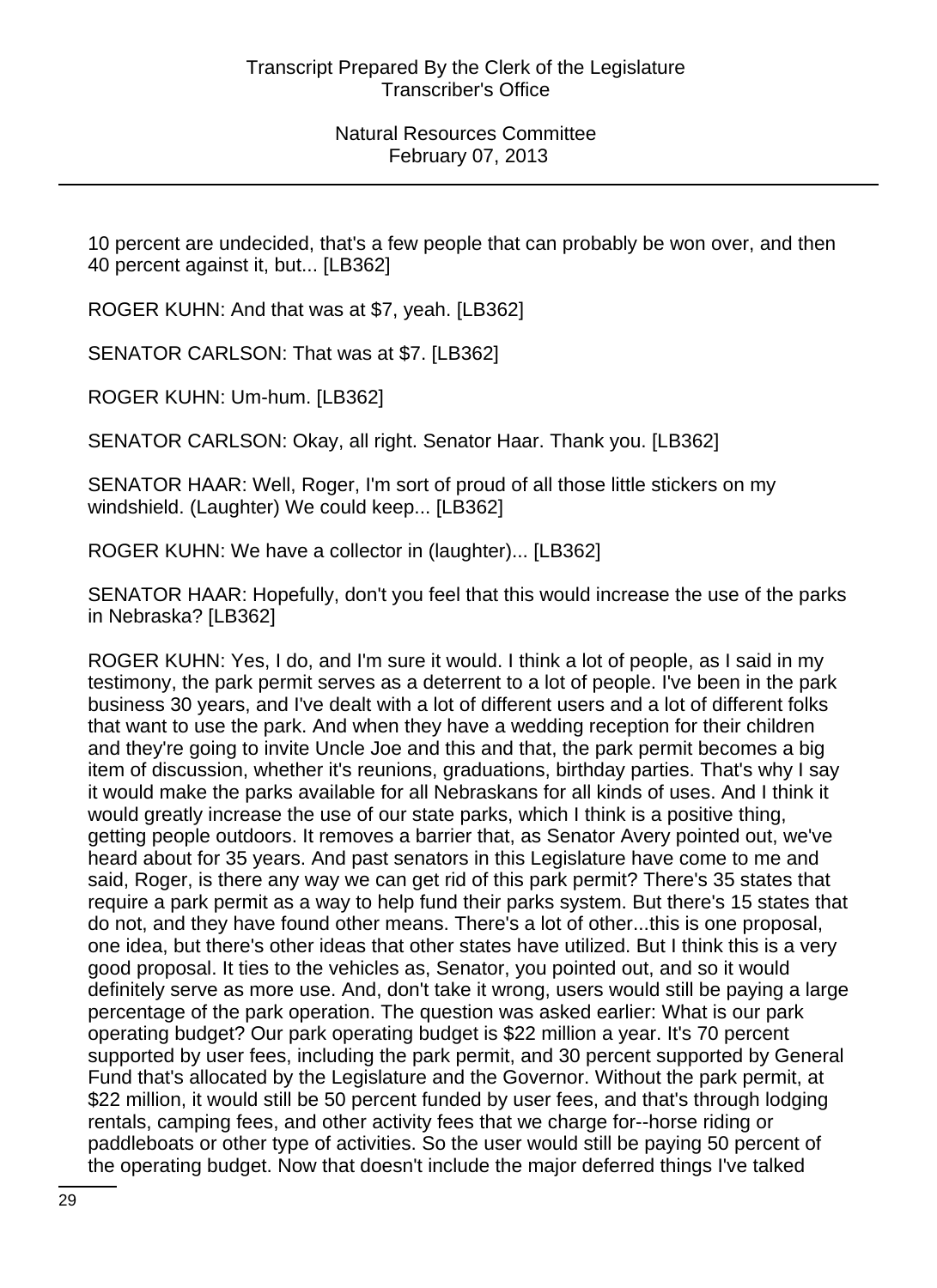10 percent are undecided, that's a few people that can probably be won over, and then 40 percent against it, but... [LB362]

ROGER KUHN: And that was at $7, yeah. [LB362]

SENATOR CARLSON: That was at $7. [LB362]

ROGER KUHN: Um-hum. [LB362]

SENATOR CARLSON: Okay, all right. Senator Haar. Thank you. [LB362]

SENATOR HAAR: Well, Roger, I'm sort of proud of all those little stickers on my windshield. (Laughter) We could keep... [LB362]

ROGER KUHN: We have a collector in (laughter)... [LB362]

SENATOR HAAR: Hopefully, don't you feel that this would increase the use of the parks in Nebraska? [LB362]

ROGER KUHN: Yes, I do, and I'm sure it would. I think a lot of people, as I said in my testimony, the park permit serves as a deterrent to a lot of people. I've been in the park business 30 years, and I've dealt with a lot of different users and a lot of different folks that want to use the park. And when they have a wedding reception for their children and they're going to invite Uncle Joe and this and that, the park permit becomes a big item of discussion, whether it's reunions, graduations, birthday parties. That's why I say it would make the parks available for all Nebraskans for all kinds of uses. And I think it would greatly increase the use of our state parks, which I think is a positive thing, getting people outdoors. It removes a barrier that, as Senator Avery pointed out, we've heard about for 35 years. And past senators in this Legislature have come to me and said, Roger, is there any way we can get rid of this park permit? There's 35 states that require a park permit as a way to help fund their parks system. But there's 15 states that do not, and they have found other means. There's a lot of other...this is one proposal, one idea, but there's other ideas that other states have utilized. But I think this is a very good proposal. It ties to the vehicles as, Senator, you pointed out, and so it would definitely serve as more use. And, don't take it wrong, users would still be paying a large percentage of the park operation. The question was asked earlier: What is our park operating budget? Our park operating budget is $22 million a year. It's 70 percent supported by user fees, including the park permit, and 30 percent supported by General Fund that's allocated by the Legislature and the Governor. Without the park permit, at $22 million, it would still be 50 percent funded by user fees, and that's through lodging rentals, camping fees, and other activity fees that we charge for--horse riding or paddleboats or other type of activities. So the user would still be paying 50 percent of the operating budget. Now that doesn't include the major deferred things I've talked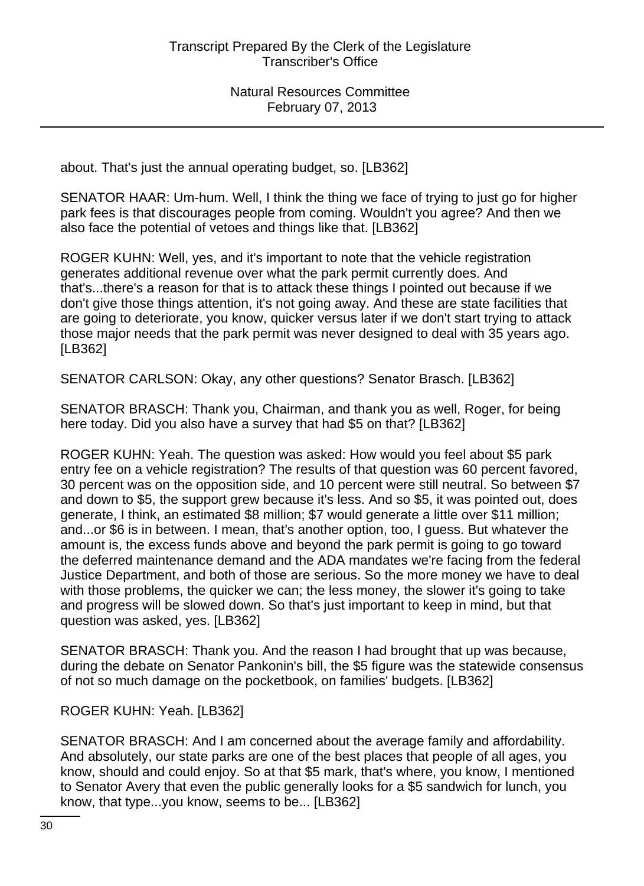about. That's just the annual operating budget, so. [LB362]

SENATOR HAAR: Um-hum. Well, I think the thing we face of trying to just go for higher park fees is that discourages people from coming. Wouldn't you agree? And then we also face the potential of vetoes and things like that. [LB362]

ROGER KUHN: Well, yes, and it's important to note that the vehicle registration generates additional revenue over what the park permit currently does. And that's...there's a reason for that is to attack these things I pointed out because if we don't give those things attention, it's not going away. And these are state facilities that are going to deteriorate, you know, quicker versus later if we don't start trying to attack those major needs that the park permit was never designed to deal with 35 years ago. [LB362]

SENATOR CARLSON: Okay, any other questions? Senator Brasch. [LB362]

SENATOR BRASCH: Thank you, Chairman, and thank you as well, Roger, for being here today. Did you also have a survey that had $5 on that? [LB362]

ROGER KUHN: Yeah. The question was asked: How would you feel about $5 park entry fee on a vehicle registration? The results of that question was 60 percent favored, 30 percent was on the opposition side, and 10 percent were still neutral. So between $7 and down to $5, the support grew because it's less. And so $5, it was pointed out, does generate, I think, an estimated $8 million; $7 would generate a little over $11 million; and...or $6 is in between. I mean, that's another option, too, I guess. But whatever the amount is, the excess funds above and beyond the park permit is going to go toward the deferred maintenance demand and the ADA mandates we're facing from the federal Justice Department, and both of those are serious. So the more money we have to deal with those problems, the quicker we can; the less money, the slower it's going to take and progress will be slowed down. So that's just important to keep in mind, but that question was asked, yes. [LB362]

SENATOR BRASCH: Thank you. And the reason I had brought that up was because, during the debate on Senator Pankonin's bill, the $5 figure was the statewide consensus of not so much damage on the pocketbook, on families' budgets. [LB362]

ROGER KUHN: Yeah. [LB362]

SENATOR BRASCH: And I am concerned about the average family and affordability. And absolutely, our state parks are one of the best places that people of all ages, you know, should and could enjoy. So at that $5 mark, that's where, you know, I mentioned to Senator Avery that even the public generally looks for a $5 sandwich for lunch, you know, that type...you know, seems to be... [LB362]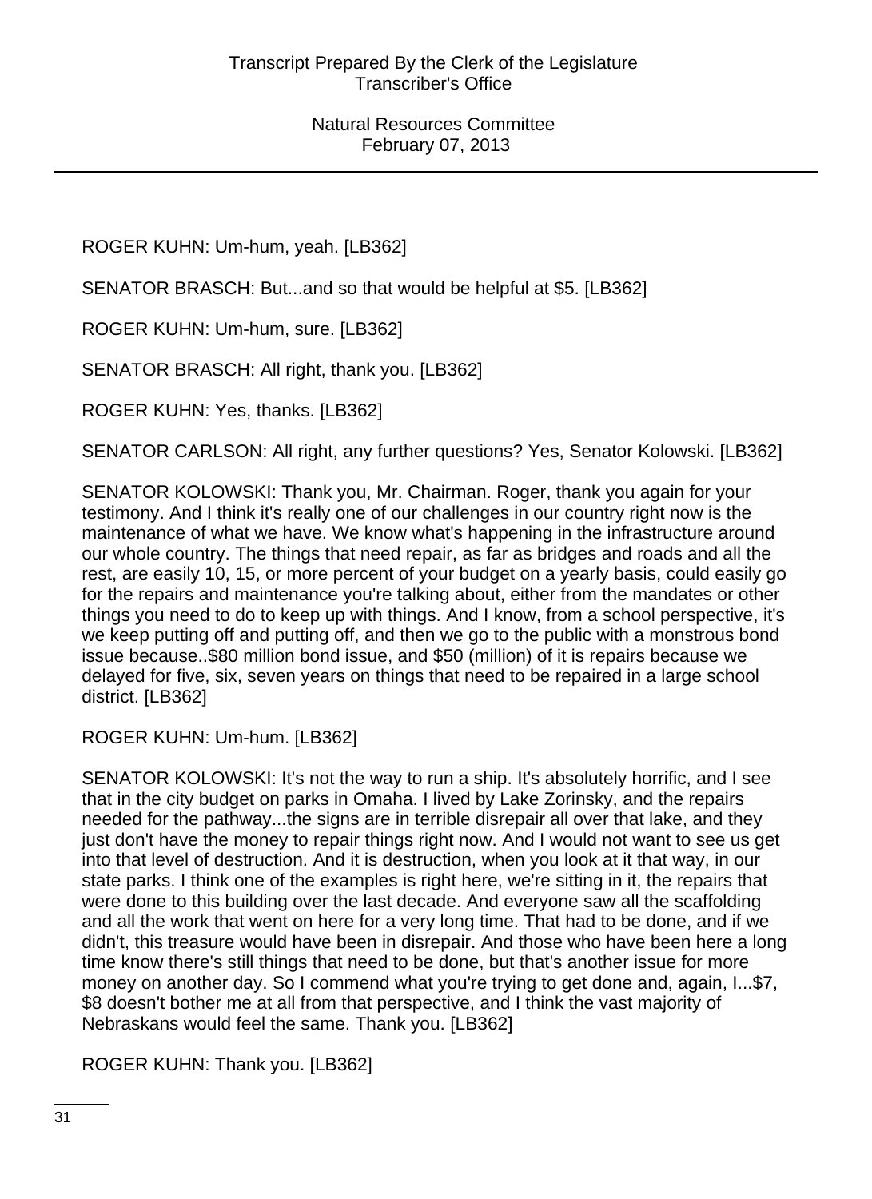ROGER KUHN: Um-hum, yeah. [LB362]

SENATOR BRASCH: But...and so that would be helpful at $5. [LB362]

ROGER KUHN: Um-hum, sure. [LB362]

SENATOR BRASCH: All right, thank you. [LB362]

ROGER KUHN: Yes, thanks. [LB362]

SENATOR CARLSON: All right, any further questions? Yes, Senator Kolowski. [LB362]

SENATOR KOLOWSKI: Thank you, Mr. Chairman. Roger, thank you again for your testimony. And I think it's really one of our challenges in our country right now is the maintenance of what we have. We know what's happening in the infrastructure around our whole country. The things that need repair, as far as bridges and roads and all the rest, are easily 10, 15, or more percent of your budget on a yearly basis, could easily go for the repairs and maintenance you're talking about, either from the mandates or other things you need to do to keep up with things. And I know, from a school perspective, it's we keep putting off and putting off, and then we go to the public with a monstrous bond issue because..$80 million bond issue, and $50 (million) of it is repairs because we delayed for five, six, seven years on things that need to be repaired in a large school district. [LB362]

ROGER KUHN: Um-hum. [LB362]

SENATOR KOLOWSKI: It's not the way to run a ship. It's absolutely horrific, and I see that in the city budget on parks in Omaha. I lived by Lake Zorinsky, and the repairs needed for the pathway...the signs are in terrible disrepair all over that lake, and they just don't have the money to repair things right now. And I would not want to see us get into that level of destruction. And it is destruction, when you look at it that way, in our state parks. I think one of the examples is right here, we're sitting in it, the repairs that were done to this building over the last decade. And everyone saw all the scaffolding and all the work that went on here for a very long time. That had to be done, and if we didn't, this treasure would have been in disrepair. And those who have been here a long time know there's still things that need to be done, but that's another issue for more money on another day. So I commend what you're trying to get done and, again, I...$7, $8 doesn't bother me at all from that perspective, and I think the vast majority of Nebraskans would feel the same. Thank you. [LB362]

ROGER KUHN: Thank you. [LB362]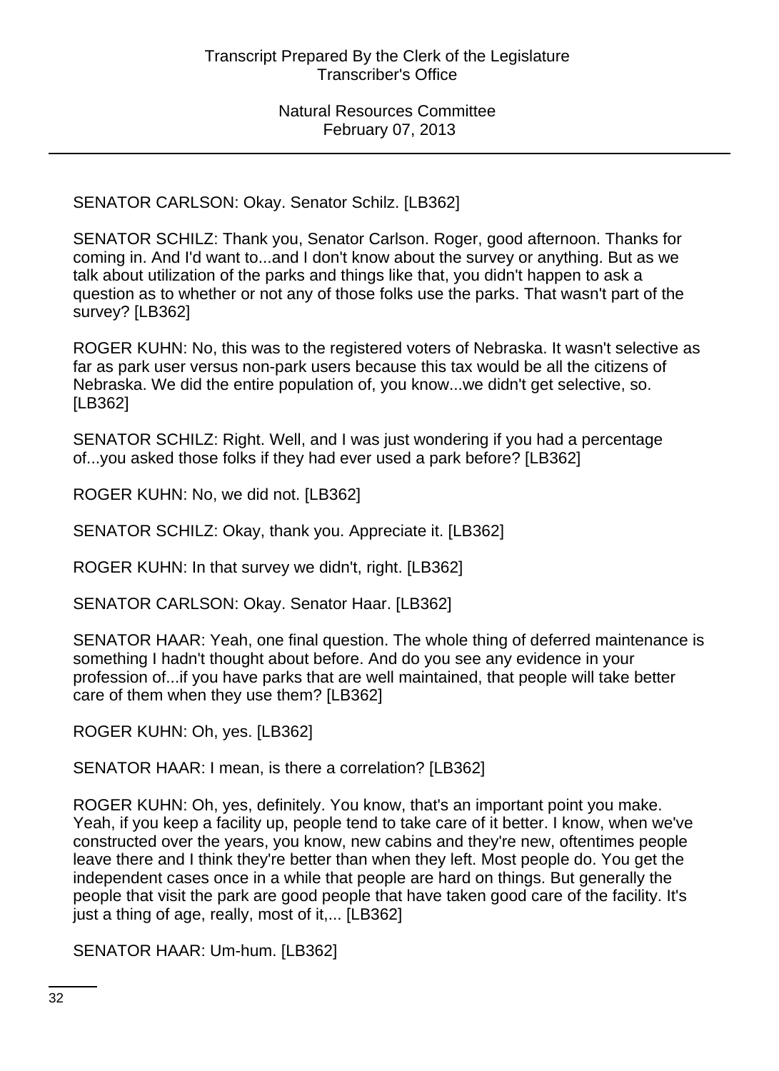SENATOR CARLSON: Okay. Senator Schilz. [LB362]

SENATOR SCHILZ: Thank you, Senator Carlson. Roger, good afternoon. Thanks for coming in. And I'd want to...and I don't know about the survey or anything. But as we talk about utilization of the parks and things like that, you didn't happen to ask a question as to whether or not any of those folks use the parks. That wasn't part of the survey? [LB362]

ROGER KUHN: No, this was to the registered voters of Nebraska. It wasn't selective as far as park user versus non-park users because this tax would be all the citizens of Nebraska. We did the entire population of, you know...we didn't get selective, so. [LB362]

SENATOR SCHILZ: Right. Well, and I was just wondering if you had a percentage of...you asked those folks if they had ever used a park before? [LB362]

ROGER KUHN: No, we did not. [LB362]

SENATOR SCHILZ: Okay, thank you. Appreciate it. [LB362]

ROGER KUHN: In that survey we didn't, right. [LB362]

SENATOR CARLSON: Okay. Senator Haar. [LB362]

SENATOR HAAR: Yeah, one final question. The whole thing of deferred maintenance is something I hadn't thought about before. And do you see any evidence in your profession of...if you have parks that are well maintained, that people will take better care of them when they use them? [LB362]

ROGER KUHN: Oh, yes. [LB362]

SENATOR HAAR: I mean, is there a correlation? [LB362]

ROGER KUHN: Oh, yes, definitely. You know, that's an important point you make. Yeah, if you keep a facility up, people tend to take care of it better. I know, when we've constructed over the years, you know, new cabins and they're new, oftentimes people leave there and I think they're better than when they left. Most people do. You get the independent cases once in a while that people are hard on things. But generally the people that visit the park are good people that have taken good care of the facility. It's just a thing of age, really, most of it,... [LB362]

SENATOR HAAR: Um-hum. [LB362]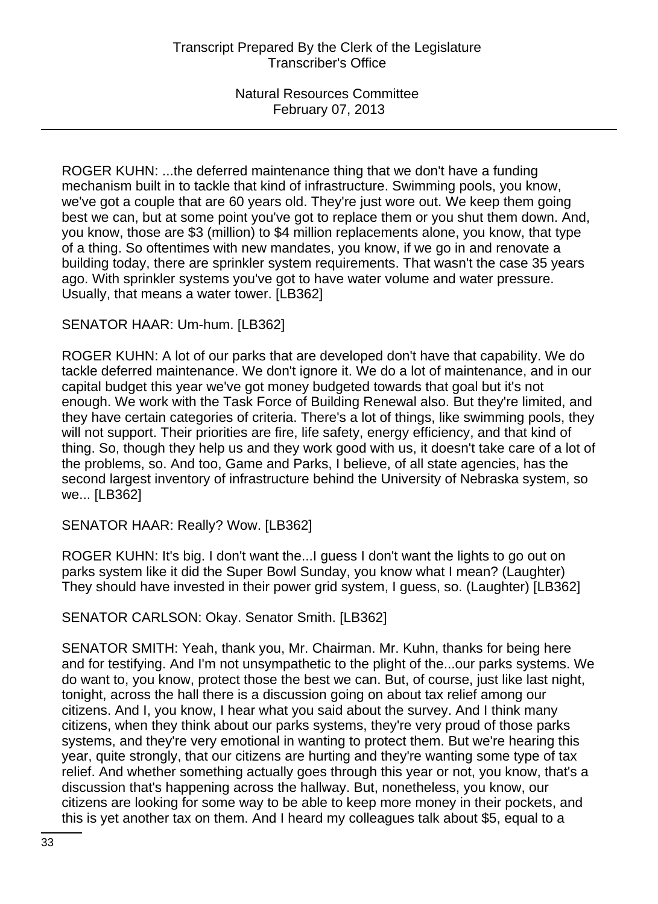ROGER KUHN: ...the deferred maintenance thing that we don't have a funding mechanism built in to tackle that kind of infrastructure. Swimming pools, you know, we've got a couple that are 60 years old. They're just wore out. We keep them going best we can, but at some point you've got to replace them or you shut them down. And, you know, those are $3 (million) to $4 million replacements alone, you know, that type of a thing. So oftentimes with new mandates, you know, if we go in and renovate a building today, there are sprinkler system requirements. That wasn't the case 35 years ago. With sprinkler systems you've got to have water volume and water pressure. Usually, that means a water tower. [LB362]

SENATOR HAAR: Um-hum. [LB362]

ROGER KUHN: A lot of our parks that are developed don't have that capability. We do tackle deferred maintenance. We don't ignore it. We do a lot of maintenance, and in our capital budget this year we've got money budgeted towards that goal but it's not enough. We work with the Task Force of Building Renewal also. But they're limited, and they have certain categories of criteria. There's a lot of things, like swimming pools, they will not support. Their priorities are fire, life safety, energy efficiency, and that kind of thing. So, though they help us and they work good with us, it doesn't take care of a lot of the problems, so. And too, Game and Parks, I believe, of all state agencies, has the second largest inventory of infrastructure behind the University of Nebraska system, so we... [LB362]

SENATOR HAAR: Really? Wow. [LB362]

ROGER KUHN: It's big. I don't want the...I guess I don't want the lights to go out on parks system like it did the Super Bowl Sunday, you know what I mean? (Laughter) They should have invested in their power grid system, I guess, so. (Laughter) [LB362]

SENATOR CARLSON: Okay. Senator Smith. [LB362]

SENATOR SMITH: Yeah, thank you, Mr. Chairman. Mr. Kuhn, thanks for being here and for testifying. And I'm not unsympathetic to the plight of the...our parks systems. We do want to, you know, protect those the best we can. But, of course, just like last night, tonight, across the hall there is a discussion going on about tax relief among our citizens. And I, you know, I hear what you said about the survey. And I think many citizens, when they think about our parks systems, they're very proud of those parks systems, and they're very emotional in wanting to protect them. But we're hearing this year, quite strongly, that our citizens are hurting and they're wanting some type of tax relief. And whether something actually goes through this year or not, you know, that's a discussion that's happening across the hallway. But, nonetheless, you know, our citizens are looking for some way to be able to keep more money in their pockets, and this is yet another tax on them. And I heard my colleagues talk about $5, equal to a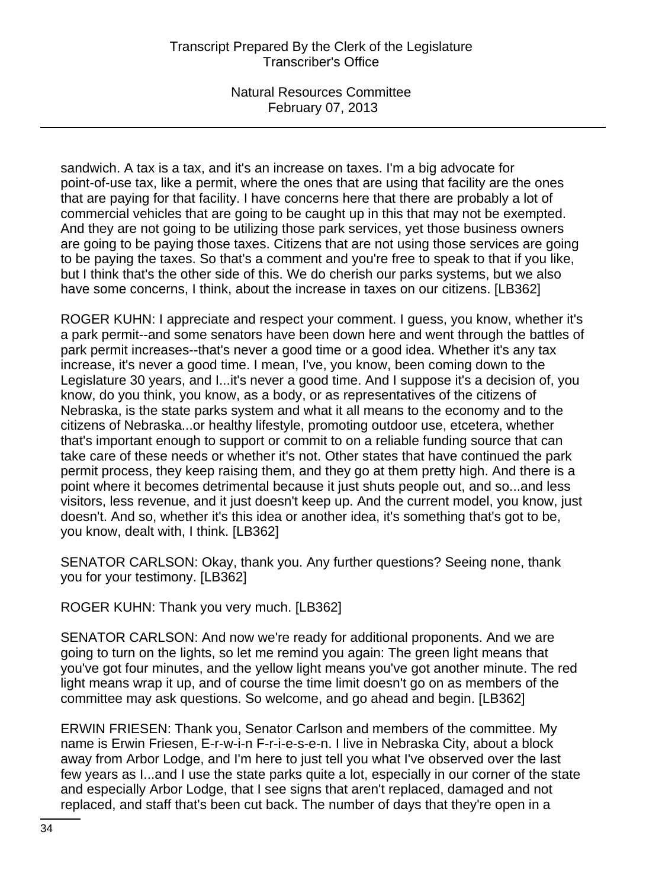sandwich. A tax is a tax, and it's an increase on taxes. I'm a big advocate for point-of-use tax, like a permit, where the ones that are using that facility are the ones that are paying for that facility. I have concerns here that there are probably a lot of commercial vehicles that are going to be caught up in this that may not be exempted. And they are not going to be utilizing those park services, yet those business owners are going to be paying those taxes. Citizens that are not using those services are going to be paying the taxes. So that's a comment and you're free to speak to that if you like, but I think that's the other side of this. We do cherish our parks systems, but we also have some concerns, I think, about the increase in taxes on our citizens. [LB362]

ROGER KUHN: I appreciate and respect your comment. I guess, you know, whether it's a park permit--and some senators have been down here and went through the battles of park permit increases--that's never a good time or a good idea. Whether it's any tax increase, it's never a good time. I mean, I've, you know, been coming down to the Legislature 30 years, and I...it's never a good time. And I suppose it's a decision of, you know, do you think, you know, as a body, or as representatives of the citizens of Nebraska, is the state parks system and what it all means to the economy and to the citizens of Nebraska...or healthy lifestyle, promoting outdoor use, etcetera, whether that's important enough to support or commit to on a reliable funding source that can take care of these needs or whether it's not. Other states that have continued the park permit process, they keep raising them, and they go at them pretty high. And there is a point where it becomes detrimental because it just shuts people out, and so...and less visitors, less revenue, and it just doesn't keep up. And the current model, you know, just doesn't. And so, whether it's this idea or another idea, it's something that's got to be, you know, dealt with, I think. [LB362]

SENATOR CARLSON: Okay, thank you. Any further questions? Seeing none, thank you for your testimony. [LB362]

ROGER KUHN: Thank you very much. [LB362]

SENATOR CARLSON: And now we're ready for additional proponents. And we are going to turn on the lights, so let me remind you again: The green light means that you've got four minutes, and the yellow light means you've got another minute. The red light means wrap it up, and of course the time limit doesn't go on as members of the committee may ask questions. So welcome, and go ahead and begin. [LB362]

ERWIN FRIESEN: Thank you, Senator Carlson and members of the committee. My name is Erwin Friesen, E-r-w-i-n F-r-i-e-s-e-n. I live in Nebraska City, about a block away from Arbor Lodge, and I'm here to just tell you what I've observed over the last few years as I...and I use the state parks quite a lot, especially in our corner of the state and especially Arbor Lodge, that I see signs that aren't replaced, damaged and not replaced, and staff that's been cut back. The number of days that they're open in a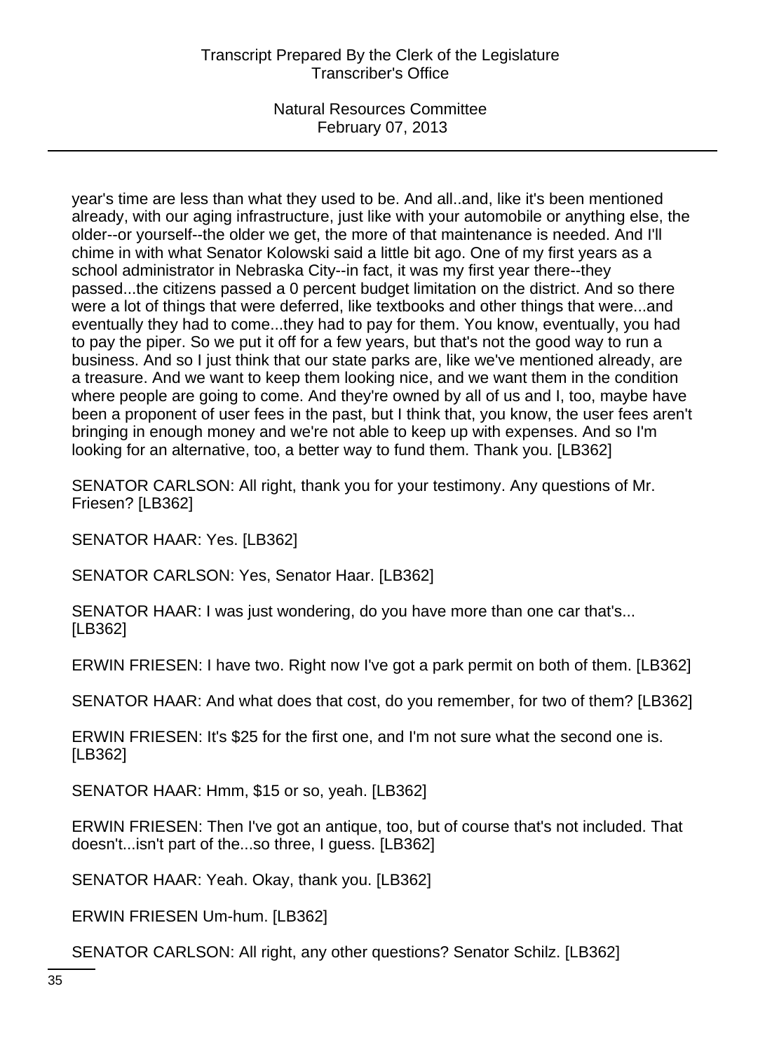year's time are less than what they used to be. And all..and, like it's been mentioned already, with our aging infrastructure, just like with your automobile or anything else, the older--or yourself--the older we get, the more of that maintenance is needed. And I'll chime in with what Senator Kolowski said a little bit ago. One of my first years as a school administrator in Nebraska City--in fact, it was my first year there--they passed...the citizens passed a 0 percent budget limitation on the district. And so there were a lot of things that were deferred, like textbooks and other things that were...and eventually they had to come...they had to pay for them. You know, eventually, you had to pay the piper. So we put it off for a few years, but that's not the good way to run a business. And so I just think that our state parks are, like we've mentioned already, are a treasure. And we want to keep them looking nice, and we want them in the condition where people are going to come. And they're owned by all of us and I, too, maybe have been a proponent of user fees in the past, but I think that, you know, the user fees aren't bringing in enough money and we're not able to keep up with expenses. And so I'm looking for an alternative, too, a better way to fund them. Thank you. [LB362]

SENATOR CARLSON: All right, thank you for your testimony. Any questions of Mr. Friesen? [LB362]

SENATOR HAAR: Yes. [LB362]

SENATOR CARLSON: Yes, Senator Haar. [LB362]

SENATOR HAAR: I was just wondering, do you have more than one car that's... [LB362]

ERWIN FRIESEN: I have two. Right now I've got a park permit on both of them. [LB362]

SENATOR HAAR: And what does that cost, do you remember, for two of them? [LB362]

ERWIN FRIESEN: It's $25 for the first one, and I'm not sure what the second one is. [LB362]

SENATOR HAAR: Hmm, $15 or so, yeah. [LB362]

ERWIN FRIESEN: Then I've got an antique, too, but of course that's not included. That doesn't...isn't part of the...so three, I guess. [LB362]

SENATOR HAAR: Yeah. Okay, thank you. [LB362]

ERWIN FRIESEN Um-hum. [LB362]

SENATOR CARLSON: All right, any other questions? Senator Schilz. [LB362]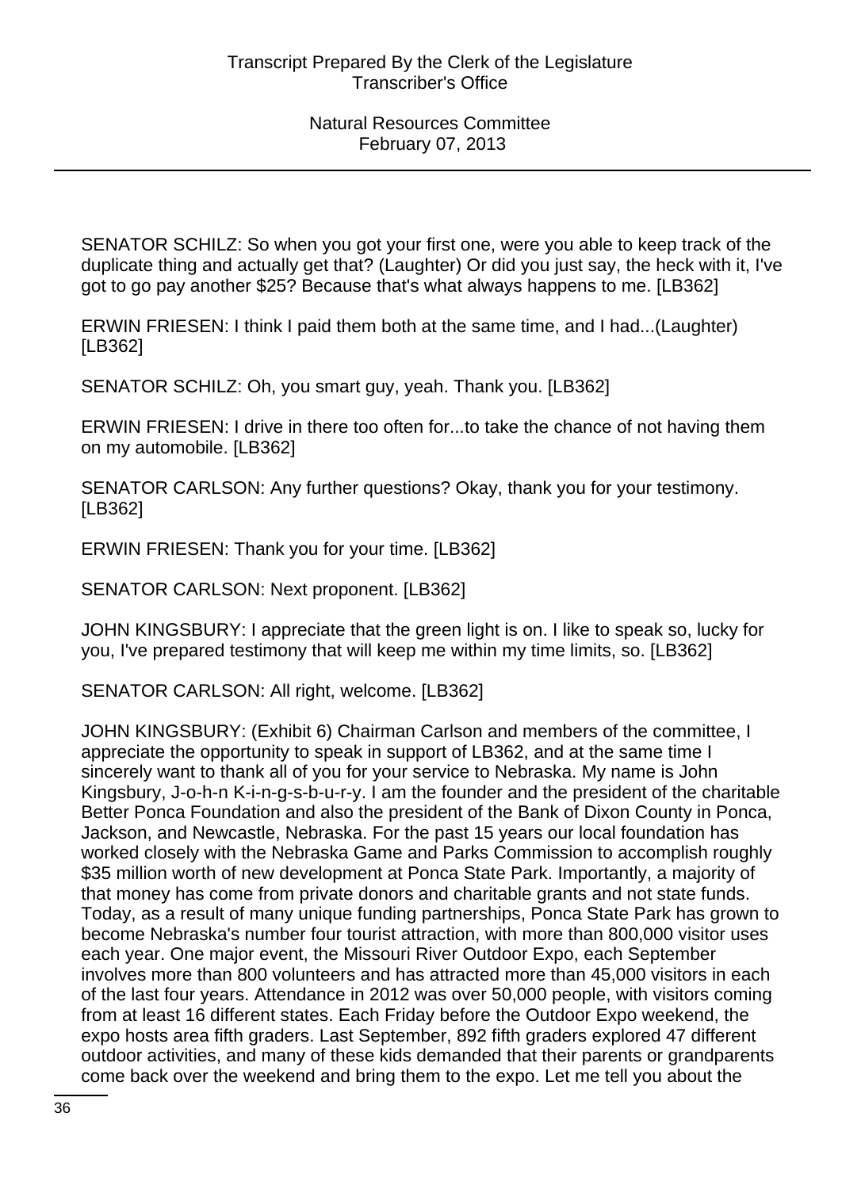SENATOR SCHILZ: So when you got your first one, were you able to keep track of the duplicate thing and actually get that? (Laughter) Or did you just say, the heck with it, I've got to go pay another $25? Because that's what always happens to me. [LB362]

ERWIN FRIESEN: I think I paid them both at the same time, and I had...(Laughter) [LB362]

SENATOR SCHILZ: Oh, you smart guy, yeah. Thank you. [LB362]

ERWIN FRIESEN: I drive in there too often for...to take the chance of not having them on my automobile. [LB362]

SENATOR CARLSON: Any further questions? Okay, thank you for your testimony. [LB362]

ERWIN FRIESEN: Thank you for your time. [LB362]

SENATOR CARLSON: Next proponent. [LB362]

JOHN KINGSBURY: I appreciate that the green light is on. I like to speak so, lucky for you, I've prepared testimony that will keep me within my time limits, so. [LB362]

SENATOR CARLSON: All right, welcome. [LB362]

JOHN KINGSBURY: (Exhibit 6) Chairman Carlson and members of the committee, I appreciate the opportunity to speak in support of LB362, and at the same time I sincerely want to thank all of you for your service to Nebraska. My name is John Kingsbury, J-o-h-n K-i-n-g-s-b-u-r-y. I am the founder and the president of the charitable Better Ponca Foundation and also the president of the Bank of Dixon County in Ponca, Jackson, and Newcastle, Nebraska. For the past 15 years our local foundation has worked closely with the Nebraska Game and Parks Commission to accomplish roughly $35 million worth of new development at Ponca State Park. Importantly, a majority of that money has come from private donors and charitable grants and not state funds. Today, as a result of many unique funding partnerships, Ponca State Park has grown to become Nebraska's number four tourist attraction, with more than 800,000 visitor uses each year. One major event, the Missouri River Outdoor Expo, each September involves more than 800 volunteers and has attracted more than 45,000 visitors in each of the last four years. Attendance in 2012 was over 50,000 people, with visitors coming from at least 16 different states. Each Friday before the Outdoor Expo weekend, the expo hosts area fifth graders. Last September, 892 fifth graders explored 47 different outdoor activities, and many of these kids demanded that their parents or grandparents come back over the weekend and bring them to the expo. Let me tell you about the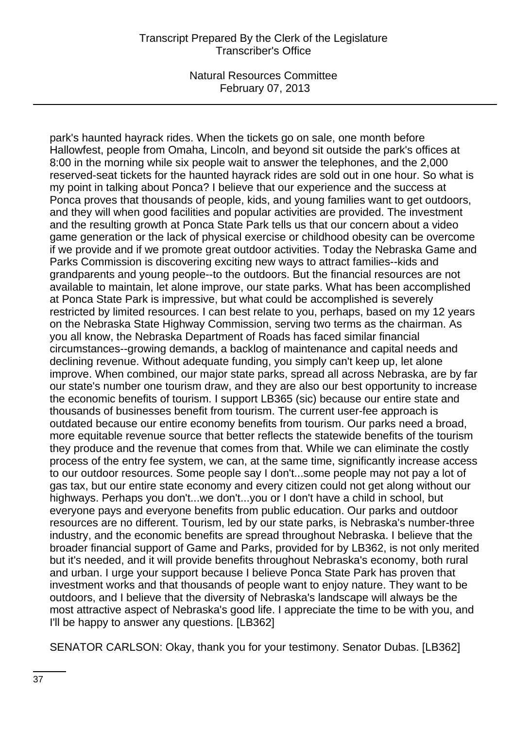park's haunted hayrack rides. When the tickets go on sale, one month before Hallowfest, people from Omaha, Lincoln, and beyond sit outside the park's offices at 8:00 in the morning while six people wait to answer the telephones, and the 2,000 reserved-seat tickets for the haunted hayrack rides are sold out in one hour. So what is my point in talking about Ponca? I believe that our experience and the success at Ponca proves that thousands of people, kids, and young families want to get outdoors, and they will when good facilities and popular activities are provided. The investment and the resulting growth at Ponca State Park tells us that our concern about a video game generation or the lack of physical exercise or childhood obesity can be overcome if we provide and if we promote great outdoor activities. Today the Nebraska Game and Parks Commission is discovering exciting new ways to attract families--kids and grandparents and young people--to the outdoors. But the financial resources are not available to maintain, let alone improve, our state parks. What has been accomplished at Ponca State Park is impressive, but what could be accomplished is severely restricted by limited resources. I can best relate to you, perhaps, based on my 12 years on the Nebraska State Highway Commission, serving two terms as the chairman. As you all know, the Nebraska Department of Roads has faced similar financial circumstances--growing demands, a backlog of maintenance and capital needs and declining revenue. Without adequate funding, you simply can't keep up, let alone improve. When combined, our major state parks, spread all across Nebraska, are by far our state's number one tourism draw, and they are also our best opportunity to increase the economic benefits of tourism. I support LB365 (sic) because our entire state and thousands of businesses benefit from tourism. The current user-fee approach is outdated because our entire economy benefits from tourism. Our parks need a broad, more equitable revenue source that better reflects the statewide benefits of the tourism they produce and the revenue that comes from that. While we can eliminate the costly process of the entry fee system, we can, at the same time, significantly increase access to our outdoor resources. Some people say I don't...some people may not pay a lot of gas tax, but our entire state economy and every citizen could not get along without our highways. Perhaps you don't...we don't...you or I don't have a child in school, but everyone pays and everyone benefits from public education. Our parks and outdoor resources are no different. Tourism, led by our state parks, is Nebraska's number-three industry, and the economic benefits are spread throughout Nebraska. I believe that the broader financial support of Game and Parks, provided for by LB362, is not only merited but it's needed, and it will provide benefits throughout Nebraska's economy, both rural and urban. I urge your support because I believe Ponca State Park has proven that investment works and that thousands of people want to enjoy nature. They want to be outdoors, and I believe that the diversity of Nebraska's landscape will always be the most attractive aspect of Nebraska's good life. I appreciate the time to be with you, and I'll be happy to answer any questions. [LB362]

SENATOR CARLSON: Okay, thank you for your testimony. Senator Dubas. [LB362]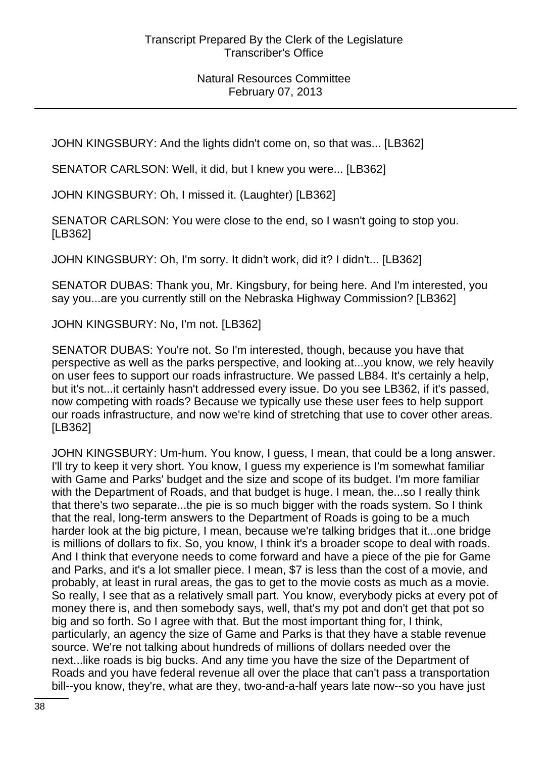JOHN KINGSBURY: And the lights didn't come on, so that was... [LB362]

SENATOR CARLSON: Well, it did, but I knew you were... [LB362]

JOHN KINGSBURY: Oh, I missed it. (Laughter) [LB362]

SENATOR CARLSON: You were close to the end, so I wasn't going to stop you. [LB362]

JOHN KINGSBURY: Oh, I'm sorry. It didn't work, did it? I didn't... [LB362]

SENATOR DUBAS: Thank you, Mr. Kingsbury, for being here. And I'm interested, you say you...are you currently still on the Nebraska Highway Commission? [LB362]

JOHN KINGSBURY: No, I'm not. [LB362]

SENATOR DUBAS: You're not. So I'm interested, though, because you have that perspective as well as the parks perspective, and looking at...you know, we rely heavily on user fees to support our roads infrastructure. We passed LB84. It's certainly a help, but it's not...it certainly hasn't addressed every issue. Do you see LB362, if it's passed, now competing with roads? Because we typically use these user fees to help support our roads infrastructure, and now we're kind of stretching that use to cover other areas. [LB362]

JOHN KINGSBURY: Um-hum. You know, I guess, I mean, that could be a long answer. I'll try to keep it very short. You know, I guess my experience is I'm somewhat familiar with Game and Parks' budget and the size and scope of its budget. I'm more familiar with the Department of Roads, and that budget is huge. I mean, the...so I really think that there's two separate...the pie is so much bigger with the roads system. So I think that the real, long-term answers to the Department of Roads is going to be a much harder look at the big picture, I mean, because we're talking bridges that it...one bridge is millions of dollars to fix. So, you know, I think it's a broader scope to deal with roads. And I think that everyone needs to come forward and have a piece of the pie for Game and Parks, and it's a lot smaller piece. I mean, $7 is less than the cost of a movie, and probably, at least in rural areas, the gas to get to the movie costs as much as a movie. So really, I see that as a relatively small part. You know, everybody picks at every pot of money there is, and then somebody says, well, that's my pot and don't get that pot so big and so forth. So I agree with that. But the most important thing for, I think, particularly, an agency the size of Game and Parks is that they have a stable revenue source. We're not talking about hundreds of millions of dollars needed over the next...like roads is big bucks. And any time you have the size of the Department of Roads and you have federal revenue all over the place that can't pass a transportation bill--you know, they're, what are they, two-and-a-half years late now--so you have just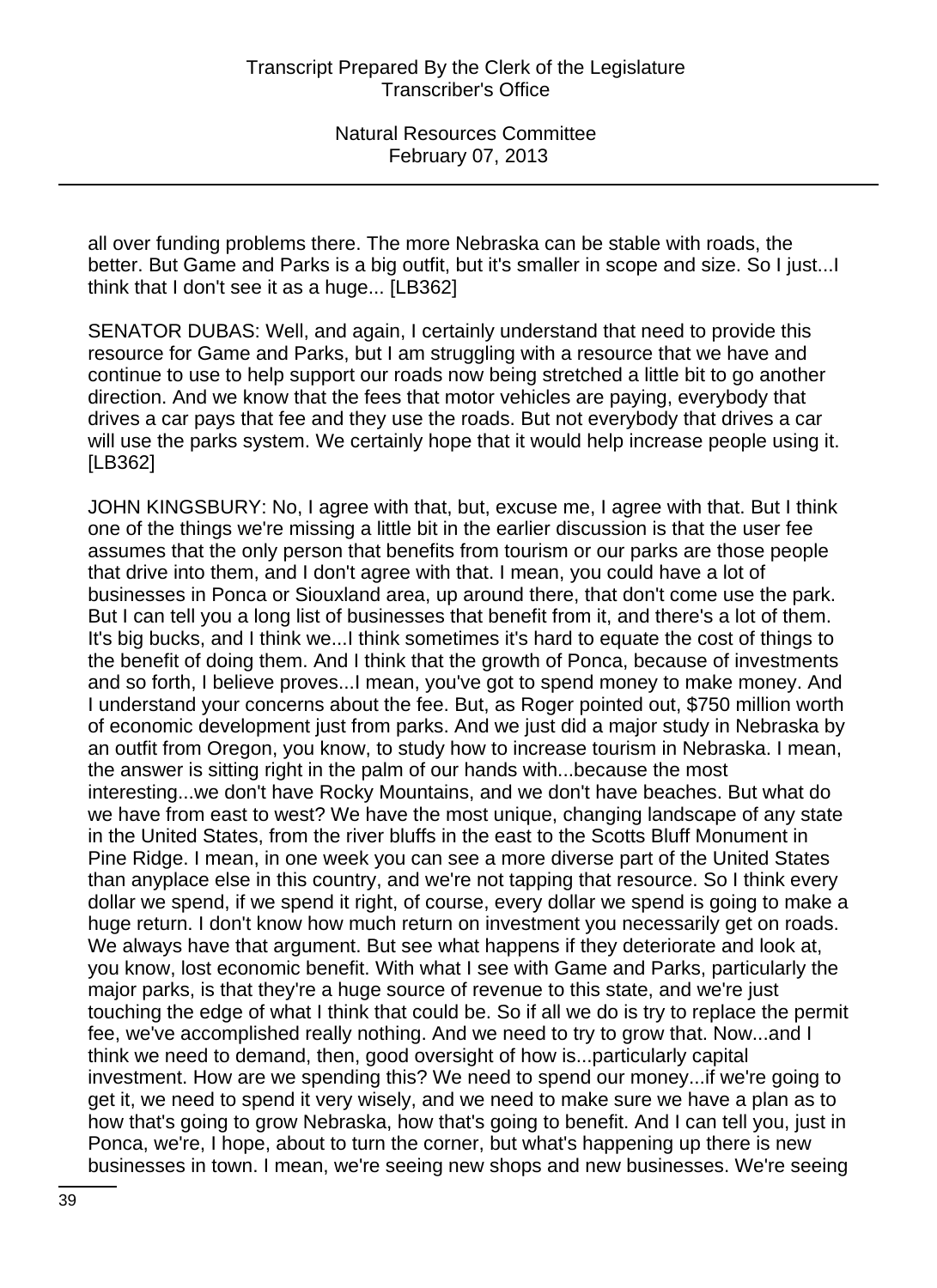all over funding problems there. The more Nebraska can be stable with roads, the better. But Game and Parks is a big outfit, but it's smaller in scope and size. So I just...I think that I don't see it as a huge... [LB362]

SENATOR DUBAS: Well, and again, I certainly understand that need to provide this resource for Game and Parks, but I am struggling with a resource that we have and continue to use to help support our roads now being stretched a little bit to go another direction. And we know that the fees that motor vehicles are paying, everybody that drives a car pays that fee and they use the roads. But not everybody that drives a car will use the parks system. We certainly hope that it would help increase people using it. [LB362]

JOHN KINGSBURY: No, I agree with that, but, excuse me, I agree with that. But I think one of the things we're missing a little bit in the earlier discussion is that the user fee assumes that the only person that benefits from tourism or our parks are those people that drive into them, and I don't agree with that. I mean, you could have a lot of businesses in Ponca or Siouxland area, up around there, that don't come use the park. But I can tell you a long list of businesses that benefit from it, and there's a lot of them. It's big bucks, and I think we...I think sometimes it's hard to equate the cost of things to the benefit of doing them. And I think that the growth of Ponca, because of investments and so forth, I believe proves...I mean, you've got to spend money to make money. And I understand your concerns about the fee. But, as Roger pointed out, $750 million worth of economic development just from parks. And we just did a major study in Nebraska by an outfit from Oregon, you know, to study how to increase tourism in Nebraska. I mean, the answer is sitting right in the palm of our hands with...because the most interesting...we don't have Rocky Mountains, and we don't have beaches. But what do we have from east to west? We have the most unique, changing landscape of any state in the United States, from the river bluffs in the east to the Scotts Bluff Monument in Pine Ridge. I mean, in one week you can see a more diverse part of the United States than anyplace else in this country, and we're not tapping that resource. So I think every dollar we spend, if we spend it right, of course, every dollar we spend is going to make a huge return. I don't know how much return on investment you necessarily get on roads. We always have that argument. But see what happens if they deteriorate and look at, you know, lost economic benefit. With what I see with Game and Parks, particularly the major parks, is that they're a huge source of revenue to this state, and we're just touching the edge of what I think that could be. So if all we do is try to replace the permit fee, we've accomplished really nothing. And we need to try to grow that. Now...and I think we need to demand, then, good oversight of how is...particularly capital investment. How are we spending this? We need to spend our money...if we're going to get it, we need to spend it very wisely, and we need to make sure we have a plan as to how that's going to grow Nebraska, how that's going to benefit. And I can tell you, just in Ponca, we're, I hope, about to turn the corner, but what's happening up there is new businesses in town. I mean, we're seeing new shops and new businesses. We're seeing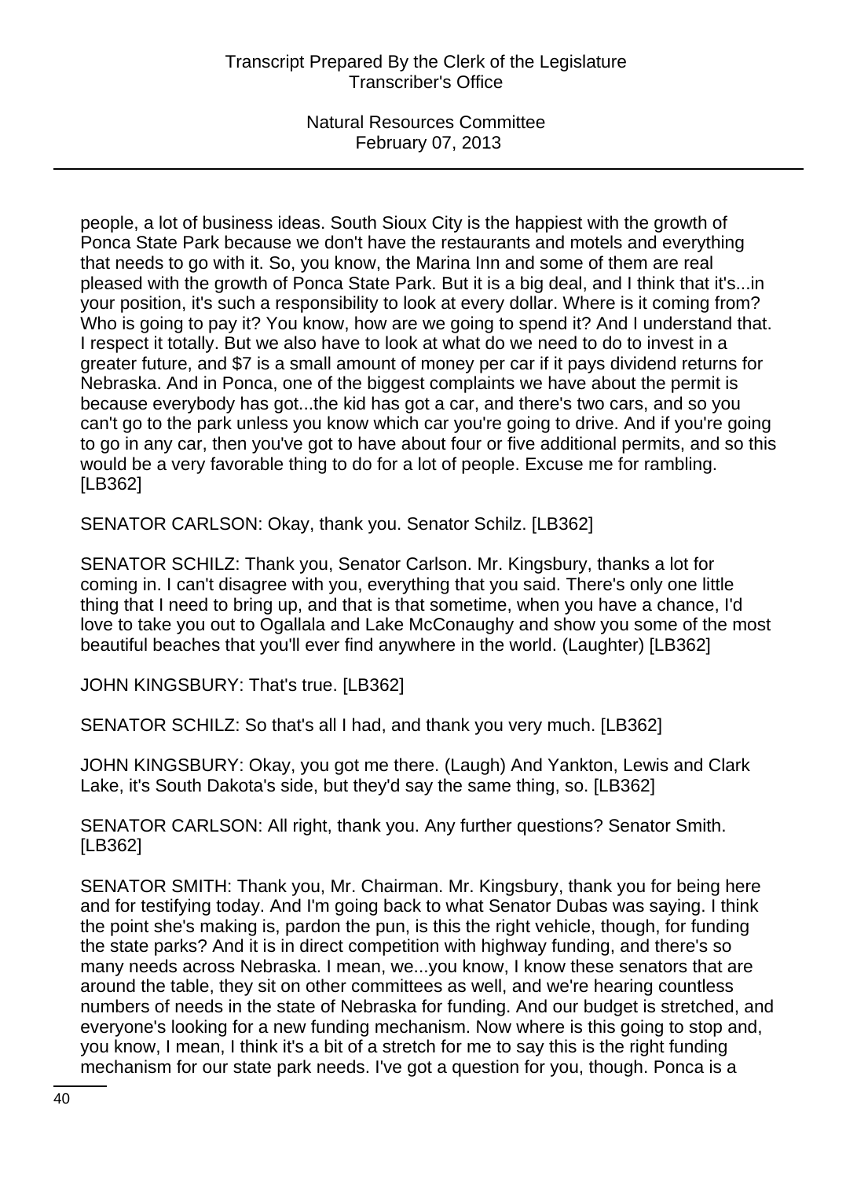people, a lot of business ideas. South Sioux City is the happiest with the growth of Ponca State Park because we don't have the restaurants and motels and everything that needs to go with it. So, you know, the Marina Inn and some of them are real pleased with the growth of Ponca State Park. But it is a big deal, and I think that it's...in your position, it's such a responsibility to look at every dollar. Where is it coming from? Who is going to pay it? You know, how are we going to spend it? And I understand that. I respect it totally. But we also have to look at what do we need to do to invest in a greater future, and $7 is a small amount of money per car if it pays dividend returns for Nebraska. And in Ponca, one of the biggest complaints we have about the permit is because everybody has got...the kid has got a car, and there's two cars, and so you can't go to the park unless you know which car you're going to drive. And if you're going to go in any car, then you've got to have about four or five additional permits, and so this would be a very favorable thing to do for a lot of people. Excuse me for rambling. [LB362]

SENATOR CARLSON: Okay, thank you. Senator Schilz. [LB362]

SENATOR SCHILZ: Thank you, Senator Carlson. Mr. Kingsbury, thanks a lot for coming in. I can't disagree with you, everything that you said. There's only one little thing that I need to bring up, and that is that sometime, when you have a chance, I'd love to take you out to Ogallala and Lake McConaughy and show you some of the most beautiful beaches that you'll ever find anywhere in the world. (Laughter) [LB362]

JOHN KINGSBURY: That's true. [LB362]

SENATOR SCHILZ: So that's all I had, and thank you very much. [LB362]

JOHN KINGSBURY: Okay, you got me there. (Laugh) And Yankton, Lewis and Clark Lake, it's South Dakota's side, but they'd say the same thing, so. [LB362]

SENATOR CARLSON: All right, thank you. Any further questions? Senator Smith. [LB362]

SENATOR SMITH: Thank you, Mr. Chairman. Mr. Kingsbury, thank you for being here and for testifying today. And I'm going back to what Senator Dubas was saying. I think the point she's making is, pardon the pun, is this the right vehicle, though, for funding the state parks? And it is in direct competition with highway funding, and there's so many needs across Nebraska. I mean, we...you know, I know these senators that are around the table, they sit on other committees as well, and we're hearing countless numbers of needs in the state of Nebraska for funding. And our budget is stretched, and everyone's looking for a new funding mechanism. Now where is this going to stop and, you know, I mean, I think it's a bit of a stretch for me to say this is the right funding mechanism for our state park needs. I've got a question for you, though. Ponca is a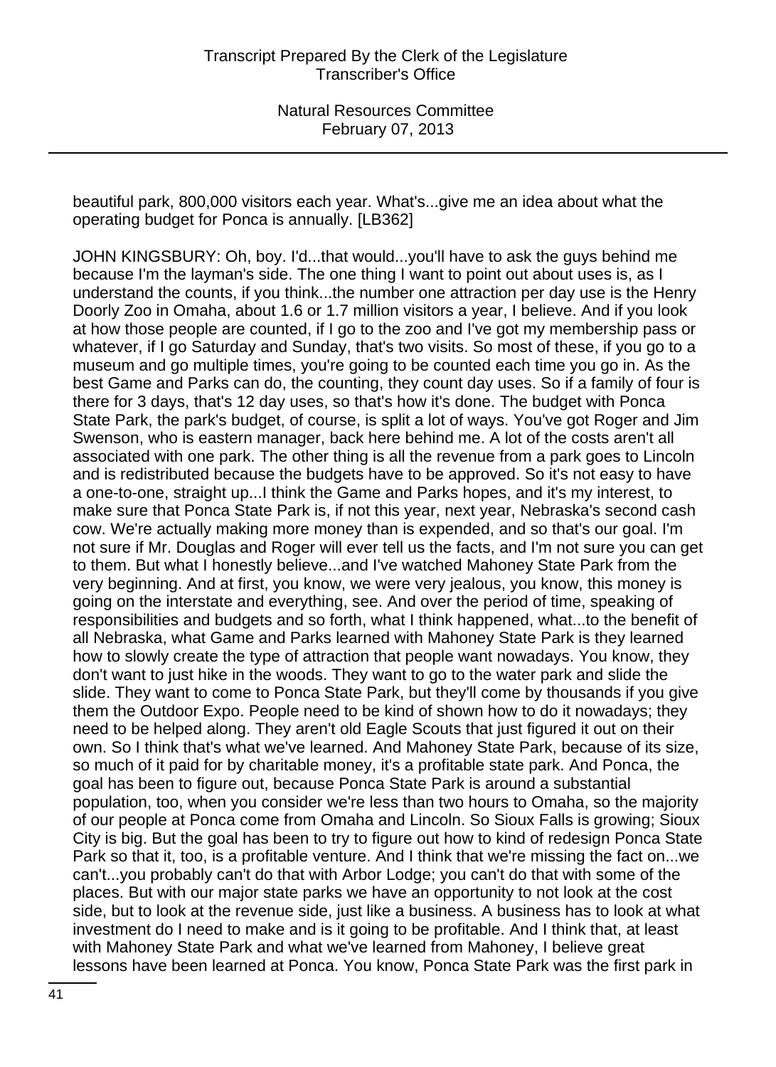beautiful park, 800,000 visitors each year. What's...give me an idea about what the operating budget for Ponca is annually. [LB362]

JOHN KINGSBURY: Oh, boy. I'd...that would...you'll have to ask the guys behind me because I'm the layman's side. The one thing I want to point out about uses is, as I understand the counts, if you think...the number one attraction per day use is the Henry Doorly Zoo in Omaha, about 1.6 or 1.7 million visitors a year, I believe. And if you look at how those people are counted, if I go to the zoo and I've got my membership pass or whatever, if I go Saturday and Sunday, that's two visits. So most of these, if you go to a museum and go multiple times, you're going to be counted each time you go in. As the best Game and Parks can do, the counting, they count day uses. So if a family of four is there for 3 days, that's 12 day uses, so that's how it's done. The budget with Ponca State Park, the park's budget, of course, is split a lot of ways. You've got Roger and Jim Swenson, who is eastern manager, back here behind me. A lot of the costs aren't all associated with one park. The other thing is all the revenue from a park goes to Lincoln and is redistributed because the budgets have to be approved. So it's not easy to have a one-to-one, straight up...I think the Game and Parks hopes, and it's my interest, to make sure that Ponca State Park is, if not this year, next year, Nebraska's second cash cow. We're actually making more money than is expended, and so that's our goal. I'm not sure if Mr. Douglas and Roger will ever tell us the facts, and I'm not sure you can get to them. But what I honestly believe...and I've watched Mahoney State Park from the very beginning. And at first, you know, we were very jealous, you know, this money is going on the interstate and everything, see. And over the period of time, speaking of responsibilities and budgets and so forth, what I think happened, what...to the benefit of all Nebraska, what Game and Parks learned with Mahoney State Park is they learned how to slowly create the type of attraction that people want nowadays. You know, they don't want to just hike in the woods. They want to go to the water park and slide the slide. They want to come to Ponca State Park, but they'll come by thousands if you give them the Outdoor Expo. People need to be kind of shown how to do it nowadays; they need to be helped along. They aren't old Eagle Scouts that just figured it out on their own. So I think that's what we've learned. And Mahoney State Park, because of its size, so much of it paid for by charitable money, it's a profitable state park. And Ponca, the goal has been to figure out, because Ponca State Park is around a substantial population, too, when you consider we're less than two hours to Omaha, so the majority of our people at Ponca come from Omaha and Lincoln. So Sioux Falls is growing; Sioux City is big. But the goal has been to try to figure out how to kind of redesign Ponca State Park so that it, too, is a profitable venture. And I think that we're missing the fact on...we can't...you probably can't do that with Arbor Lodge; you can't do that with some of the places. But with our major state parks we have an opportunity to not look at the cost side, but to look at the revenue side, just like a business. A business has to look at what investment do I need to make and is it going to be profitable. And I think that, at least with Mahoney State Park and what we've learned from Mahoney, I believe great lessons have been learned at Ponca. You know, Ponca State Park was the first park in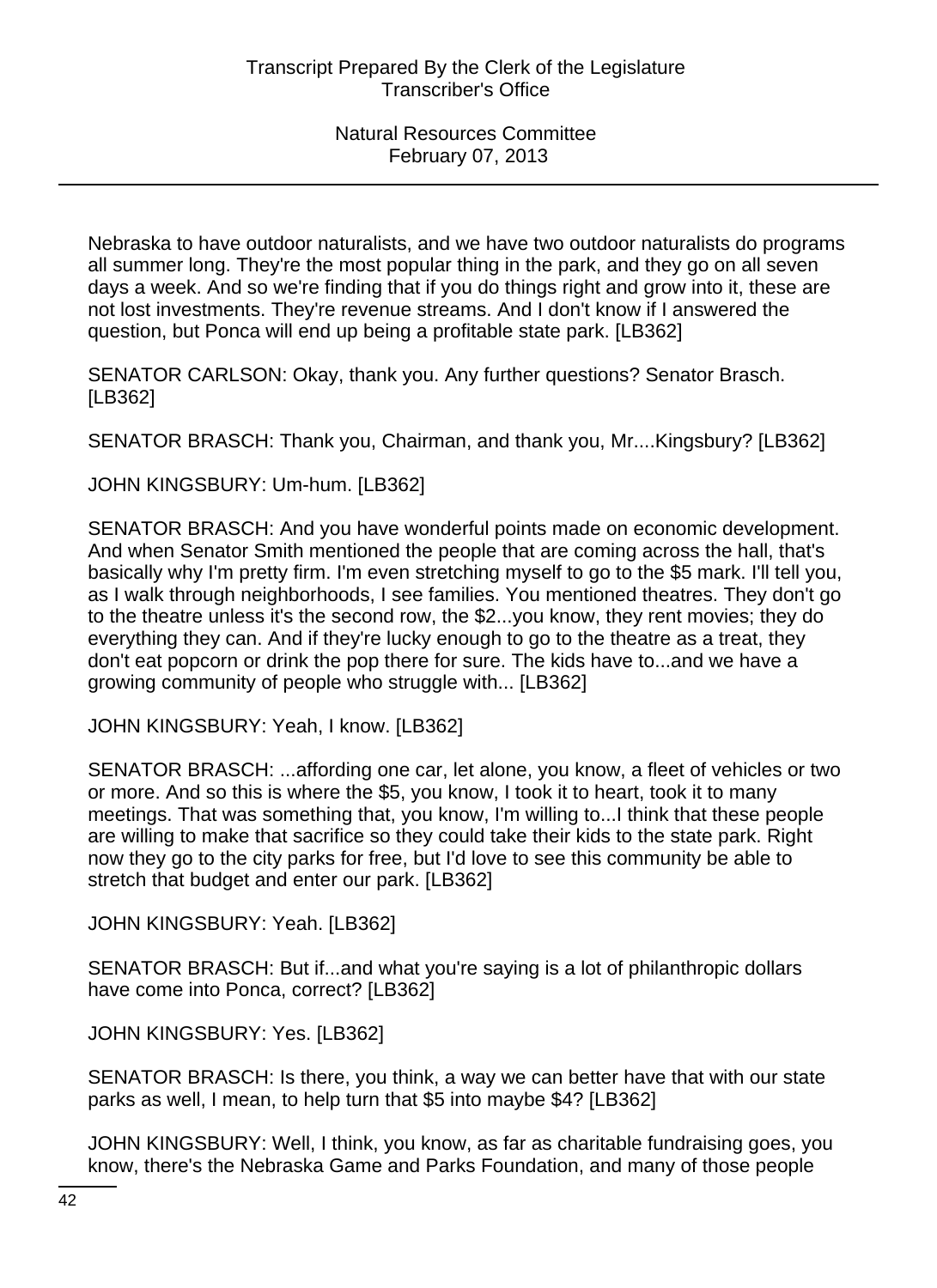Nebraska to have outdoor naturalists, and we have two outdoor naturalists do programs all summer long. They're the most popular thing in the park, and they go on all seven days a week. And so we're finding that if you do things right and grow into it, these are not lost investments. They're revenue streams. And I don't know if I answered the question, but Ponca will end up being a profitable state park. [LB362]

SENATOR CARLSON: Okay, thank you. Any further questions? Senator Brasch. [LB362]

SENATOR BRASCH: Thank you, Chairman, and thank you, Mr....Kingsbury? [LB362]

JOHN KINGSBURY: Um-hum. [LB362]

SENATOR BRASCH: And you have wonderful points made on economic development. And when Senator Smith mentioned the people that are coming across the hall, that's basically why I'm pretty firm. I'm even stretching myself to go to the $5 mark. I'll tell you, as I walk through neighborhoods, I see families. You mentioned theatres. They don't go to the theatre unless it's the second row, the $2...you know, they rent movies; they do everything they can. And if they're lucky enough to go to the theatre as a treat, they don't eat popcorn or drink the pop there for sure. The kids have to...and we have a growing community of people who struggle with... [LB362]

JOHN KINGSBURY: Yeah, I know. [LB362]

SENATOR BRASCH: ...affording one car, let alone, you know, a fleet of vehicles or two or more. And so this is where the $5, you know, I took it to heart, took it to many meetings. That was something that, you know, I'm willing to...I think that these people are willing to make that sacrifice so they could take their kids to the state park. Right now they go to the city parks for free, but I'd love to see this community be able to stretch that budget and enter our park. [LB362]

JOHN KINGSBURY: Yeah. [LB362]

SENATOR BRASCH: But if...and what you're saying is a lot of philanthropic dollars have come into Ponca, correct? [LB362]

JOHN KINGSBURY: Yes. [LB362]

SENATOR BRASCH: Is there, you think, a way we can better have that with our state parks as well, I mean, to help turn that $5 into maybe $4? [LB362]

JOHN KINGSBURY: Well, I think, you know, as far as charitable fundraising goes, you know, there's the Nebraska Game and Parks Foundation, and many of those people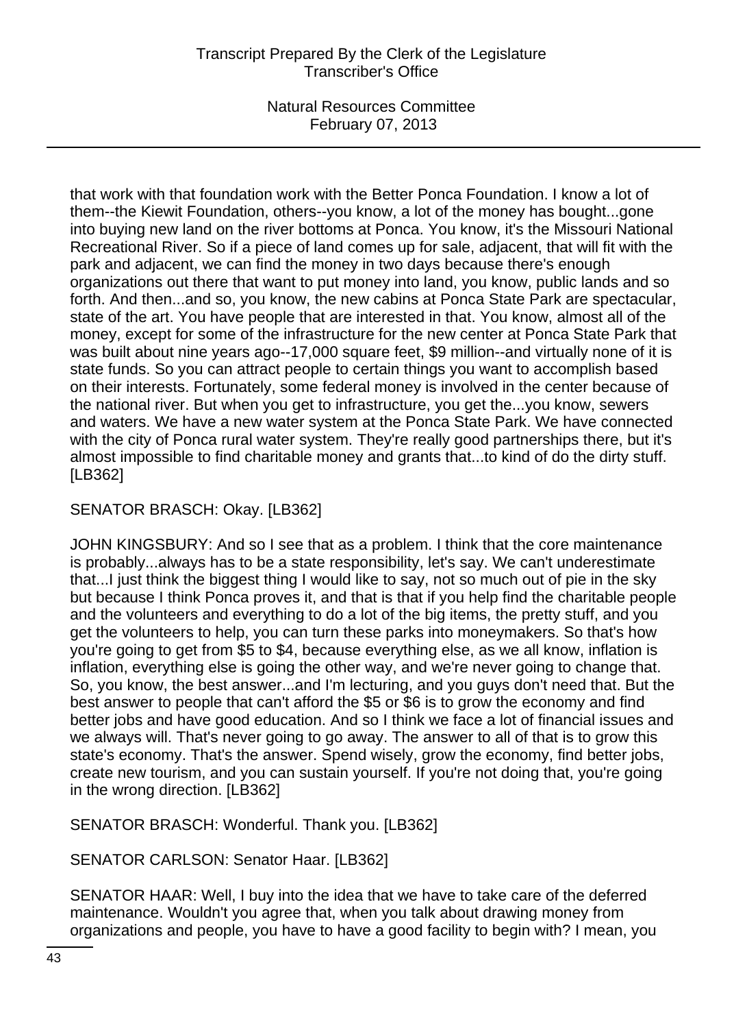that work with that foundation work with the Better Ponca Foundation. I know a lot of them--the Kiewit Foundation, others--you know, a lot of the money has bought...gone into buying new land on the river bottoms at Ponca. You know, it's the Missouri National Recreational River. So if a piece of land comes up for sale, adjacent, that will fit with the park and adjacent, we can find the money in two days because there's enough organizations out there that want to put money into land, you know, public lands and so forth. And then...and so, you know, the new cabins at Ponca State Park are spectacular, state of the art. You have people that are interested in that. You know, almost all of the money, except for some of the infrastructure for the new center at Ponca State Park that was built about nine years ago--17,000 square feet, $9 million--and virtually none of it is state funds. So you can attract people to certain things you want to accomplish based on their interests. Fortunately, some federal money is involved in the center because of the national river. But when you get to infrastructure, you get the...you know, sewers and waters. We have a new water system at the Ponca State Park. We have connected with the city of Ponca rural water system. They're really good partnerships there, but it's almost impossible to find charitable money and grants that...to kind of do the dirty stuff. [LB362]

SENATOR BRASCH: Okay. [LB362]

JOHN KINGSBURY: And so I see that as a problem. I think that the core maintenance is probably...always has to be a state responsibility, let's say. We can't underestimate that...I just think the biggest thing I would like to say, not so much out of pie in the sky but because I think Ponca proves it, and that is that if you help find the charitable people and the volunteers and everything to do a lot of the big items, the pretty stuff, and you get the volunteers to help, you can turn these parks into moneymakers. So that's how you're going to get from $5 to $4, because everything else, as we all know, inflation is inflation, everything else is going the other way, and we're never going to change that. So, you know, the best answer...and I'm lecturing, and you guys don't need that. But the best answer to people that can't afford the $5 or $6 is to grow the economy and find better jobs and have good education. And so I think we face a lot of financial issues and we always will. That's never going to go away. The answer to all of that is to grow this state's economy. That's the answer. Spend wisely, grow the economy, find better jobs, create new tourism, and you can sustain yourself. If you're not doing that, you're going in the wrong direction. [LB362]

SENATOR BRASCH: Wonderful. Thank you. [LB362]

SENATOR CARLSON: Senator Haar. [LB362]

SENATOR HAAR: Well, I buy into the idea that we have to take care of the deferred maintenance. Wouldn't you agree that, when you talk about drawing money from organizations and people, you have to have a good facility to begin with? I mean, you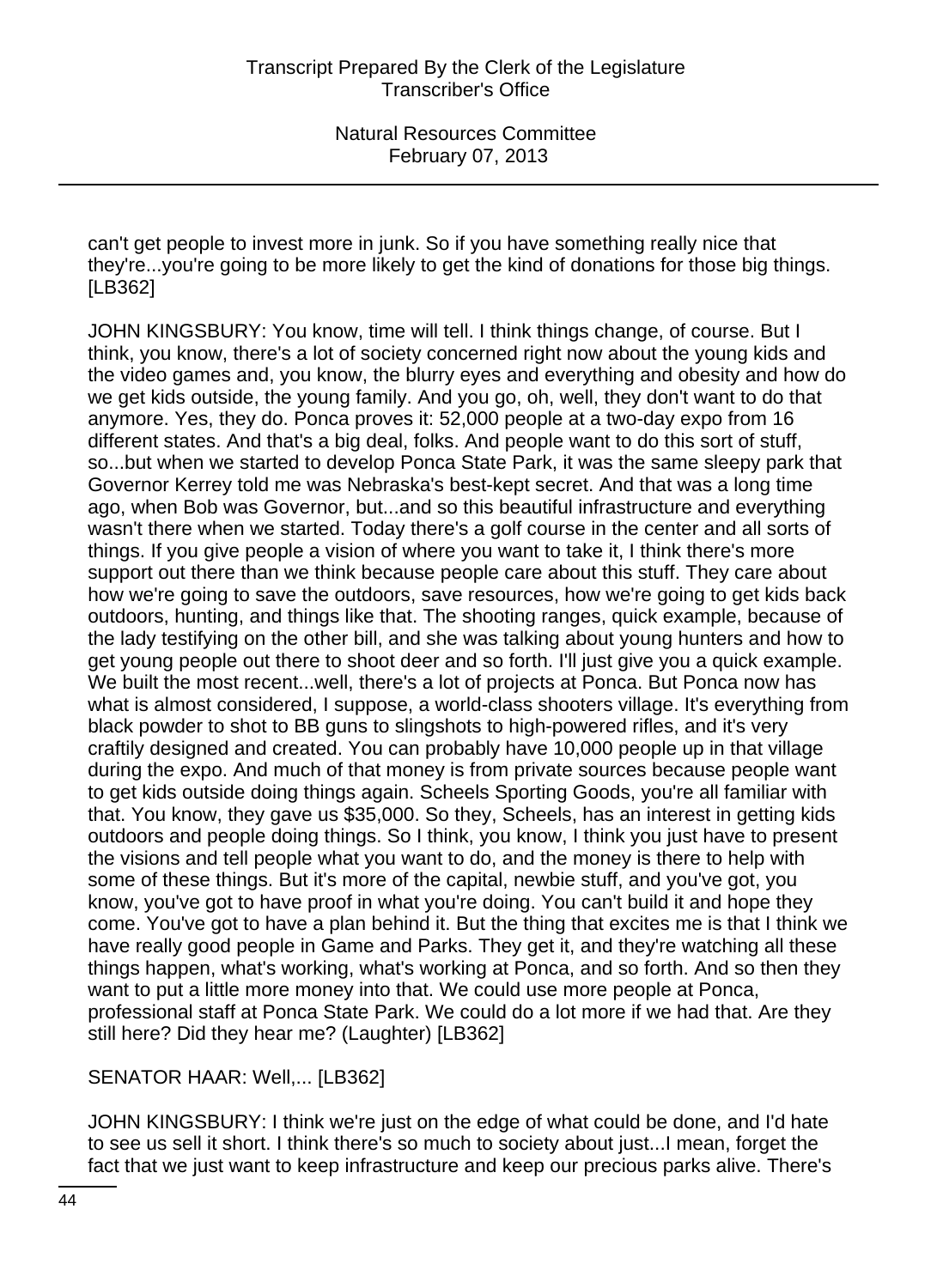can't get people to invest more in junk. So if you have something really nice that they're...you're going to be more likely to get the kind of donations for those big things. [LB362]

JOHN KINGSBURY: You know, time will tell. I think things change, of course. But I think, you know, there's a lot of society concerned right now about the young kids and the video games and, you know, the blurry eyes and everything and obesity and how do we get kids outside, the young family. And you go, oh, well, they don't want to do that anymore. Yes, they do. Ponca proves it: 52,000 people at a two-day expo from 16 different states. And that's a big deal, folks. And people want to do this sort of stuff, so...but when we started to develop Ponca State Park, it was the same sleepy park that Governor Kerrey told me was Nebraska's best-kept secret. And that was a long time ago, when Bob was Governor, but...and so this beautiful infrastructure and everything wasn't there when we started. Today there's a golf course in the center and all sorts of things. If you give people a vision of where you want to take it, I think there's more support out there than we think because people care about this stuff. They care about how we're going to save the outdoors, save resources, how we're going to get kids back outdoors, hunting, and things like that. The shooting ranges, quick example, because of the lady testifying on the other bill, and she was talking about young hunters and how to get young people out there to shoot deer and so forth. I'll just give you a quick example. We built the most recent...well, there's a lot of projects at Ponca. But Ponca now has what is almost considered, I suppose, a world-class shooters village. It's everything from black powder to shot to BB guns to slingshots to high-powered rifles, and it's very craftily designed and created. You can probably have 10,000 people up in that village during the expo. And much of that money is from private sources because people want to get kids outside doing things again. Scheels Sporting Goods, you're all familiar with that. You know, they gave us $35,000. So they, Scheels, has an interest in getting kids outdoors and people doing things. So I think, you know, I think you just have to present the visions and tell people what you want to do, and the money is there to help with some of these things. But it's more of the capital, newbie stuff, and you've got, you know, you've got to have proof in what you're doing. You can't build it and hope they come. You've got to have a plan behind it. But the thing that excites me is that I think we have really good people in Game and Parks. They get it, and they're watching all these things happen, what's working, what's working at Ponca, and so forth. And so then they want to put a little more money into that. We could use more people at Ponca, professional staff at Ponca State Park. We could do a lot more if we had that. Are they still here? Did they hear me? (Laughter) [LB362]

SENATOR HAAR: Well,... [LB362]

JOHN KINGSBURY: I think we're just on the edge of what could be done, and I'd hate to see us sell it short. I think there's so much to society about just...I mean, forget the fact that we just want to keep infrastructure and keep our precious parks alive. There's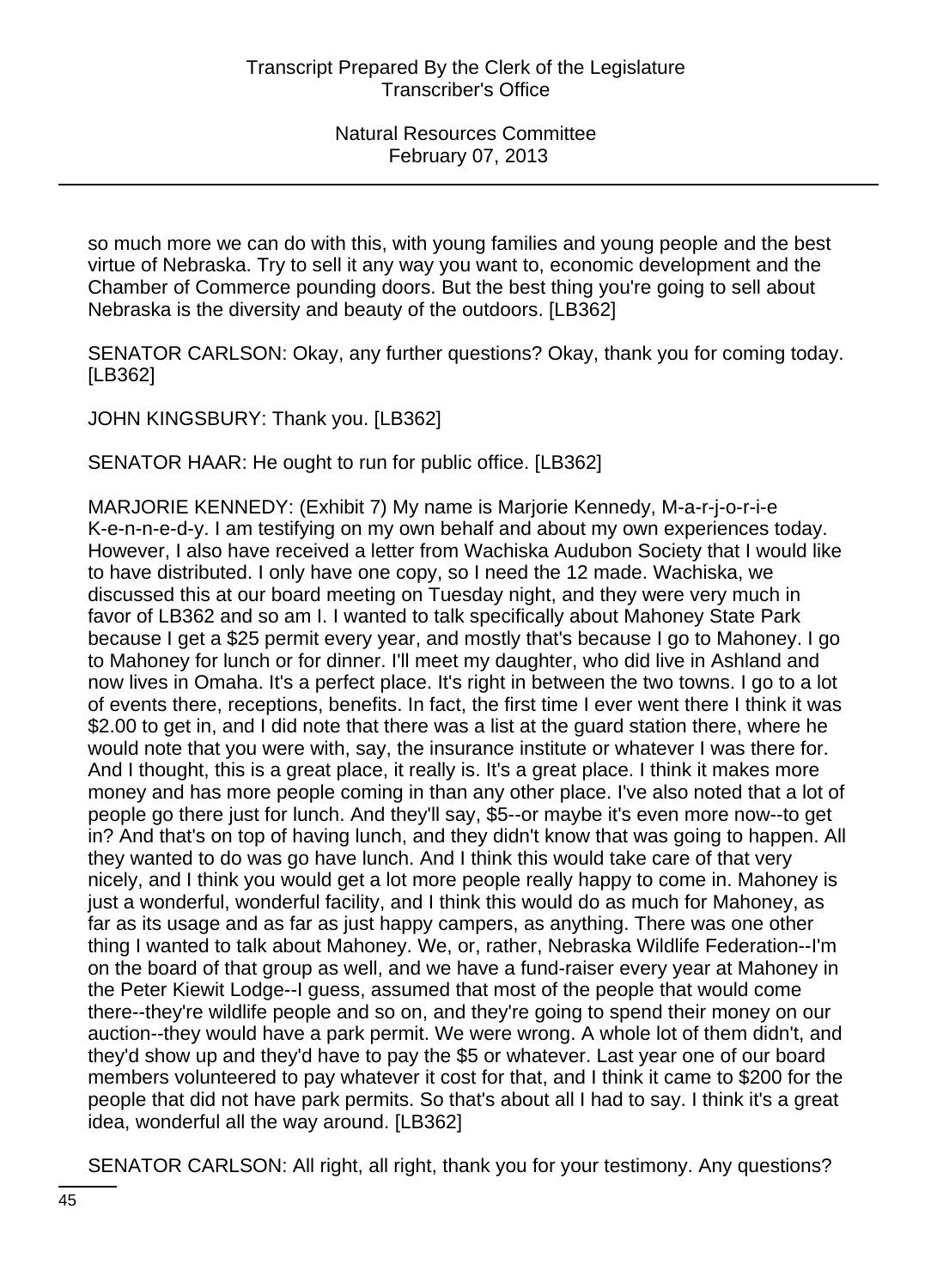so much more we can do with this, with young families and young people and the best virtue of Nebraska. Try to sell it any way you want to, economic development and the Chamber of Commerce pounding doors. But the best thing you're going to sell about Nebraska is the diversity and beauty of the outdoors. [LB362]

SENATOR CARLSON: Okay, any further questions? Okay, thank you for coming today. [LB362]

JOHN KINGSBURY: Thank you. [LB362]

SENATOR HAAR: He ought to run for public office. [LB362]

MARJORIE KENNEDY: (Exhibit 7) My name is Marjorie Kennedy, M-a-r-j-o-r-i-e K-e-n-n-e-d-y. I am testifying on my own behalf and about my own experiences today. However, I also have received a letter from Wachiska Audubon Society that I would like to have distributed. I only have one copy, so I need the 12 made. Wachiska, we discussed this at our board meeting on Tuesday night, and they were very much in favor of LB362 and so am I. I wanted to talk specifically about Mahoney State Park because I get a $25 permit every year, and mostly that's because I go to Mahoney. I go to Mahoney for lunch or for dinner. I'll meet my daughter, who did live in Ashland and now lives in Omaha. It's a perfect place. It's right in between the two towns. I go to a lot of events there, receptions, benefits. In fact, the first time I ever went there I think it was $2.00 to get in, and I did note that there was a list at the guard station there, where he would note that you were with, say, the insurance institute or whatever I was there for. And I thought, this is a great place, it really is. It's a great place. I think it makes more money and has more people coming in than any other place. I've also noted that a lot of people go there just for lunch. And they'll say, $5--or maybe it's even more now--to get in? And that's on top of having lunch, and they didn't know that was going to happen. All they wanted to do was go have lunch. And I think this would take care of that very nicely, and I think you would get a lot more people really happy to come in. Mahoney is just a wonderful, wonderful facility, and I think this would do as much for Mahoney, as far as its usage and as far as just happy campers, as anything. There was one other thing I wanted to talk about Mahoney. We, or, rather, Nebraska Wildlife Federation--I'm on the board of that group as well, and we have a fund-raiser every year at Mahoney in the Peter Kiewit Lodge--I guess, assumed that most of the people that would come there--they're wildlife people and so on, and they're going to spend their money on our auction--they would have a park permit. We were wrong. A whole lot of them didn't, and they'd show up and they'd have to pay the $5 or whatever. Last year one of our board members volunteered to pay whatever it cost for that, and I think it came to $200 for the people that did not have park permits. So that's about all I had to say. I think it's a great idea, wonderful all the way around. [LB362]

SENATOR CARLSON: All right, all right, thank you for your testimony. Any questions?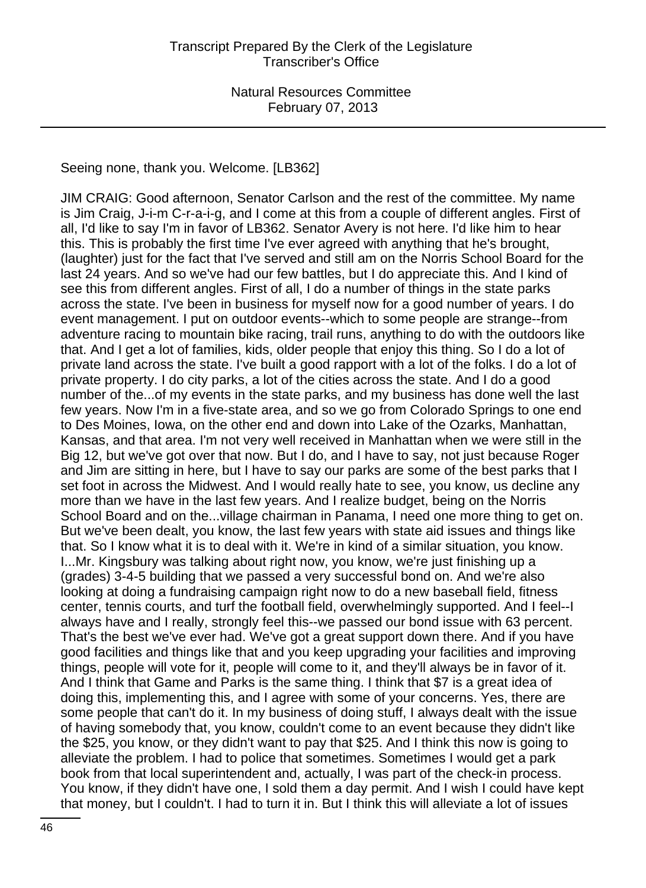Seeing none, thank you. Welcome. [LB362]

JIM CRAIG: Good afternoon, Senator Carlson and the rest of the committee. My name is Jim Craig, J-i-m C-r-a-i-g, and I come at this from a couple of different angles. First of all, I'd like to say I'm in favor of LB362. Senator Avery is not here. I'd like him to hear this. This is probably the first time I've ever agreed with anything that he's brought, (laughter) just for the fact that I've served and still am on the Norris School Board for the last 24 years. And so we've had our few battles, but I do appreciate this. And I kind of see this from different angles. First of all, I do a number of things in the state parks across the state. I've been in business for myself now for a good number of years. I do event management. I put on outdoor events--which to some people are strange--from adventure racing to mountain bike racing, trail runs, anything to do with the outdoors like that. And I get a lot of families, kids, older people that enjoy this thing. So I do a lot of private land across the state. I've built a good rapport with a lot of the folks. I do a lot of private property. I do city parks, a lot of the cities across the state. And I do a good number of the...of my events in the state parks, and my business has done well the last few years. Now I'm in a five-state area, and so we go from Colorado Springs to one end to Des Moines, Iowa, on the other end and down into Lake of the Ozarks, Manhattan, Kansas, and that area. I'm not very well received in Manhattan when we were still in the Big 12, but we've got over that now. But I do, and I have to say, not just because Roger and Jim are sitting in here, but I have to say our parks are some of the best parks that I set foot in across the Midwest. And I would really hate to see, you know, us decline any more than we have in the last few years. And I realize budget, being on the Norris School Board and on the...village chairman in Panama, I need one more thing to get on. But we've been dealt, you know, the last few years with state aid issues and things like that. So I know what it is to deal with it. We're in kind of a similar situation, you know. I...Mr. Kingsbury was talking about right now, you know, we're just finishing up a (grades) 3-4-5 building that we passed a very successful bond on. And we're also looking at doing a fundraising campaign right now to do a new baseball field, fitness center, tennis courts, and turf the football field, overwhelmingly supported. And I feel--I always have and I really, strongly feel this--we passed our bond issue with 63 percent. That's the best we've ever had. We've got a great support down there. And if you have good facilities and things like that and you keep upgrading your facilities and improving things, people will vote for it, people will come to it, and they'll always be in favor of it. And I think that Game and Parks is the same thing. I think that $7 is a great idea of doing this, implementing this, and I agree with some of your concerns. Yes, there are some people that can't do it. In my business of doing stuff, I always dealt with the issue of having somebody that, you know, couldn't come to an event because they didn't like the $25, you know, or they didn't want to pay that $25. And I think this now is going to alleviate the problem. I had to police that sometimes. Sometimes I would get a park book from that local superintendent and, actually, I was part of the check-in process. You know, if they didn't have one, I sold them a day permit. And I wish I could have kept that money, but I couldn't. I had to turn it in. But I think this will alleviate a lot of issues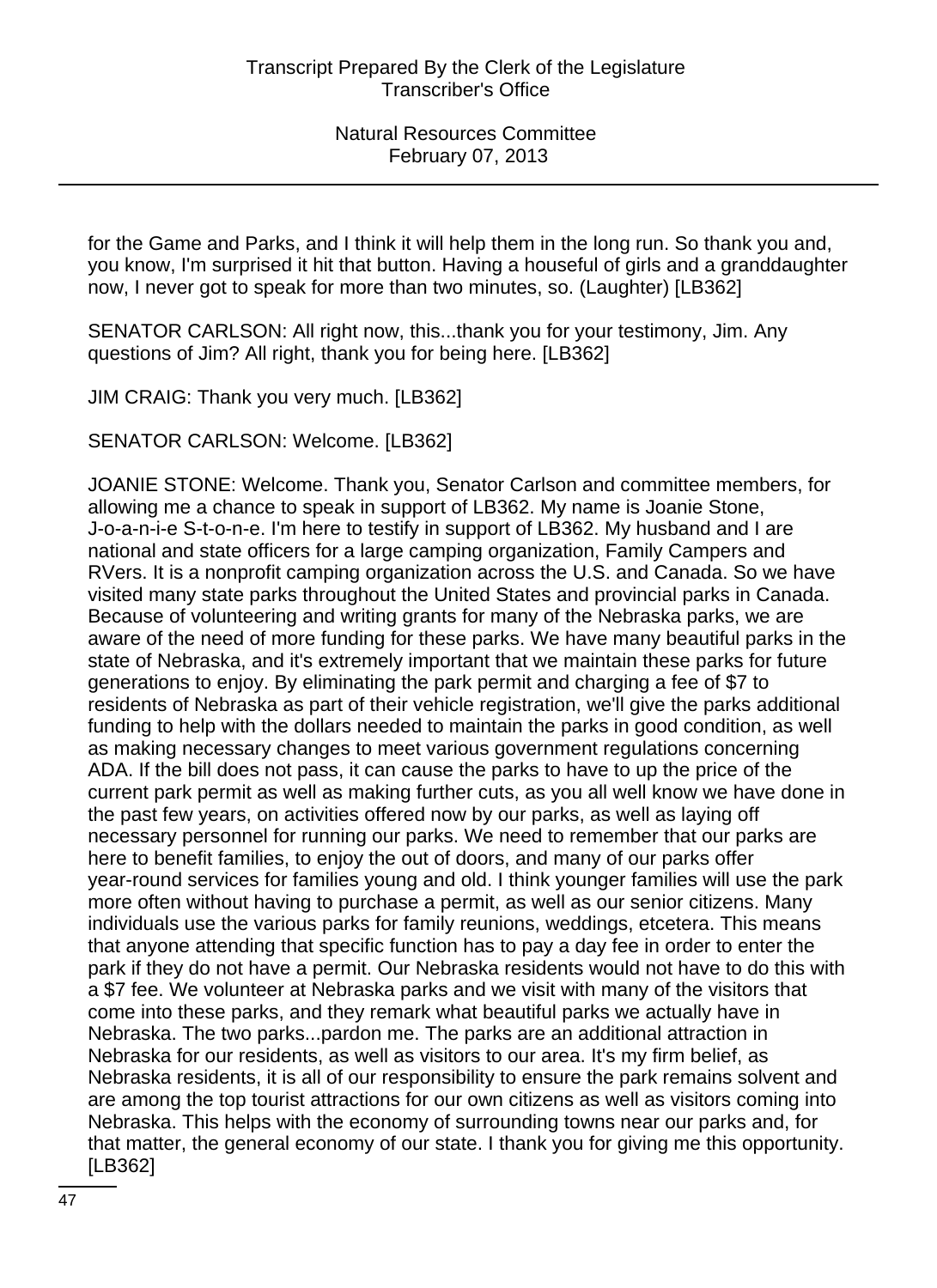for the Game and Parks, and I think it will help them in the long run. So thank you and, you know, I'm surprised it hit that button. Having a houseful of girls and a granddaughter now, I never got to speak for more than two minutes, so. (Laughter) [LB362]

SENATOR CARLSON: All right now, this...thank you for your testimony, Jim. Any questions of Jim? All right, thank you for being here. [LB362]

JIM CRAIG: Thank you very much. [LB362]

SENATOR CARLSON: Welcome. [LB362]

JOANIE STONE: Welcome. Thank you, Senator Carlson and committee members, for allowing me a chance to speak in support of LB362. My name is Joanie Stone, J-o-a-n-i-e S-t-o-n-e. I'm here to testify in support of LB362. My husband and I are national and state officers for a large camping organization, Family Campers and RVers. It is a nonprofit camping organization across the U.S. and Canada. So we have visited many state parks throughout the United States and provincial parks in Canada. Because of volunteering and writing grants for many of the Nebraska parks, we are aware of the need of more funding for these parks. We have many beautiful parks in the state of Nebraska, and it's extremely important that we maintain these parks for future generations to enjoy. By eliminating the park permit and charging a fee of $7 to residents of Nebraska as part of their vehicle registration, we'll give the parks additional funding to help with the dollars needed to maintain the parks in good condition, as well as making necessary changes to meet various government regulations concerning ADA. If the bill does not pass, it can cause the parks to have to up the price of the current park permit as well as making further cuts, as you all well know we have done in the past few years, on activities offered now by our parks, as well as laying off necessary personnel for running our parks. We need to remember that our parks are here to benefit families, to enjoy the out of doors, and many of our parks offer year-round services for families young and old. I think younger families will use the park more often without having to purchase a permit, as well as our senior citizens. Many individuals use the various parks for family reunions, weddings, etcetera. This means that anyone attending that specific function has to pay a day fee in order to enter the park if they do not have a permit. Our Nebraska residents would not have to do this with a $7 fee. We volunteer at Nebraska parks and we visit with many of the visitors that come into these parks, and they remark what beautiful parks we actually have in Nebraska. The two parks...pardon me. The parks are an additional attraction in Nebraska for our residents, as well as visitors to our area. It's my firm belief, as Nebraska residents, it is all of our responsibility to ensure the park remains solvent and are among the top tourist attractions for our own citizens as well as visitors coming into Nebraska. This helps with the economy of surrounding towns near our parks and, for that matter, the general economy of our state. I thank you for giving me this opportunity. [LB362]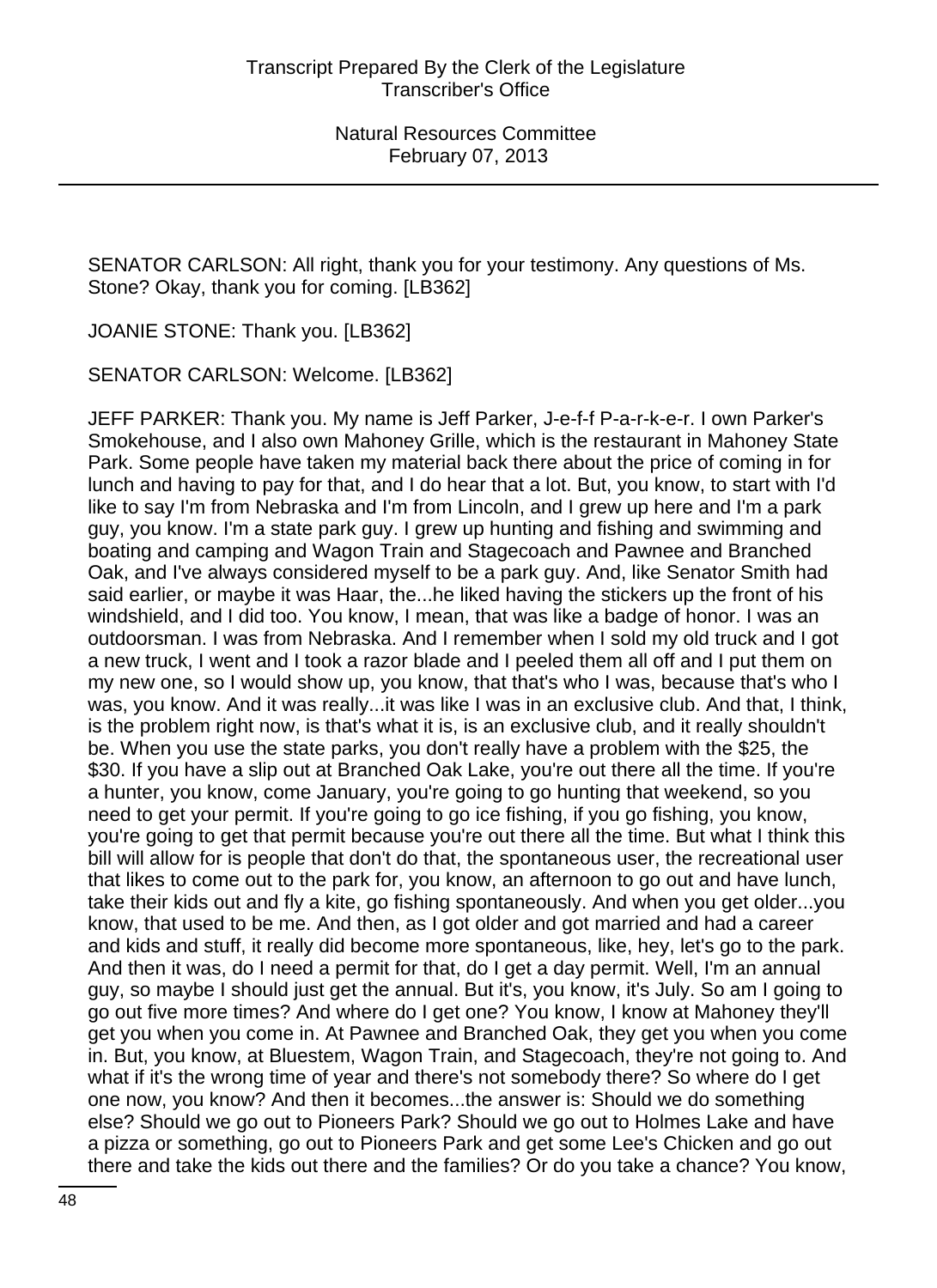SENATOR CARLSON: All right, thank you for your testimony. Any questions of Ms. Stone? Okay, thank you for coming. [LB362]

JOANIE STONE: Thank you. [LB362]

SENATOR CARLSON: Welcome. [LB362]

JEFF PARKER: Thank you. My name is Jeff Parker, J-e-f-f P-a-r-k-e-r. I own Parker's Smokehouse, and I also own Mahoney Grille, which is the restaurant in Mahoney State Park. Some people have taken my material back there about the price of coming in for lunch and having to pay for that, and I do hear that a lot. But, you know, to start with I'd like to say I'm from Nebraska and I'm from Lincoln, and I grew up here and I'm a park guy, you know. I'm a state park guy. I grew up hunting and fishing and swimming and boating and camping and Wagon Train and Stagecoach and Pawnee and Branched Oak, and I've always considered myself to be a park guy. And, like Senator Smith had said earlier, or maybe it was Haar, the...he liked having the stickers up the front of his windshield, and I did too. You know, I mean, that was like a badge of honor. I was an outdoorsman. I was from Nebraska. And I remember when I sold my old truck and I got a new truck, I went and I took a razor blade and I peeled them all off and I put them on my new one, so I would show up, you know, that that's who I was, because that's who I was, you know. And it was really...it was like I was in an exclusive club. And that, I think, is the problem right now, is that's what it is, is an exclusive club, and it really shouldn't be. When you use the state parks, you don't really have a problem with the $25, the $30. If you have a slip out at Branched Oak Lake, you're out there all the time. If you're a hunter, you know, come January, you're going to go hunting that weekend, so you need to get your permit. If you're going to go ice fishing, if you go fishing, you know, you're going to get that permit because you're out there all the time. But what I think this bill will allow for is people that don't do that, the spontaneous user, the recreational user that likes to come out to the park for, you know, an afternoon to go out and have lunch, take their kids out and fly a kite, go fishing spontaneously. And when you get older...you know, that used to be me. And then, as I got older and got married and had a career and kids and stuff, it really did become more spontaneous, like, hey, let's go to the park. And then it was, do I need a permit for that, do I get a day permit. Well, I'm an annual guy, so maybe I should just get the annual. But it's, you know, it's July. So am I going to go out five more times? And where do I get one? You know, I know at Mahoney they'll get you when you come in. At Pawnee and Branched Oak, they get you when you come in. But, you know, at Bluestem, Wagon Train, and Stagecoach, they're not going to. And what if it's the wrong time of year and there's not somebody there? So where do I get one now, you know? And then it becomes...the answer is: Should we do something else? Should we go out to Pioneers Park? Should we go out to Holmes Lake and have a pizza or something, go out to Pioneers Park and get some Lee's Chicken and go out there and take the kids out there and the families? Or do you take a chance? You know,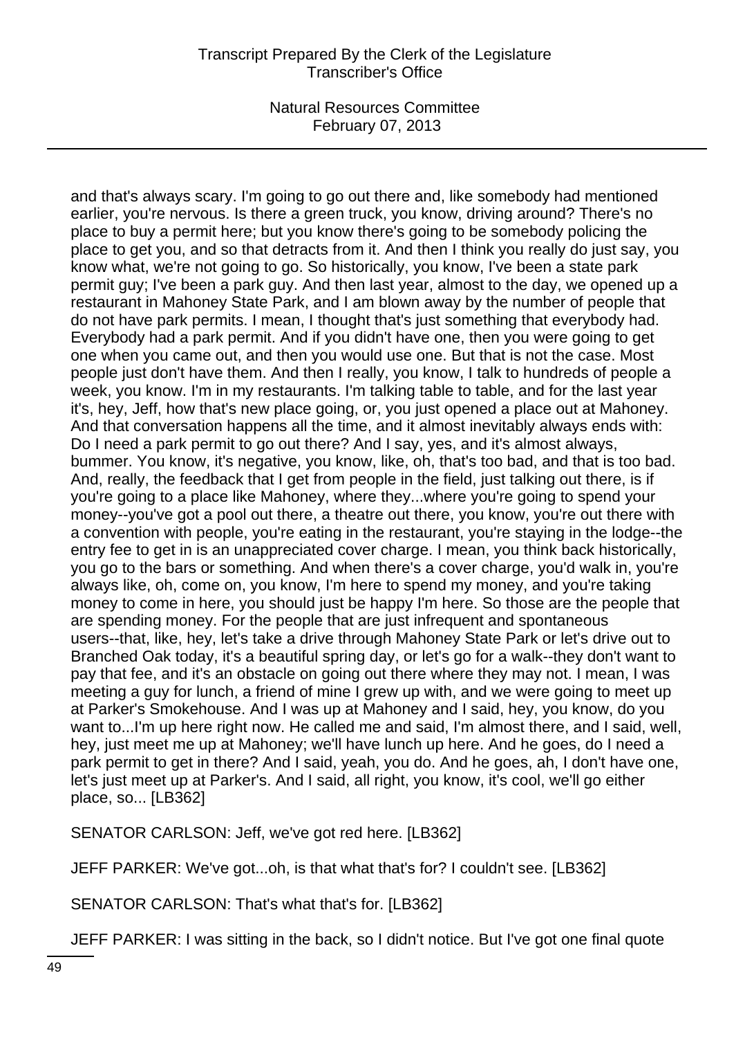and that's always scary. I'm going to go out there and, like somebody had mentioned earlier, you're nervous. Is there a green truck, you know, driving around? There's no place to buy a permit here; but you know there's going to be somebody policing the place to get you, and so that detracts from it. And then I think you really do just say, you know what, we're not going to go. So historically, you know, I've been a state park permit guy; I've been a park guy. And then last year, almost to the day, we opened up a restaurant in Mahoney State Park, and I am blown away by the number of people that do not have park permits. I mean, I thought that's just something that everybody had. Everybody had a park permit. And if you didn't have one, then you were going to get one when you came out, and then you would use one. But that is not the case. Most people just don't have them. And then I really, you know, I talk to hundreds of people a week, you know. I'm in my restaurants. I'm talking table to table, and for the last year it's, hey, Jeff, how that's new place going, or, you just opened a place out at Mahoney. And that conversation happens all the time, and it almost inevitably always ends with: Do I need a park permit to go out there? And I say, yes, and it's almost always, bummer. You know, it's negative, you know, like, oh, that's too bad, and that is too bad. And, really, the feedback that I get from people in the field, just talking out there, is if you're going to a place like Mahoney, where they...where you're going to spend your money--you've got a pool out there, a theatre out there, you know, you're out there with a convention with people, you're eating in the restaurant, you're staying in the lodge--the entry fee to get in is an unappreciated cover charge. I mean, you think back historically, you go to the bars or something. And when there's a cover charge, you'd walk in, you're always like, oh, come on, you know, I'm here to spend my money, and you're taking money to come in here, you should just be happy I'm here. So those are the people that are spending money. For the people that are just infrequent and spontaneous users--that, like, hey, let's take a drive through Mahoney State Park or let's drive out to Branched Oak today, it's a beautiful spring day, or let's go for a walk--they don't want to pay that fee, and it's an obstacle on going out there where they may not. I mean, I was meeting a guy for lunch, a friend of mine I grew up with, and we were going to meet up at Parker's Smokehouse. And I was up at Mahoney and I said, hey, you know, do you want to...I'm up here right now. He called me and said, I'm almost there, and I said, well, hey, just meet me up at Mahoney; we'll have lunch up here. And he goes, do I need a park permit to get in there? And I said, yeah, you do. And he goes, ah, I don't have one, let's just meet up at Parker's. And I said, all right, you know, it's cool, we'll go either place, so... [LB362]

SENATOR CARLSON: Jeff, we've got red here. [LB362]

JEFF PARKER: We've got...oh, is that what that's for? I couldn't see. [LB362]

SENATOR CARLSON: That's what that's for. [LB362]

JEFF PARKER: I was sitting in the back, so I didn't notice. But I've got one final quote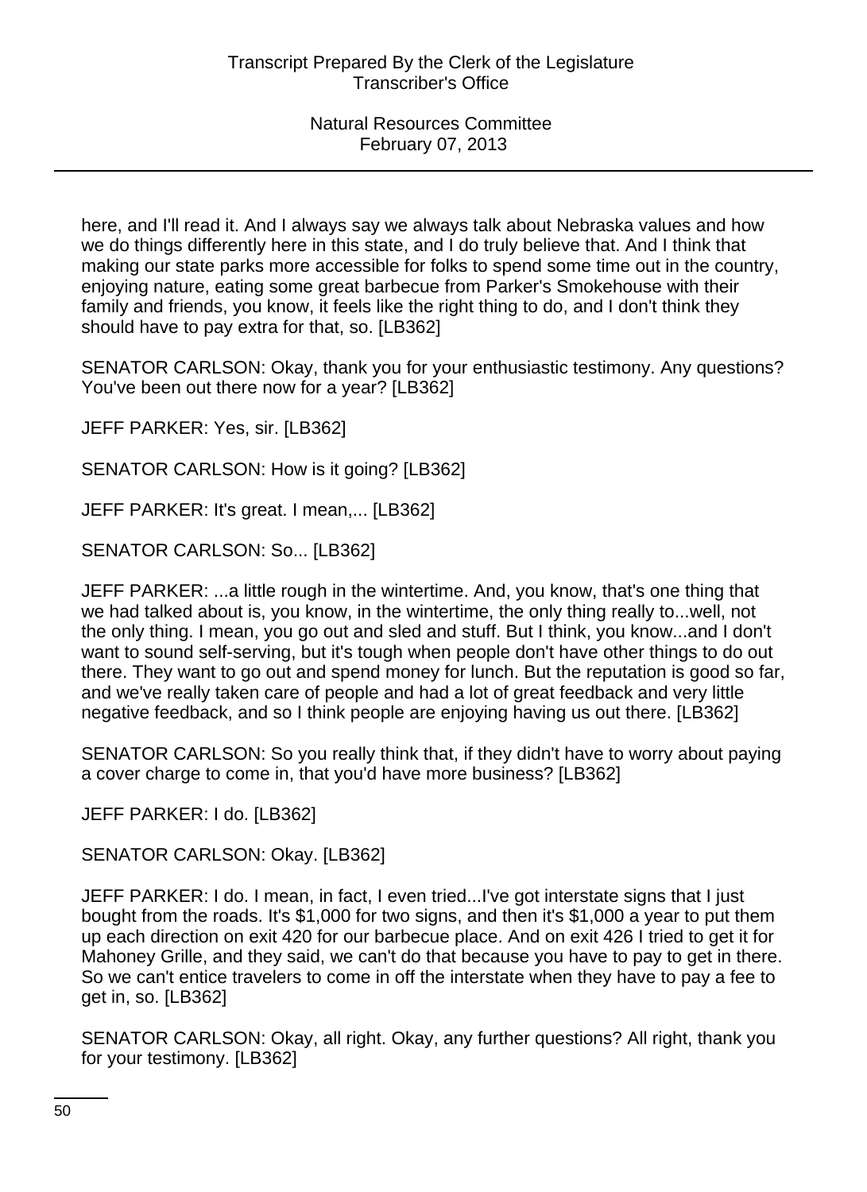here, and I'll read it. And I always say we always talk about Nebraska values and how we do things differently here in this state, and I do truly believe that. And I think that making our state parks more accessible for folks to spend some time out in the country, enjoying nature, eating some great barbecue from Parker's Smokehouse with their family and friends, you know, it feels like the right thing to do, and I don't think they should have to pay extra for that, so. [LB362]

SENATOR CARLSON: Okay, thank you for your enthusiastic testimony. Any questions? You've been out there now for a year? [LB362]

JEFF PARKER: Yes, sir. [LB362]

SENATOR CARLSON: How is it going? [LB362]

JEFF PARKER: It's great. I mean,... [LB362]

SENATOR CARLSON: So... [LB362]

JEFF PARKER: ...a little rough in the wintertime. And, you know, that's one thing that we had talked about is, you know, in the wintertime, the only thing really to...well, not the only thing. I mean, you go out and sled and stuff. But I think, you know...and I don't want to sound self-serving, but it's tough when people don't have other things to do out there. They want to go out and spend money for lunch. But the reputation is good so far, and we've really taken care of people and had a lot of great feedback and very little negative feedback, and so I think people are enjoying having us out there. [LB362]

SENATOR CARLSON: So you really think that, if they didn't have to worry about paying a cover charge to come in, that you'd have more business? [LB362]

JEFF PARKER: I do. [LB362]

SENATOR CARLSON: Okay. [LB362]

JEFF PARKER: I do. I mean, in fact, I even tried...I've got interstate signs that I just bought from the roads. It's $1,000 for two signs, and then it's $1,000 a year to put them up each direction on exit 420 for our barbecue place. And on exit 426 I tried to get it for Mahoney Grille, and they said, we can't do that because you have to pay to get in there. So we can't entice travelers to come in off the interstate when they have to pay a fee to get in, so. [LB362]

SENATOR CARLSON: Okay, all right. Okay, any further questions? All right, thank you for your testimony. [LB362]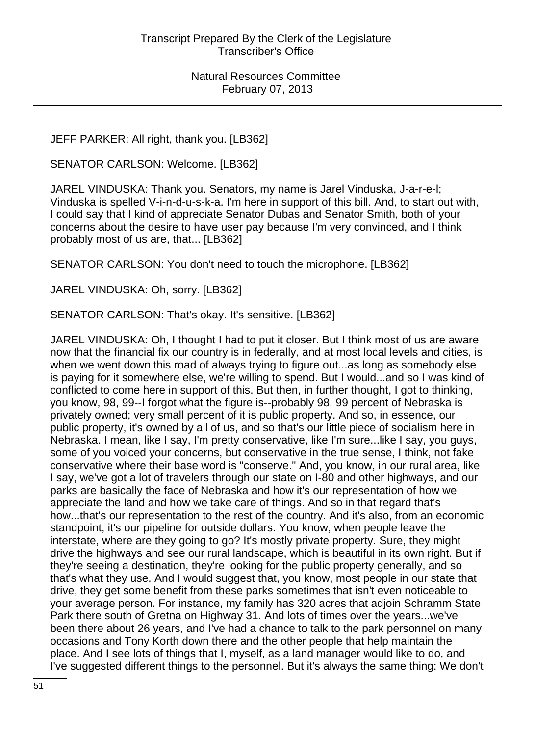JEFF PARKER: All right, thank you. [LB362]

SENATOR CARLSON: Welcome. [LB362]

JAREL VINDUSKA: Thank you. Senators, my name is Jarel Vinduska, J-a-r-e-l; Vinduska is spelled V-i-n-d-u-s-k-a. I'm here in support of this bill. And, to start out with, I could say that I kind of appreciate Senator Dubas and Senator Smith, both of your concerns about the desire to have user pay because I'm very convinced, and I think probably most of us are, that... [LB362]

SENATOR CARLSON: You don't need to touch the microphone. [LB362]

JAREL VINDUSKA: Oh, sorry. [LB362]

SENATOR CARLSON: That's okay. It's sensitive. [LB362]

JAREL VINDUSKA: Oh, I thought I had to put it closer. But I think most of us are aware now that the financial fix our country is in federally, and at most local levels and cities, is when we went down this road of always trying to figure out...as long as somebody else is paying for it somewhere else, we're willing to spend. But I would...and so I was kind of conflicted to come here in support of this. But then, in further thought, I got to thinking, you know, 98, 99--I forgot what the figure is--probably 98, 99 percent of Nebraska is privately owned; very small percent of it is public property. And so, in essence, our public property, it's owned by all of us, and so that's our little piece of socialism here in Nebraska. I mean, like I say, I'm pretty conservative, like I'm sure...like I say, you guys, some of you voiced your concerns, but conservative in the true sense, I think, not fake conservative where their base word is "conserve." And, you know, in our rural area, like I say, we've got a lot of travelers through our state on I-80 and other highways, and our parks are basically the face of Nebraska and how it's our representation of how we appreciate the land and how we take care of things. And so in that regard that's how...that's our representation to the rest of the country. And it's also, from an economic standpoint, it's our pipeline for outside dollars. You know, when people leave the interstate, where are they going to go? It's mostly private property. Sure, they might drive the highways and see our rural landscape, which is beautiful in its own right. But if they're seeing a destination, they're looking for the public property generally, and so that's what they use. And I would suggest that, you know, most people in our state that drive, they get some benefit from these parks sometimes that isn't even noticeable to your average person. For instance, my family has 320 acres that adjoin Schramm State Park there south of Gretna on Highway 31. And lots of times over the years...we've been there about 26 years, and I've had a chance to talk to the park personnel on many occasions and Tony Korth down there and the other people that help maintain the place. And I see lots of things that I, myself, as a land manager would like to do, and I've suggested different things to the personnel. But it's always the same thing: We don't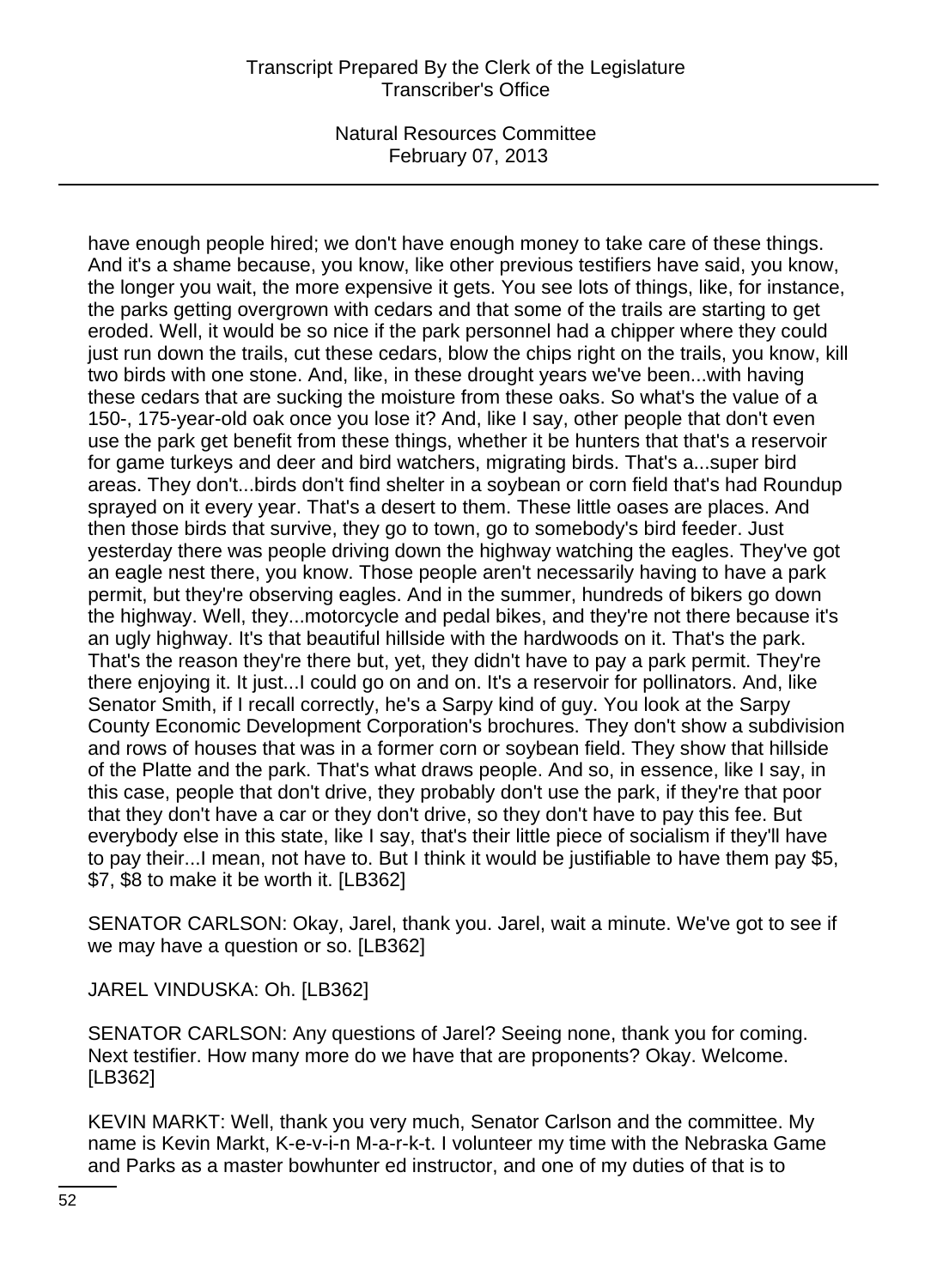have enough people hired; we don't have enough money to take care of these things. And it's a shame because, you know, like other previous testifiers have said, you know, the longer you wait, the more expensive it gets. You see lots of things, like, for instance, the parks getting overgrown with cedars and that some of the trails are starting to get eroded. Well, it would be so nice if the park personnel had a chipper where they could just run down the trails, cut these cedars, blow the chips right on the trails, you know, kill two birds with one stone. And, like, in these drought years we've been...with having these cedars that are sucking the moisture from these oaks. So what's the value of a 150-, 175-year-old oak once you lose it? And, like I say, other people that don't even use the park get benefit from these things, whether it be hunters that that's a reservoir for game turkeys and deer and bird watchers, migrating birds. That's a...super bird areas. They don't...birds don't find shelter in a soybean or corn field that's had Roundup sprayed on it every year. That's a desert to them. These little oases are places. And then those birds that survive, they go to town, go to somebody's bird feeder. Just yesterday there was people driving down the highway watching the eagles. They've got an eagle nest there, you know. Those people aren't necessarily having to have a park permit, but they're observing eagles. And in the summer, hundreds of bikers go down the highway. Well, they...motorcycle and pedal bikes, and they're not there because it's an ugly highway. It's that beautiful hillside with the hardwoods on it. That's the park. That's the reason they're there but, yet, they didn't have to pay a park permit. They're there enjoying it. It just...I could go on and on. It's a reservoir for pollinators. And, like Senator Smith, if I recall correctly, he's a Sarpy kind of guy. You look at the Sarpy County Economic Development Corporation's brochures. They don't show a subdivision and rows of houses that was in a former corn or soybean field. They show that hillside of the Platte and the park. That's what draws people. And so, in essence, like I say, in this case, people that don't drive, they probably don't use the park, if they're that poor that they don't have a car or they don't drive, so they don't have to pay this fee. But everybody else in this state, like I say, that's their little piece of socialism if they'll have to pay their...I mean, not have to. But I think it would be justifiable to have them pay $5, $7, $8 to make it be worth it. [LB362]

SENATOR CARLSON: Okay, Jarel, thank you. Jarel, wait a minute. We've got to see if we may have a question or so. [LB362]

JAREL VINDUSKA: Oh. [LB362]

SENATOR CARLSON: Any questions of Jarel? Seeing none, thank you for coming. Next testifier. How many more do we have that are proponents? Okay. Welcome. [LB362]

KEVIN MARKT: Well, thank you very much, Senator Carlson and the committee. My name is Kevin Markt, K-e-v-i-n M-a-r-k-t. I volunteer my time with the Nebraska Game and Parks as a master bowhunter ed instructor, and one of my duties of that is to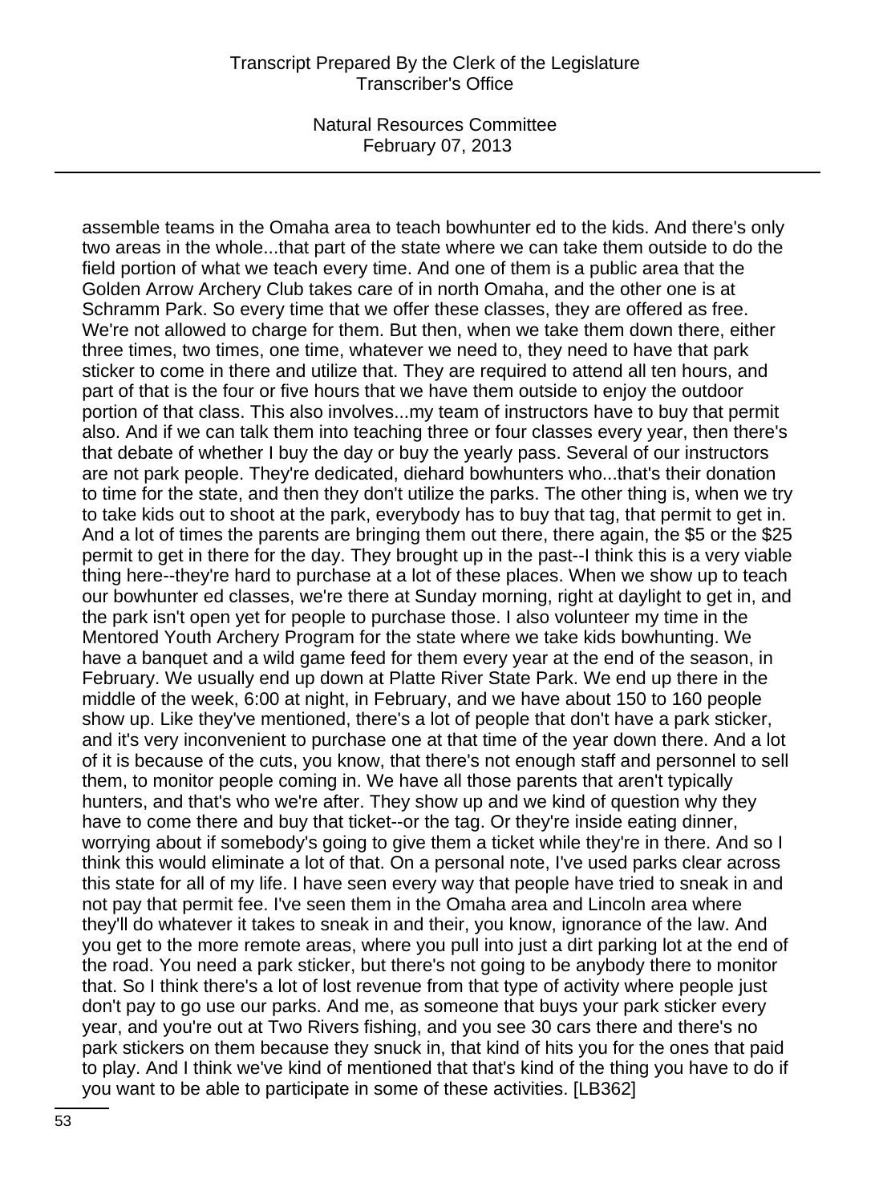assemble teams in the Omaha area to teach bowhunter ed to the kids. And there's only two areas in the whole...that part of the state where we can take them outside to do the field portion of what we teach every time. And one of them is a public area that the Golden Arrow Archery Club takes care of in north Omaha, and the other one is at Schramm Park. So every time that we offer these classes, they are offered as free. We're not allowed to charge for them. But then, when we take them down there, either three times, two times, one time, whatever we need to, they need to have that park sticker to come in there and utilize that. They are required to attend all ten hours, and part of that is the four or five hours that we have them outside to enjoy the outdoor portion of that class. This also involves...my team of instructors have to buy that permit also. And if we can talk them into teaching three or four classes every year, then there's that debate of whether I buy the day or buy the yearly pass. Several of our instructors are not park people. They're dedicated, diehard bowhunters who...that's their donation to time for the state, and then they don't utilize the parks. The other thing is, when we try to take kids out to shoot at the park, everybody has to buy that tag, that permit to get in. And a lot of times the parents are bringing them out there, there again, the $5 or the $25 permit to get in there for the day. They brought up in the past--I think this is a very viable thing here--they're hard to purchase at a lot of these places. When we show up to teach our bowhunter ed classes, we're there at Sunday morning, right at daylight to get in, and the park isn't open yet for people to purchase those. I also volunteer my time in the Mentored Youth Archery Program for the state where we take kids bowhunting. We have a banquet and a wild game feed for them every year at the end of the season, in February. We usually end up down at Platte River State Park. We end up there in the middle of the week, 6:00 at night, in February, and we have about 150 to 160 people show up. Like they've mentioned, there's a lot of people that don't have a park sticker, and it's very inconvenient to purchase one at that time of the year down there. And a lot of it is because of the cuts, you know, that there's not enough staff and personnel to sell them, to monitor people coming in. We have all those parents that aren't typically hunters, and that's who we're after. They show up and we kind of question why they have to come there and buy that ticket--or the tag. Or they're inside eating dinner, worrying about if somebody's going to give them a ticket while they're in there. And so I think this would eliminate a lot of that. On a personal note, I've used parks clear across this state for all of my life. I have seen every way that people have tried to sneak in and not pay that permit fee. I've seen them in the Omaha area and Lincoln area where they'll do whatever it takes to sneak in and their, you know, ignorance of the law. And you get to the more remote areas, where you pull into just a dirt parking lot at the end of the road. You need a park sticker, but there's not going to be anybody there to monitor that. So I think there's a lot of lost revenue from that type of activity where people just don't pay to go use our parks. And me, as someone that buys your park sticker every year, and you're out at Two Rivers fishing, and you see 30 cars there and there's no park stickers on them because they snuck in, that kind of hits you for the ones that paid to play. And I think we've kind of mentioned that that's kind of the thing you have to do if you want to be able to participate in some of these activities. [LB362]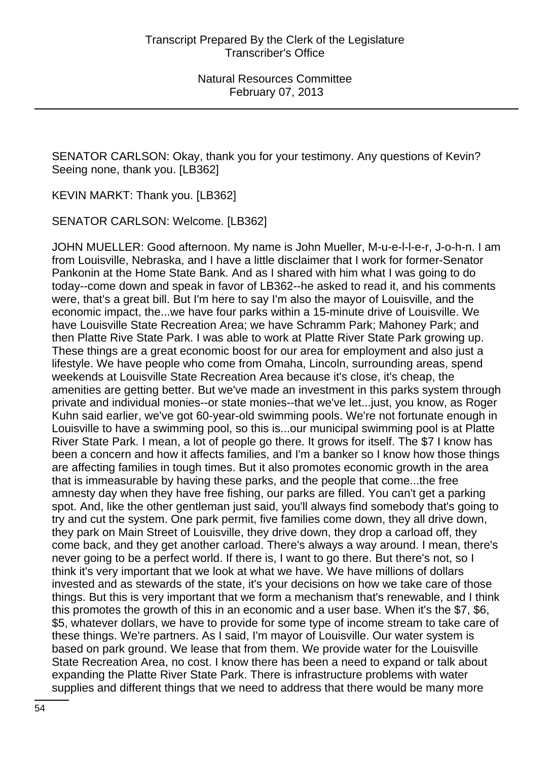SENATOR CARLSON: Okay, thank you for your testimony. Any questions of Kevin? Seeing none, thank you. [LB362]

KEVIN MARKT: Thank you. [LB362]

SENATOR CARLSON: Welcome. [LB362]

JOHN MUELLER: Good afternoon. My name is John Mueller, M-u-e-l-l-e-r, J-o-h-n. I am from Louisville, Nebraska, and I have a little disclaimer that I work for former-Senator Pankonin at the Home State Bank. And as I shared with him what I was going to do today--come down and speak in favor of LB362--he asked to read it, and his comments were, that's a great bill. But I'm here to say I'm also the mayor of Louisville, and the economic impact, the...we have four parks within a 15-minute drive of Louisville. We have Louisville State Recreation Area; we have Schramm Park; Mahoney Park; and then Platte Rive State Park. I was able to work at Platte River State Park growing up. These things are a great economic boost for our area for employment and also just a lifestyle. We have people who come from Omaha, Lincoln, surrounding areas, spend weekends at Louisville State Recreation Area because it's close, it's cheap, the amenities are getting better. But we've made an investment in this parks system through private and individual monies--or state monies--that we've let...just, you know, as Roger Kuhn said earlier, we've got 60-year-old swimming pools. We're not fortunate enough in Louisville to have a swimming pool, so this is...our municipal swimming pool is at Platte River State Park. I mean, a lot of people go there. It grows for itself. The $7 I know has been a concern and how it affects families, and I'm a banker so I know how those things are affecting families in tough times. But it also promotes economic growth in the area that is immeasurable by having these parks, and the people that come...the free amnesty day when they have free fishing, our parks are filled. You can't get a parking spot. And, like the other gentleman just said, you'll always find somebody that's going to try and cut the system. One park permit, five families come down, they all drive down, they park on Main Street of Louisville, they drive down, they drop a carload off, they come back, and they get another carload. There's always a way around. I mean, there's never going to be a perfect world. If there is, I want to go there. But there's not, so I think it's very important that we look at what we have. We have millions of dollars invested and as stewards of the state, it's your decisions on how we take care of those things. But this is very important that we form a mechanism that's renewable, and I think this promotes the growth of this in an economic and a user base. When it's the $7, $6, $5, whatever dollars, we have to provide for some type of income stream to take care of these things. We're partners. As I said, I'm mayor of Louisville. Our water system is based on park ground. We lease that from them. We provide water for the Louisville State Recreation Area, no cost. I know there has been a need to expand or talk about expanding the Platte River State Park. There is infrastructure problems with water supplies and different things that we need to address that there would be many more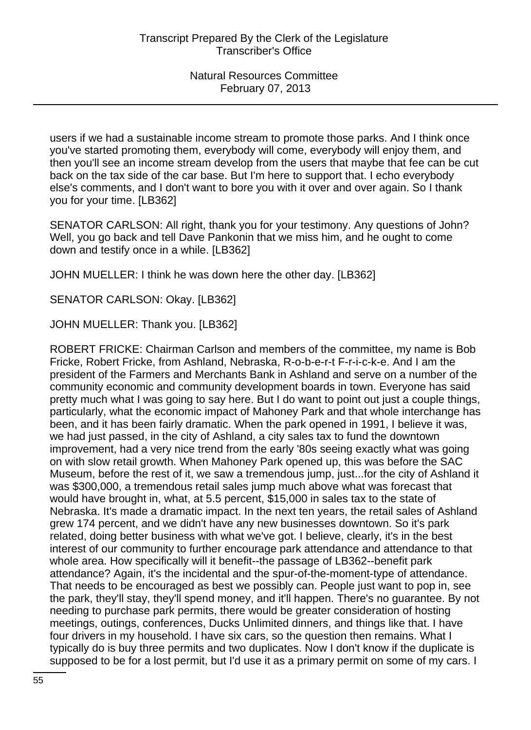users if we had a sustainable income stream to promote those parks. And I think once you've started promoting them, everybody will come, everybody will enjoy them, and then you'll see an income stream develop from the users that maybe that fee can be cut back on the tax side of the car base. But I'm here to support that. I echo everybody else's comments, and I don't want to bore you with it over and over again. So I thank you for your time. [LB362]

SENATOR CARLSON: All right, thank you for your testimony. Any questions of John? Well, you go back and tell Dave Pankonin that we miss him, and he ought to come down and testify once in a while. [LB362]

JOHN MUELLER: I think he was down here the other day. [LB362]

SENATOR CARLSON: Okay. [LB362]

JOHN MUELLER: Thank you. [LB362]

ROBERT FRICKE: Chairman Carlson and members of the committee, my name is Bob Fricke, Robert Fricke, from Ashland, Nebraska, R-o-b-e-r-t F-r-i-c-k-e. And I am the president of the Farmers and Merchants Bank in Ashland and serve on a number of the community economic and community development boards in town. Everyone has said pretty much what I was going to say here. But I do want to point out just a couple things, particularly, what the economic impact of Mahoney Park and that whole interchange has been, and it has been fairly dramatic. When the park opened in 1991, I believe it was, we had just passed, in the city of Ashland, a city sales tax to fund the downtown improvement, had a very nice trend from the early '80s seeing exactly what was going on with slow retail growth. When Mahoney Park opened up, this was before the SAC Museum, before the rest of it, we saw a tremendous jump, just...for the city of Ashland it was $300,000, a tremendous retail sales jump much above what was forecast that would have brought in, what, at 5.5 percent, $15,000 in sales tax to the state of Nebraska. It's made a dramatic impact. In the next ten years, the retail sales of Ashland grew 174 percent, and we didn't have any new businesses downtown. So it's park related, doing better business with what we've got. I believe, clearly, it's in the best interest of our community to further encourage park attendance and attendance to that whole area. How specifically will it benefit--the passage of LB362--benefit park attendance? Again, it's the incidental and the spur-of-the-moment-type of attendance. That needs to be encouraged as best we possibly can. People just want to pop in, see the park, they'll stay, they'll spend money, and it'll happen. There's no guarantee. By not needing to purchase park permits, there would be greater consideration of hosting meetings, outings, conferences, Ducks Unlimited dinners, and things like that. I have four drivers in my household. I have six cars, so the question then remains. What I typically do is buy three permits and two duplicates. Now I don't know if the duplicate is supposed to be for a lost permit, but I'd use it as a primary permit on some of my cars. I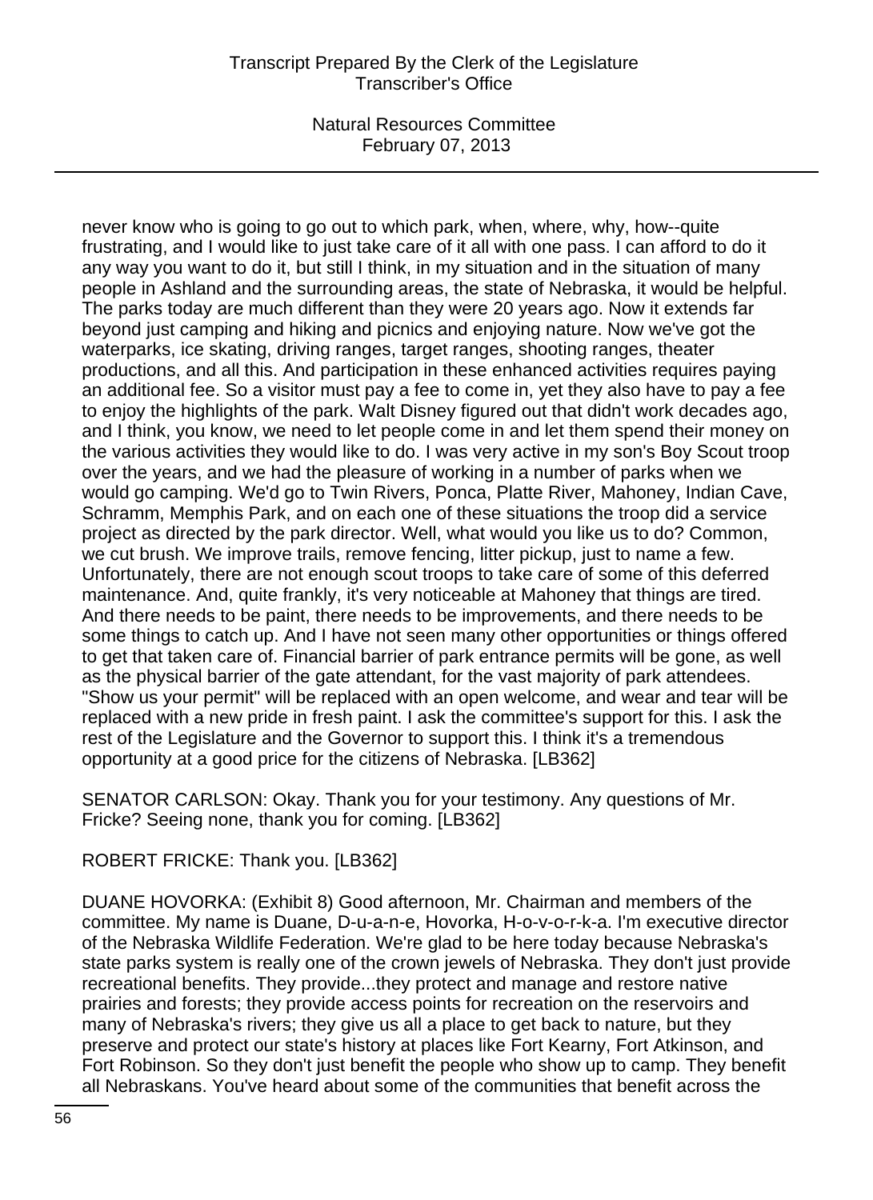never know who is going to go out to which park, when, where, why, how--quite frustrating, and I would like to just take care of it all with one pass. I can afford to do it any way you want to do it, but still I think, in my situation and in the situation of many people in Ashland and the surrounding areas, the state of Nebraska, it would be helpful. The parks today are much different than they were 20 years ago. Now it extends far beyond just camping and hiking and picnics and enjoying nature. Now we've got the waterparks, ice skating, driving ranges, target ranges, shooting ranges, theater productions, and all this. And participation in these enhanced activities requires paying an additional fee. So a visitor must pay a fee to come in, yet they also have to pay a fee to enjoy the highlights of the park. Walt Disney figured out that didn't work decades ago, and I think, you know, we need to let people come in and let them spend their money on the various activities they would like to do. I was very active in my son's Boy Scout troop over the years, and we had the pleasure of working in a number of parks when we would go camping. We'd go to Twin Rivers, Ponca, Platte River, Mahoney, Indian Cave, Schramm, Memphis Park, and on each one of these situations the troop did a service project as directed by the park director. Well, what would you like us to do? Common, we cut brush. We improve trails, remove fencing, litter pickup, just to name a few. Unfortunately, there are not enough scout troops to take care of some of this deferred maintenance. And, quite frankly, it's very noticeable at Mahoney that things are tired. And there needs to be paint, there needs to be improvements, and there needs to be some things to catch up. And I have not seen many other opportunities or things offered to get that taken care of. Financial barrier of park entrance permits will be gone, as well as the physical barrier of the gate attendant, for the vast majority of park attendees. "Show us your permit" will be replaced with an open welcome, and wear and tear will be replaced with a new pride in fresh paint. I ask the committee's support for this. I ask the rest of the Legislature and the Governor to support this. I think it's a tremendous opportunity at a good price for the citizens of Nebraska. [LB362]

SENATOR CARLSON: Okay. Thank you for your testimony. Any questions of Mr. Fricke? Seeing none, thank you for coming. [LB362]

ROBERT FRICKE: Thank you. [LB362]

DUANE HOVORKA: (Exhibit 8) Good afternoon, Mr. Chairman and members of the committee. My name is Duane, D-u-a-n-e, Hovorka, H-o-v-o-r-k-a. I'm executive director of the Nebraska Wildlife Federation. We're glad to be here today because Nebraska's state parks system is really one of the crown jewels of Nebraska. They don't just provide recreational benefits. They provide...they protect and manage and restore native prairies and forests; they provide access points for recreation on the reservoirs and many of Nebraska's rivers; they give us all a place to get back to nature, but they preserve and protect our state's history at places like Fort Kearny, Fort Atkinson, and Fort Robinson. So they don't just benefit the people who show up to camp. They benefit all Nebraskans. You've heard about some of the communities that benefit across the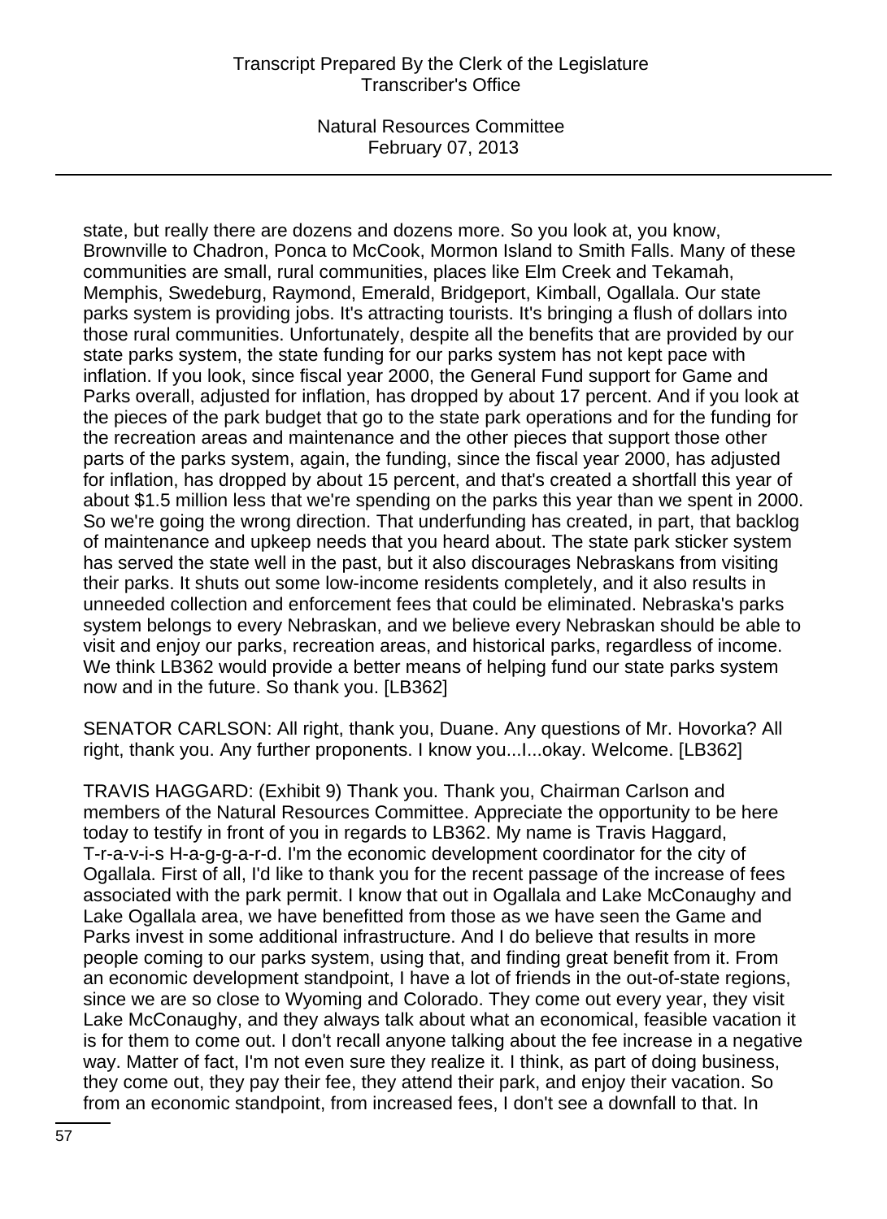state, but really there are dozens and dozens more. So you look at, you know, Brownville to Chadron, Ponca to McCook, Mormon Island to Smith Falls. Many of these communities are small, rural communities, places like Elm Creek and Tekamah, Memphis, Swedeburg, Raymond, Emerald, Bridgeport, Kimball, Ogallala. Our state parks system is providing jobs. It's attracting tourists. It's bringing a flush of dollars into those rural communities. Unfortunately, despite all the benefits that are provided by our state parks system, the state funding for our parks system has not kept pace with inflation. If you look, since fiscal year 2000, the General Fund support for Game and Parks overall, adjusted for inflation, has dropped by about 17 percent. And if you look at the pieces of the park budget that go to the state park operations and for the funding for the recreation areas and maintenance and the other pieces that support those other parts of the parks system, again, the funding, since the fiscal year 2000, has adjusted for inflation, has dropped by about 15 percent, and that's created a shortfall this year of about $1.5 million less that we're spending on the parks this year than we spent in 2000. So we're going the wrong direction. That underfunding has created, in part, that backlog of maintenance and upkeep needs that you heard about. The state park sticker system has served the state well in the past, but it also discourages Nebraskans from visiting their parks. It shuts out some low-income residents completely, and it also results in unneeded collection and enforcement fees that could be eliminated. Nebraska's parks system belongs to every Nebraskan, and we believe every Nebraskan should be able to visit and enjoy our parks, recreation areas, and historical parks, regardless of income. We think LB362 would provide a better means of helping fund our state parks system now and in the future. So thank you. [LB362]

SENATOR CARLSON: All right, thank you, Duane. Any questions of Mr. Hovorka? All right, thank you. Any further proponents. I know you...I...okay. Welcome. [LB362]

TRAVIS HAGGARD: (Exhibit 9) Thank you. Thank you, Chairman Carlson and members of the Natural Resources Committee. Appreciate the opportunity to be here today to testify in front of you in regards to LB362. My name is Travis Haggard, T-r-a-v-i-s H-a-g-g-a-r-d. I'm the economic development coordinator for the city of Ogallala. First of all, I'd like to thank you for the recent passage of the increase of fees associated with the park permit. I know that out in Ogallala and Lake McConaughy and Lake Ogallala area, we have benefitted from those as we have seen the Game and Parks invest in some additional infrastructure. And I do believe that results in more people coming to our parks system, using that, and finding great benefit from it. From an economic development standpoint, I have a lot of friends in the out-of-state regions, since we are so close to Wyoming and Colorado. They come out every year, they visit Lake McConaughy, and they always talk about what an economical, feasible vacation it is for them to come out. I don't recall anyone talking about the fee increase in a negative way. Matter of fact, I'm not even sure they realize it. I think, as part of doing business, they come out, they pay their fee, they attend their park, and enjoy their vacation. So from an economic standpoint, from increased fees, I don't see a downfall to that. In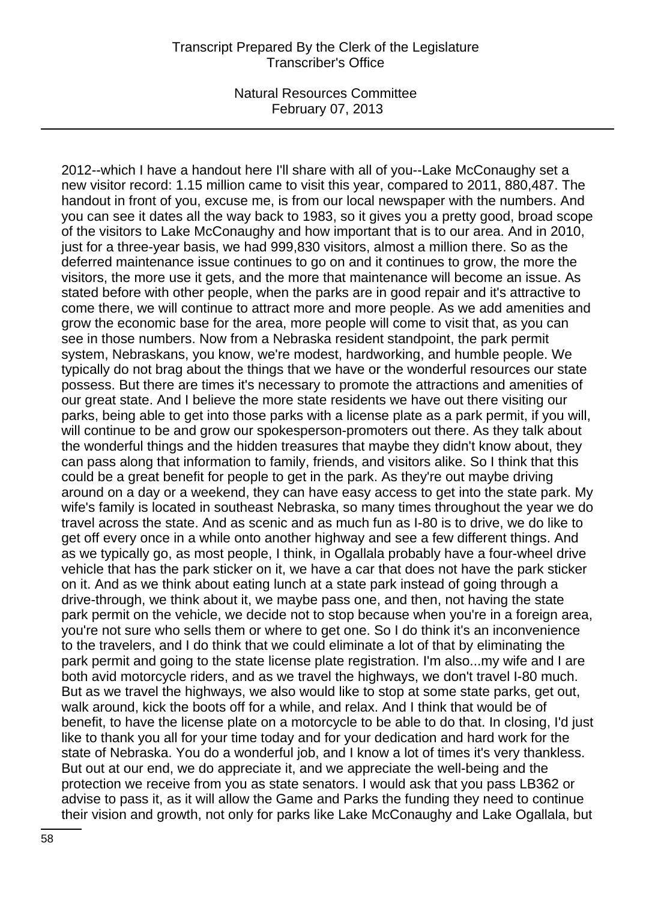2012--which I have a handout here I'll share with all of you--Lake McConaughy set a new visitor record: 1.15 million came to visit this year, compared to 2011, 880,487. The handout in front of you, excuse me, is from our local newspaper with the numbers. And you can see it dates all the way back to 1983, so it gives you a pretty good, broad scope of the visitors to Lake McConaughy and how important that is to our area. And in 2010, just for a three-year basis, we had 999,830 visitors, almost a million there. So as the deferred maintenance issue continues to go on and it continues to grow, the more the visitors, the more use it gets, and the more that maintenance will become an issue. As stated before with other people, when the parks are in good repair and it's attractive to come there, we will continue to attract more and more people. As we add amenities and grow the economic base for the area, more people will come to visit that, as you can see in those numbers. Now from a Nebraska resident standpoint, the park permit system, Nebraskans, you know, we're modest, hardworking, and humble people. We typically do not brag about the things that we have or the wonderful resources our state possess. But there are times it's necessary to promote the attractions and amenities of our great state. And I believe the more state residents we have out there visiting our parks, being able to get into those parks with a license plate as a park permit, if you will, will continue to be and grow our spokesperson-promoters out there. As they talk about the wonderful things and the hidden treasures that maybe they didn't know about, they can pass along that information to family, friends, and visitors alike. So I think that this could be a great benefit for people to get in the park. As they're out maybe driving around on a day or a weekend, they can have easy access to get into the state park. My wife's family is located in southeast Nebraska, so many times throughout the year we do travel across the state. And as scenic and as much fun as I-80 is to drive, we do like to get off every once in a while onto another highway and see a few different things. And as we typically go, as most people, I think, in Ogallala probably have a four-wheel drive vehicle that has the park sticker on it, we have a car that does not have the park sticker on it. And as we think about eating lunch at a state park instead of going through a drive-through, we think about it, we maybe pass one, and then, not having the state park permit on the vehicle, we decide not to stop because when you're in a foreign area, you're not sure who sells them or where to get one. So I do think it's an inconvenience to the travelers, and I do think that we could eliminate a lot of that by eliminating the park permit and going to the state license plate registration. I'm also...my wife and I are both avid motorcycle riders, and as we travel the highways, we don't travel I-80 much. But as we travel the highways, we also would like to stop at some state parks, get out, walk around, kick the boots off for a while, and relax. And I think that would be of benefit, to have the license plate on a motorcycle to be able to do that. In closing, I'd just like to thank you all for your time today and for your dedication and hard work for the state of Nebraska. You do a wonderful job, and I know a lot of times it's very thankless. But out at our end, we do appreciate it, and we appreciate the well-being and the protection we receive from you as state senators. I would ask that you pass LB362 or advise to pass it, as it will allow the Game and Parks the funding they need to continue their vision and growth, not only for parks like Lake McConaughy and Lake Ogallala, but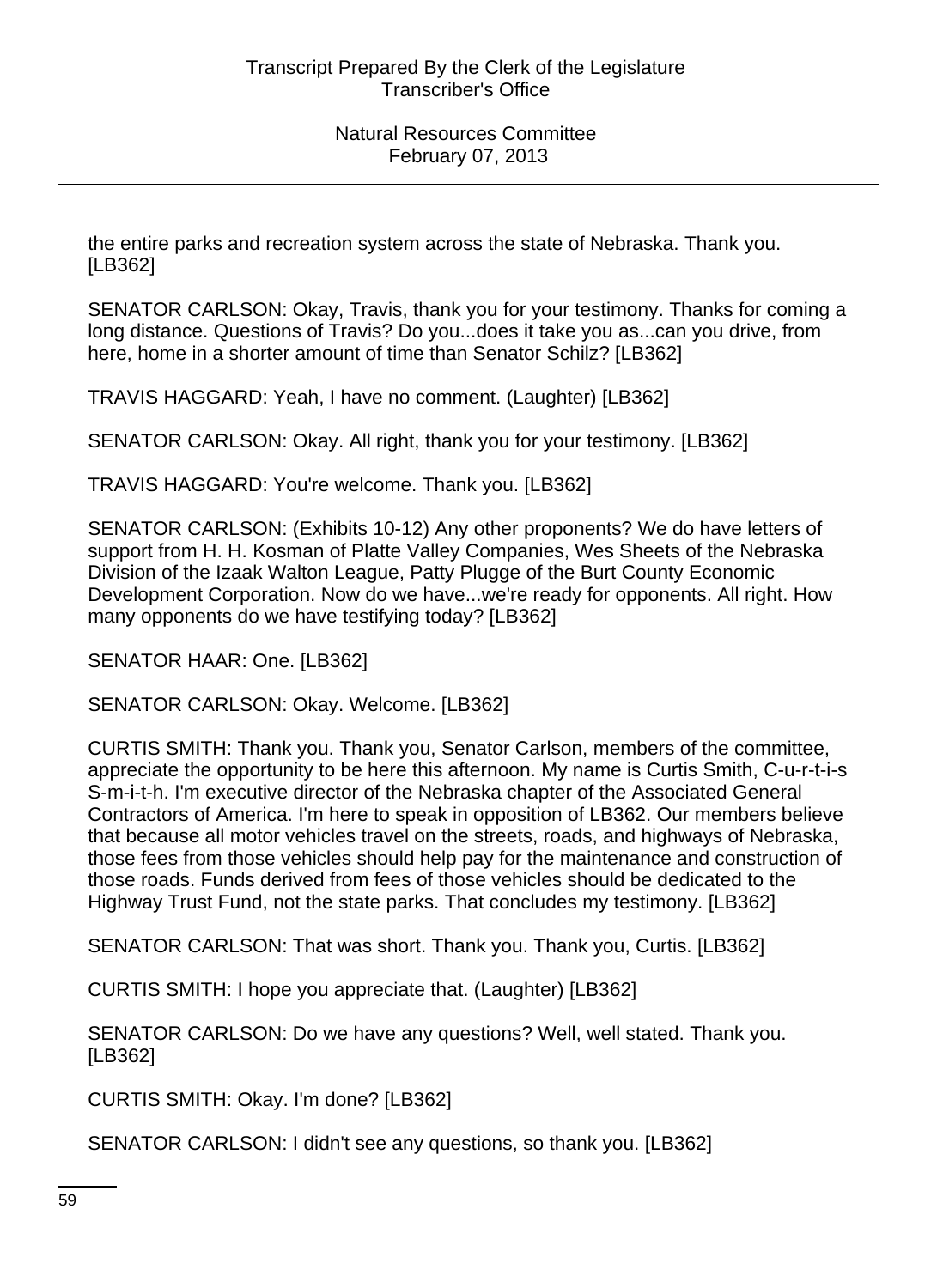the entire parks and recreation system across the state of Nebraska. Thank you. [LB362]

SENATOR CARLSON: Okay, Travis, thank you for your testimony. Thanks for coming a long distance. Questions of Travis? Do you...does it take you as...can you drive, from here, home in a shorter amount of time than Senator Schilz? [LB362]

TRAVIS HAGGARD: Yeah, I have no comment. (Laughter) [LB362]

SENATOR CARLSON: Okay. All right, thank you for your testimony. [LB362]

TRAVIS HAGGARD: You're welcome. Thank you. [LB362]

SENATOR CARLSON: (Exhibits 10-12) Any other proponents? We do have letters of support from H. H. Kosman of Platte Valley Companies, Wes Sheets of the Nebraska Division of the Izaak Walton League, Patty Plugge of the Burt County Economic Development Corporation. Now do we have...we're ready for opponents. All right. How many opponents do we have testifying today? [LB362]

SENATOR HAAR: One. [LB362]

SENATOR CARLSON: Okay. Welcome. [LB362]

CURTIS SMITH: Thank you. Thank you, Senator Carlson, members of the committee, appreciate the opportunity to be here this afternoon. My name is Curtis Smith, C-u-r-t-i-s S-m-i-t-h. I'm executive director of the Nebraska chapter of the Associated General Contractors of America. I'm here to speak in opposition of LB362. Our members believe that because all motor vehicles travel on the streets, roads, and highways of Nebraska, those fees from those vehicles should help pay for the maintenance and construction of those roads. Funds derived from fees of those vehicles should be dedicated to the Highway Trust Fund, not the state parks. That concludes my testimony. [LB362]

SENATOR CARLSON: That was short. Thank you. Thank you, Curtis. [LB362]

CURTIS SMITH: I hope you appreciate that. (Laughter) [LB362]

SENATOR CARLSON: Do we have any questions? Well, well stated. Thank you. [LB362]

CURTIS SMITH: Okay. I'm done? [LB362]

SENATOR CARLSON: I didn't see any questions, so thank you. [LB362]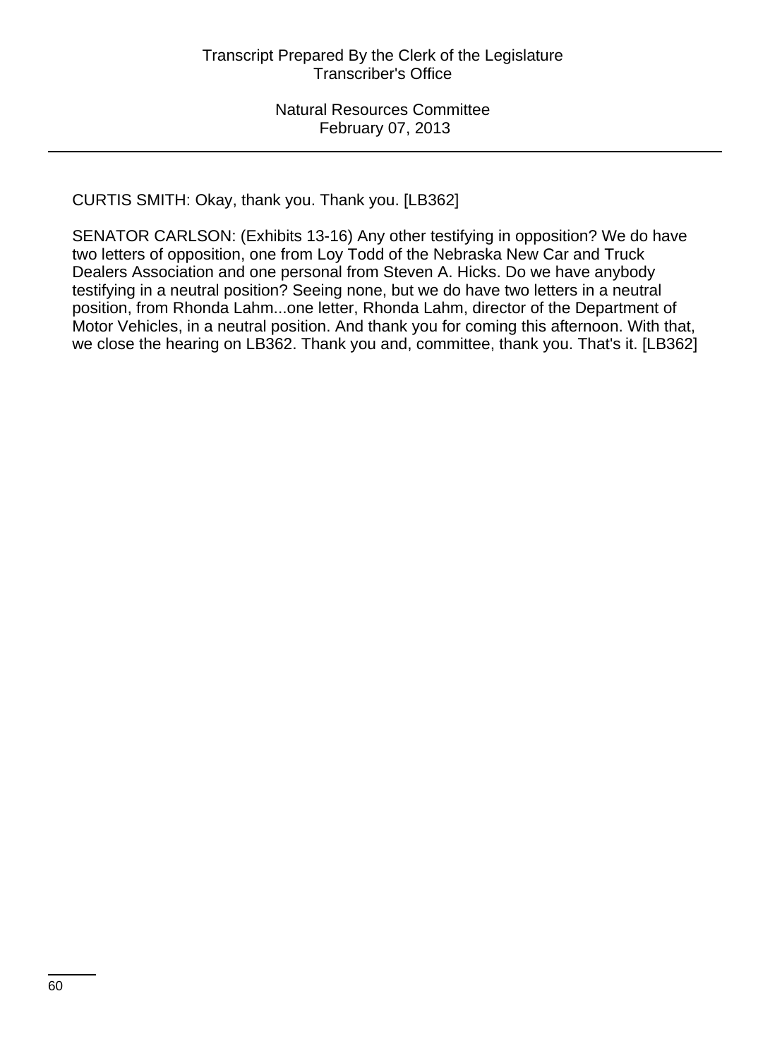CURTIS SMITH: Okay, thank you. Thank you. [LB362]

SENATOR CARLSON: (Exhibits 13-16) Any other testifying in opposition? We do have two letters of opposition, one from Loy Todd of the Nebraska New Car and Truck Dealers Association and one personal from Steven A. Hicks. Do we have anybody testifying in a neutral position? Seeing none, but we do have two letters in a neutral position, from Rhonda Lahm...one letter, Rhonda Lahm, director of the Department of Motor Vehicles, in a neutral position. And thank you for coming this afternoon. With that, we close the hearing on LB362. Thank you and, committee, thank you. That's it. [LB362]